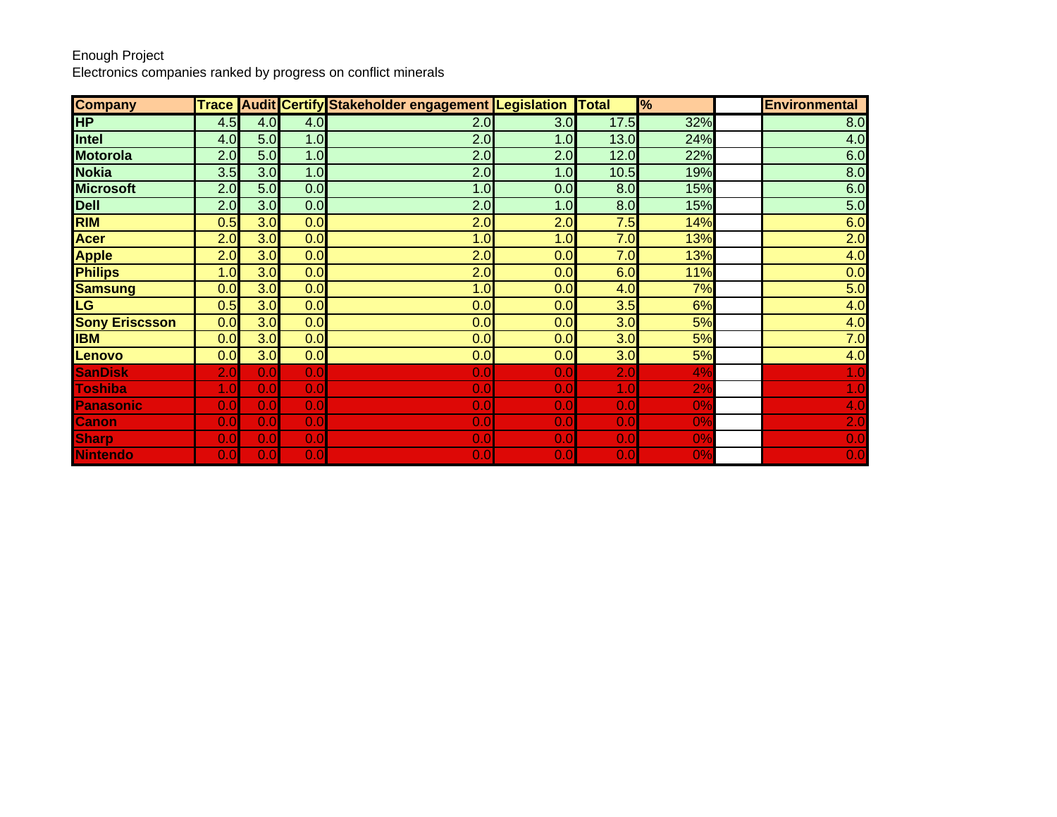Enough Project

Electronics companies ranked by progress on conflict minerals

| Company | Trace | Audit | Certify | Stakeholder engagement | Legislation | Total | % | | Environmental |
|---|---|---|---|---|---|---|---|---|---|
| HP | 4.5 | 4.0 | 4.0 | 2.0 | 3.0 | 17.5 | 32% | | 8.0 |
| Intel | 4.0 | 5.0 | 1.0 | 2.0 | 1.0 | 13.0 | 24% | | 4.0 |
| Motorola | 2.0 | 5.0 | 1.0 | 2.0 | 2.0 | 12.0 | 22% | | 6.0 |
| Nokia | 3.5 | 3.0 | 1.0 | 2.0 | 1.0 | 10.5 | 19% | | 8.0 |
| Microsoft | 2.0 | 5.0 | 0.0 | 1.0 | 0.0 | 8.0 | 15% | | 6.0 |
| Dell | 2.0 | 3.0 | 0.0 | 2.0 | 1.0 | 8.0 | 15% | | 5.0 |
| RIM | 0.5 | 3.0 | 0.0 | 2.0 | 2.0 | 7.5 | 14% | | 6.0 |
| Acer | 2.0 | 3.0 | 0.0 | 1.0 | 1.0 | 7.0 | 13% | | 2.0 |
| Apple | 2.0 | 3.0 | 0.0 | 2.0 | 0.0 | 7.0 | 13% | | 4.0 |
| Philips | 1.0 | 3.0 | 0.0 | 2.0 | 0.0 | 6.0 | 11% | | 0.0 |
| Samsung | 0.0 | 3.0 | 0.0 | 1.0 | 0.0 | 4.0 | 7% | | 5.0 |
| LG | 0.5 | 3.0 | 0.0 | 0.0 | 0.0 | 3.5 | 6% | | 4.0 |
| Sony Eriscsson | 0.0 | 3.0 | 0.0 | 0.0 | 0.0 | 3.0 | 5% | | 4.0 |
| IBM | 0.0 | 3.0 | 0.0 | 0.0 | 0.0 | 3.0 | 5% | | 7.0 |
| Lenovo | 0.0 | 3.0 | 0.0 | 0.0 | 0.0 | 3.0 | 5% | | 4.0 |
| SanDisk | 2.0 | 0.0 | 0.0 | 0.0 | 0.0 | 2.0 | 4% | | 1.0 |
| Toshiba | 1.0 | 0.0 | 0.0 | 0.0 | 0.0 | 1.0 | 2% | | 1.0 |
| Panasonic | 0.0 | 0.0 | 0.0 | 0.0 | 0.0 | 0.0 | 0% | | 4.0 |
| Canon | 0.0 | 0.0 | 0.0 | 0.0 | 0.0 | 0.0 | 0% | | 2.0 |
| Sharp | 0.0 | 0.0 | 0.0 | 0.0 | 0.0 | 0.0 | 0% | | 0.0 |
| Nintendo | 0.0 | 0.0 | 0.0 | 0.0 | 0.0 | 0.0 | 0% | | 0.0 |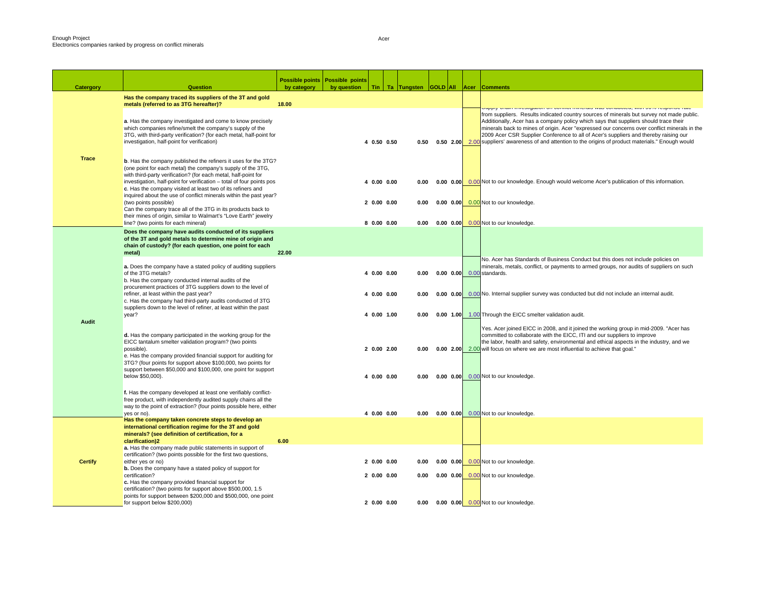Enough Project
Electronics companies ranked by progress on conflict minerals

Acer

| Catergory | Question | Possible points by category | Possible points by question | Tin | Ta | Tungsten | GOLD | All | Acer | Comments |
|---|---|---|---|---|---|---|---|---|---|---|
| Trace | **Has the company traced its suppliers of the 3T and gold metals (referred to as 3TG hereafter)?** | 18.00 | | | | | | | | |
| | **a**. Has the company investigated and come to know precisely which companies refine/smelt the company's supply of the 3TG, with third-party verification? (for each metal, half-point for investigation, half-point for verification) | | 4 | 0.50 | 0.50 | 0.50 | 0.50 | 2.00 | 2.00 | Supply chain investigation on conflict minerals was conducted, with 90% response rate from suppliers. Results indicated country sources of minerals but survey not made public. Additionally, Acer has a company policy which says that suppliers should trace their minerals back to mines of origin. Acer "expressed our concerns over conflict minerals in the 2009 Acer CSR Supplier Conference to all of Acer's suppliers and thereby raising our suppliers' awareness of and attention to the origins of product materials." Enough would |
| | **b**. Has the company published the refiners it uses for the 3TG? (one point for each metal) the company's supply of the 3TG, with third-party verification? (for each metal, half-point for investigation, half-point for verification – total of four points pos | | 4 | 0.00 | 0.00 | 0.00 | 0.00 | 0.00 | 0.00 | Not to our knowledge. Enough would welcome Acer's publication of this information. |
| | **c**. Has the company visited at least two of its refiners and inquired about the use of conflict minerals within the past year? (two points possible) | | 2 | 0.00 | 0.00 | 0.00 | 0.00 | 0.00 | 0.00 | Not to our knowledge. |
| | Can the company trace all of the 3TG in its products back to their mines of origin, similar to Walmart's "Love Earth" jewelry line? (two points for each mineral) | | 8 | 0.00 | 0.00 | 0.00 | 0.00 | 0.00 | 0.00 | Not to our knowledge. |
| Audit | **Does the company have audits conducted of its suppliers of the 3T and gold metals to determine mine of origin and chain of custody? (for each question, one point for each metal)** | 22.00 | | | | | | | | |
| | **a.** Does the company have a stated policy of auditing suppliers of the 3TG metals? | | 4 | 0.00 | 0.00 | 0.00 | 0.00 | 0.00 | 0.00 | No. Acer has Standards of Business Conduct but this does not include policies on minerals, metals, conflict, or payments to armed groups, nor audits of suppliers on such standards. |
| | b. Has the company conducted internal audits of the procurement practices of 3TG suppliers down to the level of refiner, at least within the past year? | | 4 | 0.00 | 0.00 | 0.00 | 0.00 | 0.00 | 0.00 | No. Internal supplier survey was conducted but did not include an internal audit. |
| | c. Has the company had third-party audits conducted of 3TG suppliers down to the level of refiner, at least within the past year? | | 4 | 0.00 | 1.00 | 0.00 | 0.00 | 1.00 | 1.00 | Through the EICC smelter validation audit. |
| | **d.** Has the company participated in the working group for the EICC tantalum smelter validation program? (two points possible). | | 2 | 0.00 | 2.00 | 0.00 | 0.00 | 2.00 | 2.00 | Yes. Acer joined EICC in 2008, and it joined the working group in mid-2009. "Acer has committed to collaborate with the EICC, ITI and our suppliers to improve the labor, health and safety, environmental and ethical aspects in the industry, and we will focus on where we are most influential to achieve that goal." |
| | e. Has the company provided financial support for auditing for 3TG? (four points for support above $100,000, two points for support between $50,000 and $100,000, one point for support below $50,000). | | 4 | 0.00 | 0.00 | 0.00 | 0.00 | 0.00 | 0.00 | Not to our knowledge. |
| | **f.** Has the company developed at least one verifiably conflict-free product, with independently audited supply chains all the way to the point of extraction? (four points possible here, either yes or no). | | 4 | 0.00 | 0.00 | 0.00 | 0.00 | 0.00 | 0.00 | Not to our knowledge. |
| Certify | **Has the company taken concrete steps to develop an international certification regime for the 3T and gold minerals? (see definition of certification, for a clarification)2** | 6.00 | | | | | | | | |
| | **a.** Has the company made public statements in support of certification? (two points possible for the first two questions, either yes or no) | | 2 | 0.00 | 0.00 | 0.00 | 0.00 | 0.00 | 0.00 | Not to our knowledge. |
| | **b.** Does the company have a stated policy of support for certification? | | 2 | 0.00 | 0.00 | 0.00 | 0.00 | 0.00 | 0.00 | Not to our knowledge. |
| | **c.** Has the company provided financial support for certification? (two points for support above $500,000, 1.5 points for support between $200,000 and $500,000, one point for support below $200,000) | | 2 | 0.00 | 0.00 | 0.00 | 0.00 | 0.00 | 0.00 | Not to our knowledge. |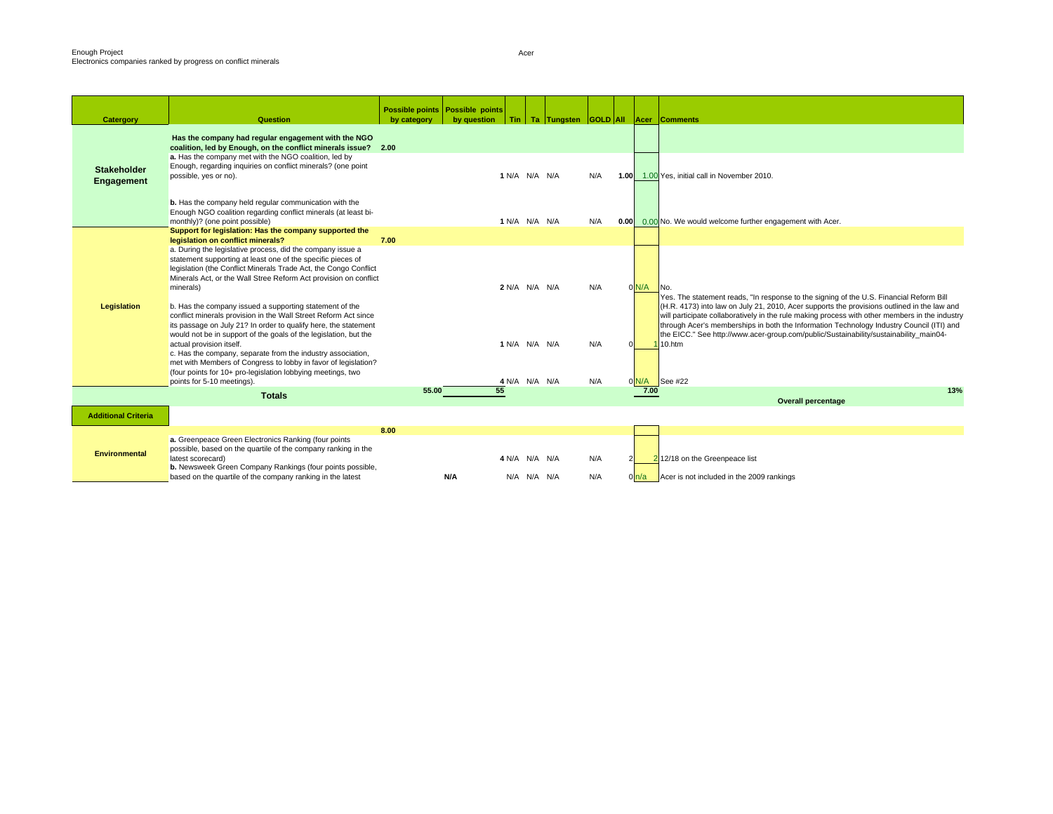Enough Project
Electronics companies ranked by progress on conflict minerals

Acer

| Catergory | Question | Possible points by category | Possible points by question | Tin | Ta | Tungsten | GOLD | All | Acer | Comments |
|---|---|---|---|---|---|---|---|---|---|---|
| Stakeholder Engagement | **Has the company had regular engagement with the NGO coalition, led by Enough, on the conflict minerals issue?** | 2.00 | | | | | | | | |
| | **a.** Has the company met with the NGO coalition, led by Enough, regarding inquiries on conflict minerals? (one point possible, yes or no). | | 1 | N/A | N/A | N/A | N/A | 1.00 | 1.00 | Yes, initial call in November 2010. |
| | **b.** Has the company held regular communication with the Enough NGO coalition regarding conflict minerals (at least bi-monthly)? (one point possible) | | 1 | N/A | N/A | N/A | N/A | 0.00 | 0.00 | No. We would welcome further engagement with Acer. |
| Legislation | **Support for legislation: Has the company supported the legislation on conflict minerals?** | 7.00 | | | | | | | | |
| | a. During the legislative process, did the company issue a statement supporting at least one of the specific pieces of legislation (the Conflict Minerals Trade Act, the Congo Conflict Minerals Act, or the Wall Stree Reform Act provision on conflict minerals) | | 2 | N/A | N/A | N/A | N/A | 0 | N/A | No. |
| | b. Has the company issued a supporting statement of the conflict minerals provision in the Wall Street Reform Act since its passage on July 21? In order to qualify here, the statement would not be in support of the goals of the legislation, but the actual provision itself. | | 1 | N/A | N/A | N/A | N/A | 0 | 1 | Yes. The statement reads, "In response to the signing of the U.S. Financial Reform Bill (H.R. 4173) into law on July 21, 2010, Acer supports the provisions outlined in the law and will participate collaboratively in the rule making process with other members in the industry through Acer's memberships in both the Information Technology Industry Council (ITI) and the EICC." See http://www.acer-group.com/public/Sustainability/sustainability_main04-10.htm |
| | c. Has the company, separate from the industry association, met with Members of Congress to lobby in favor of legislation? (four points for 10+ pro-legislation lobbying meetings, two points for 5-10 meetings). | | 4 | N/A | N/A | N/A | N/A | 0 | N/A | See #22 |
| | **Totals** | 55.00 | 55 | | | | | | 7.00 | **Overall percentage** 13% |
| **Additional Criteria** | | | | | | | | | | |
| Environmental | | 8.00 | | | | | | | | |
| | **a.** Greenpeace Green Electronics Ranking (four points possible, based on the quartile of the company ranking in the latest scorecard) | | 4 | N/A | N/A | N/A | N/A | 2 | 2 | 12/18 on the Greenpeace list |
| | **b.** Newsweek Green Company Rankings (four points possible, based on the quartile of the company ranking in the latest | | N/A | N/A | N/A | N/A | N/A | 0 | n/a | Acer is not included in the 2009 rankings |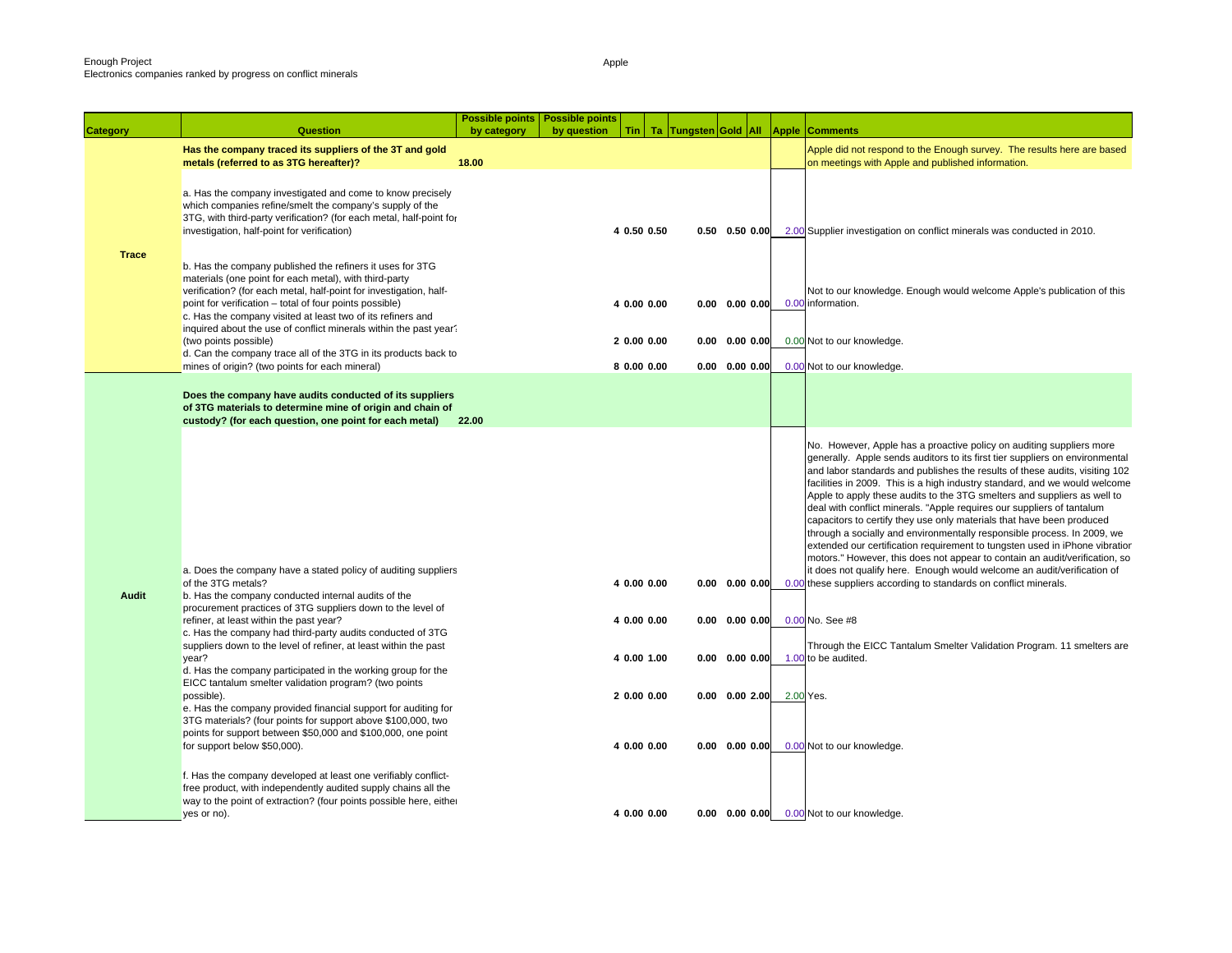Enough Project
Electronics companies ranked by progress on conflict minerals

Apple

| Category | Question | Possible points by category | Possible points by question | Tin | Ta | Tungsten | Gold | All | Apple | Comments |
|---|---|---|---|---|---|---|---|---|---|---|
| Trace | **Has the company traced its suppliers of the 3T and gold metals (referred to as 3TG hereafter)?** | **18.00** | | | | | | | | Apple did not respond to the Enough survey. The results here are based on meetings with Apple and published information. |
| | a. Has the company investigated and come to know precisely which companies refine/smelt the company's supply of the 3TG, with third-party verification? (for each metal, half-point for investigation, half-point for verification) | | 4 | 0.50 | 0.50 | 0.50 | 0.50 | 0.00 | 2.00 | Supplier investigation on conflict minerals was conducted in 2010. |
| | b. Has the company published the refiners it uses for 3TG materials (one point for each metal), with third-party verification? (for each metal, half-point for investigation, half-point for verification – total of four points possible) | | 4 | 0.00 | 0.00 | 0.00 | 0.00 | 0.00 | 0.00 | Not to our knowledge. Enough would welcome Apple's publication of this information. |
| | c. Has the company visited at least two of its refiners and inquired about the use of conflict minerals within the past year? (two points possible) | | 2 | 0.00 | 0.00 | 0.00 | 0.00 | 0.00 | 0.00 | Not to our knowledge. |
| | d. Can the company trace all of the 3TG in its products back to mines of origin? (two points for each mineral) | | 8 | 0.00 | 0.00 | 0.00 | 0.00 | 0.00 | 0.00 | Not to our knowledge. |
| Audit | **Does the company have audits conducted of its suppliers of 3TG materials to determine mine of origin and chain of custody? (for each question, one point for each metal)** | **22.00** | | | | | | | | |
| | a. Does the company have a stated policy of auditing suppliers of the 3TG metals? | | 4 | 0.00 | 0.00 | 0.00 | 0.00 | 0.00 | 0.00 | No. However, Apple has a proactive policy on auditing suppliers more generally. Apple sends auditors to its first tier suppliers on environmental and labor standards and publishes the results of these audits, visiting 102 facilities in 2009. This is a high industry standard, and we would welcome Apple to apply these audits to the 3TG smelters and suppliers as well to deal with conflict minerals. "Apple requires our suppliers of tantalum capacitors to certify they use only materials that have been produced through a socially and environmentally responsible process. In 2009, we extended our certification requirement to tungsten used in iPhone vibration motors." However, this does not appear to contain an audit/verification, so it does not qualify here. Enough would welcome an audit/verification of these suppliers according to standards on conflict minerals. |
| | b. Has the company conducted internal audits of the procurement practices of 3TG suppliers down to the level of refiner, at least within the past year? | | 4 | 0.00 | 0.00 | 0.00 | 0.00 | 0.00 | 0.00 | No. See #8 |
| | c. Has the company had third-party audits conducted of 3TG suppliers down to the level of refiner, at least within the past year? | | 4 | 0.00 | 1.00 | 0.00 | 0.00 | 0.00 | 1.00 | Through the EICC Tantalum Smelter Validation Program. 11 smelters are to be audited. |
| | d. Has the company participated in the working group for the EICC tantalum smelter validation program? (two points possible). | | 2 | 0.00 | 0.00 | 0.00 | 0.00 | 2.00 | 2.00 | Yes. |
| | e. Has the company provided financial support for auditing for 3TG materials? (four points for support above $100,000, two points for support between $50,000 and $100,000, one point for support below $50,000). | | 4 | 0.00 | 0.00 | 0.00 | 0.00 | 0.00 | 0.00 | Not to our knowledge. |
| | f. Has the company developed at least one verifiably conflict-free product, with independently audited supply chains all the way to the point of extraction? (four points possible here, either yes or no). | | 4 | 0.00 | 0.00 | 0.00 | 0.00 | 0.00 | 0.00 | Not to our knowledge. |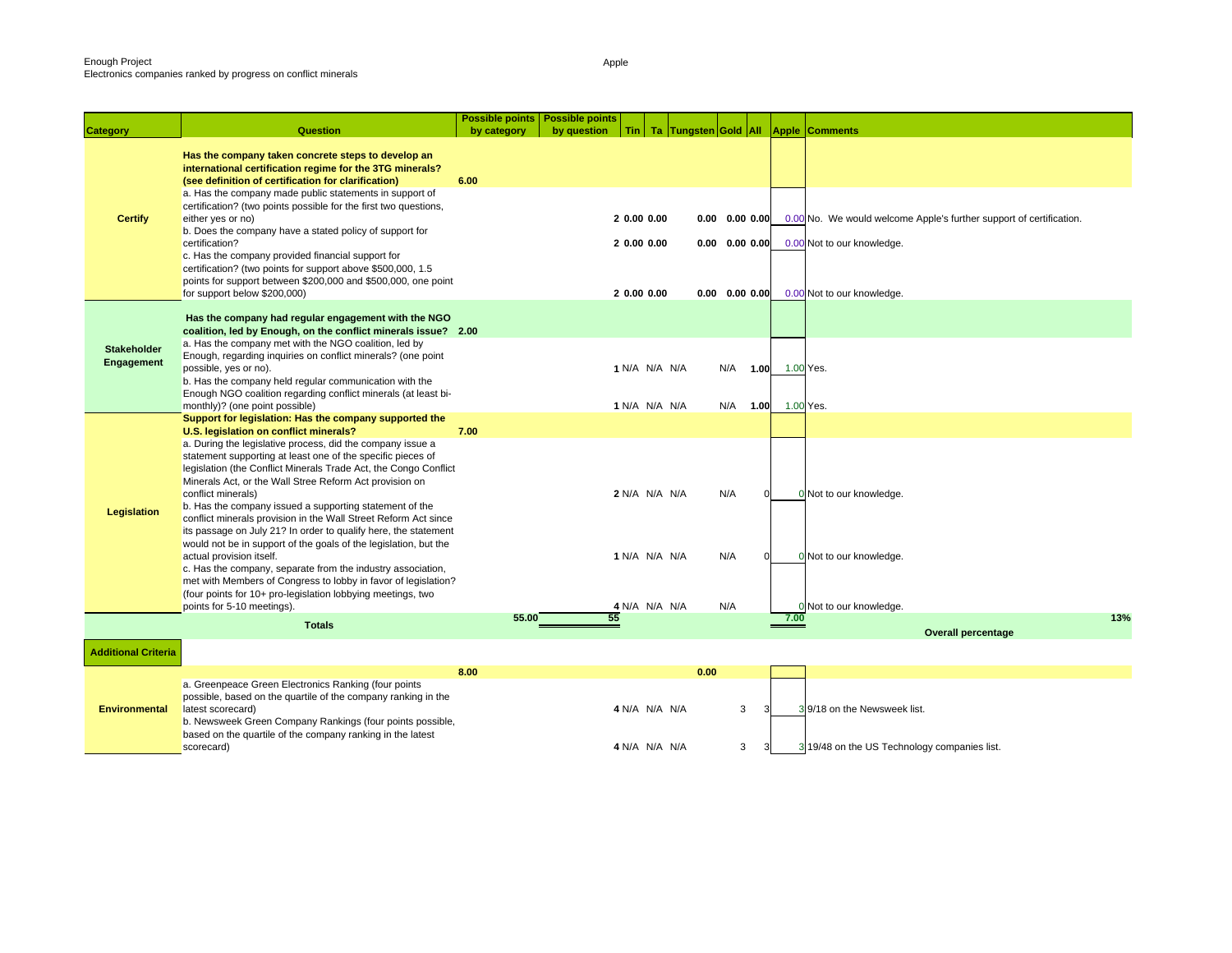Enough Project
Electronics companies ranked by progress on conflict minerals

Apple

| Category | Question | Possible points by category | Possible points by question | Tin | Ta | Tungsten | Gold | All | Apple | Comments |
|---|---|---|---|---|---|---|---|---|---|---|
| **Certify** | **Has the company taken concrete steps to develop an international certification regime for the 3TG minerals? (see definition of certification for clarification)** | **6.00** | | | | | | | | |
| | a. Has the company made public statements in support of certification? (two points possible for the first two questions, either yes or no) | | **2** | 0.00 | 0.00 | | 0.00 | 0.00 0.00 | 0.00 | No. We would welcome Apple's further support of certification. |
| | b. Does the company have a stated policy of support for certification? | | **2** | 0.00 | 0.00 | | 0.00 | 0.00 0.00 | 0.00 | Not to our knowledge. |
| | c. Has the company provided financial support for certification? (two points for support above $500,000, 1.5 points for support between $200,000 and $500,000, one point for support below $200,000) | | **2** | 0.00 | 0.00 | | 0.00 | 0.00 0.00 | 0.00 | Not to our knowledge. |
| **Stakeholder Engagement** | **Has the company had regular engagement with the NGO coalition, led by Enough, on the conflict minerals issue?** | **2.00** | | | | | | | | |
| | a. Has the company met with the NGO coalition, led by Enough, regarding inquiries on conflict minerals? (one point possible, yes or no). | | **1** | N/A | N/A | N/A | N/A | **1.00** | 1.00 | Yes. |
| | b. Has the company held regular communication with the Enough NGO coalition regarding conflict minerals (at least bi-monthly)? (one point possible) | | **1** | N/A | N/A | N/A | N/A | **1.00** | 1.00 | Yes. |
| **Legislation** | **Support for legislation: Has the company supported the U.S. legislation on conflict minerals?** | **7.00** | | | | | | | | |
| | a. During the legislative process, did the company issue a statement supporting at least one of the specific pieces of legislation (the Conflict Minerals Trade Act, the Congo Conflict Minerals Act, or the Wall Stree Reform Act provision on conflict minerals) | | **2** | N/A | N/A | N/A | N/A | 0 | 0 | Not to our knowledge. |
| | b. Has the company issued a supporting statement of the conflict minerals provision in the Wall Street Reform Act since its passage on July 21? In order to qualify here, the statement would not be in support of the goals of the legislation, but the actual provision itself. | | **1** | N/A | N/A | N/A | N/A | 0 | 0 | Not to our knowledge. |
| | c. Has the company, separate from the industry association, met with Members of Congress to lobby in favor of legislation? (four points for 10+ pro-legislation lobbying meetings, two points for 5-10 meetings). | | **4** | N/A | N/A | N/A | N/A | | 0 | Not to our knowledge. |
| | **Totals** | 55.00 | 55 | | | | | | 7.00 | 13% **Overall percentage** |
| **Additional Criteria** | | | | | | | | | | |
| **Environmental** | | 8.00 | | | | 0.00 | | | | |
| | a. Greenpeace Green Electronics Ranking (four points possible, based on the quartile of the company ranking in the latest scorecard) | | **4** | N/A | N/A | N/A | 3 | 3 | 3 | 9/18 on the Newsweek list. |
| | b. Newsweek Green Company Rankings (four points possible, based on the quartile of the company ranking in the latest scorecard) | | **4** | N/A | N/A | N/A | 3 | 3 | 3 | 19/48 on the US Technology companies list. |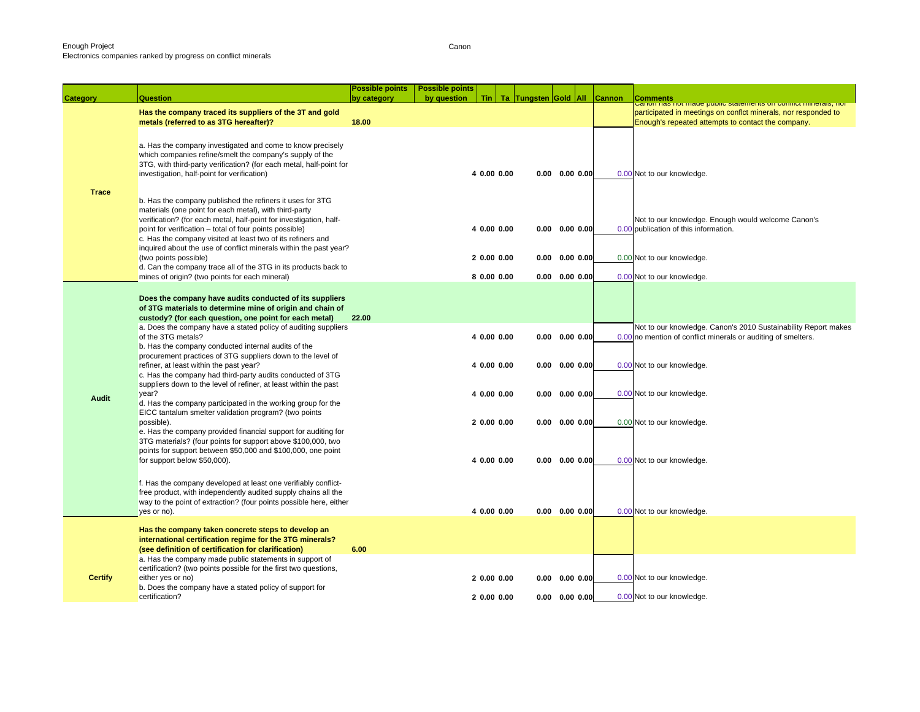Enough Project
Electronics companies ranked by progress on conflict minerals

Canon

| Category | Question | Possible points by category | Possible points by question | Tin | Ta | Tungsten | Gold | All | Cannon | Comments |
|---|---|---|---|---|---|---|---|---|---|---|
| Trace | **Has the company traced its suppliers of the 3T and gold metals (referred to as 3TG hereafter)?** | **18.00** | | | | | | | | Canon has not made public statements on conflict minerals, nor participated in meetings on conflct minerals, nor responded to Enough's repeated attempts to contact the company. |
| | a. Has the company investigated and come to know precisely which companies refine/smelt the company's supply of the 3TG, with third-party verification? (for each metal, half-point for investigation, half-point for verification) | | 4 | 0.00 | 0.00 | 0.00 | 0.00 | 0.00 | 0.00 | Not to our knowledge. |
| | b. Has the company published the refiners it uses for 3TG materials (one point for each metal), with third-party verification? (for each metal, half-point for investigation, half-point for verification – total of four points possible) | | 4 | 0.00 | 0.00 | 0.00 | 0.00 | 0.00 | 0.00 | Not to our knowledge. Enough would welcome Canon's publication of this information. |
| | c. Has the company visited at least two of its refiners and inquired about the use of conflict minerals within the past year? (two points possible) | | 2 | 0.00 | 0.00 | 0.00 | 0.00 | 0.00 | 0.00 | Not to our knowledge. |
| | d. Can the company trace all of the 3TG in its products back to mines of origin? (two points for each mineral) | | 8 | 0.00 | 0.00 | 0.00 | 0.00 | 0.00 | 0.00 | Not to our knowledge. |
| Audit | **Does the company have audits conducted of its suppliers of 3TG materials to determine mine of origin and chain of custody? (for each question, one point for each metal)** | **22.00** | | | | | | | | |
| | a. Does the company have a stated policy of auditing suppliers of the 3TG metals? | | 4 | 0.00 | 0.00 | 0.00 | 0.00 | 0.00 | 0.00 | Not to our knowledge. Canon's 2010 Sustainability Report makes no mention of conflict minerals or auditing of smelters. |
| | b. Has the company conducted internal audits of the procurement practices of 3TG suppliers down to the level of refiner, at least within the past year? | | 4 | 0.00 | 0.00 | 0.00 | 0.00 | 0.00 | 0.00 | Not to our knowledge. |
| | c. Has the company had third-party audits conducted of 3TG suppliers down to the level of refiner, at least within the past year? | | 4 | 0.00 | 0.00 | 0.00 | 0.00 | 0.00 | 0.00 | Not to our knowledge. |
| | d. Has the company participated in the working group for the EICC tantalum smelter validation program? (two points possible). | | 2 | 0.00 | 0.00 | 0.00 | 0.00 | 0.00 | 0.00 | Not to our knowledge. |
| | e. Has the company provided financial support for auditing for 3TG materials? (four points for support above $100,000, two points for support between $50,000 and $100,000, one point for support below $50,000). | | 4 | 0.00 | 0.00 | 0.00 | 0.00 | 0.00 | 0.00 | Not to our knowledge. |
| | f. Has the company developed at least one verifiably conflict-free product, with independently audited supply chains all the way to the point of extraction? (four points possible here, either yes or no). | | 4 | 0.00 | 0.00 | 0.00 | 0.00 | 0.00 | 0.00 | Not to our knowledge. |
| Certify | **Has the company taken concrete steps to develop an international certification regime for the 3TG minerals? (see definition of certification for clarification)** | **6.00** | | | | | | | | |
| | a. Has the company made public statements in support of certification? (two points possible for the first two questions, either yes or no) | | 2 | 0.00 | 0.00 | 0.00 | 0.00 | 0.00 | 0.00 | Not to our knowledge. |
| | b. Does the company have a stated policy of support for certification? | | 2 | 0.00 | 0.00 | 0.00 | 0.00 | 0.00 | 0.00 | Not to our knowledge. |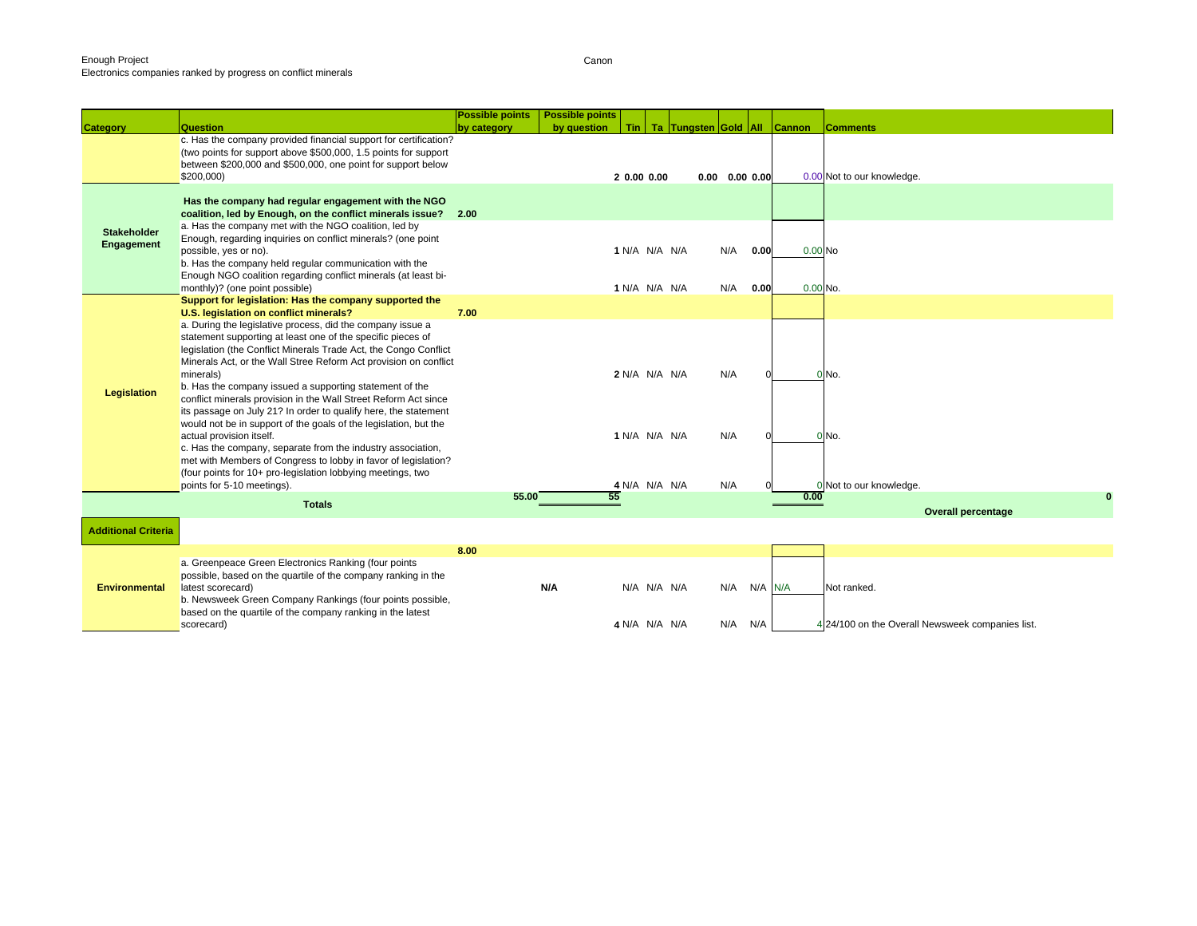Enough Project
Electronics companies ranked by progress on conflict minerals

Canon

| Category | Question | Possible points by category | Possible points by question | Tin | Ta | Tungsten | Gold | All | Cannon | Comments |
|---|---|---|---|---|---|---|---|---|---|---|
| | c. Has the company provided financial support for certification? (two points for support above $500,000, 1.5 points for support between $200,000 and $500,000, one point for support below $200,000) | | 2 | 0.00 | 0.00 | 0.00 | 0.00 | 0.00 | 0.00 | Not to our knowledge. |
| Stakeholder Engagement | **Has the company had regular engagement with the NGO coalition, led by Enough, on the conflict minerals issue?** | 2.00 | | | | | | | | |
| | a. Has the company met with the NGO coalition, led by Enough, regarding inquiries on conflict minerals? (one point possible, yes or no). | | 1 | N/A | N/A | N/A | N/A | 0.00 | 0.00 | No |
| | b. Has the company held regular communication with the Enough NGO coalition regarding conflict minerals (at least bi-monthly)? (one point possible) | | 1 | N/A | N/A | N/A | N/A | 0.00 | 0.00 | No. |
| Legislation | **Support for legislation: Has the company supported the U.S. legislation on conflict minerals?** | 7.00 | | | | | | | | |
| | a. During the legislative process, did the company issue a statement supporting at least one of the specific pieces of legislation (the Conflict Minerals Trade Act, the Congo Conflict Minerals Act, or the Wall Stree Reform Act provision on conflict minerals) | | 2 | N/A | N/A | N/A | N/A | 0 | 0 | No. |
| | b. Has the company issued a supporting statement of the conflict minerals provision in the Wall Street Reform Act since its passage on July 21? In order to qualify here, the statement would not be in support of the goals of the legislation, but the actual provision itself. | | 1 | N/A | N/A | N/A | N/A | 0 | 0 | No. |
| | c. Has the company, separate from the industry association, met with Members of Congress to lobby in favor of legislation? (four points for 10+ pro-legislation lobbying meetings, two points for 5-10 meetings). | | 4 | N/A | N/A | N/A | N/A | 0 | 0 | Not to our knowledge. |
| | **Totals** | 55.00 | 55 | | | | | | 0.00 | 0 **Overall percentage** |
| **Additional Criteria** | | | | | | | | | | |
| Environmental | | 8.00 | | | | | | | | |
| | a. Greenpeace Green Electronics Ranking (four points possible, based on the quartile of the company ranking in the latest scorecard) | | N/A | N/A | N/A | N/A | N/A | N/A | N/A | Not ranked. |
| | b. Newsweek Green Company Rankings (four points possible, based on the quartile of the company ranking in the latest scorecard) | | 4 | N/A | N/A | N/A | N/A | N/A | 4 | 24/100 on the Overall Newsweek companies list. |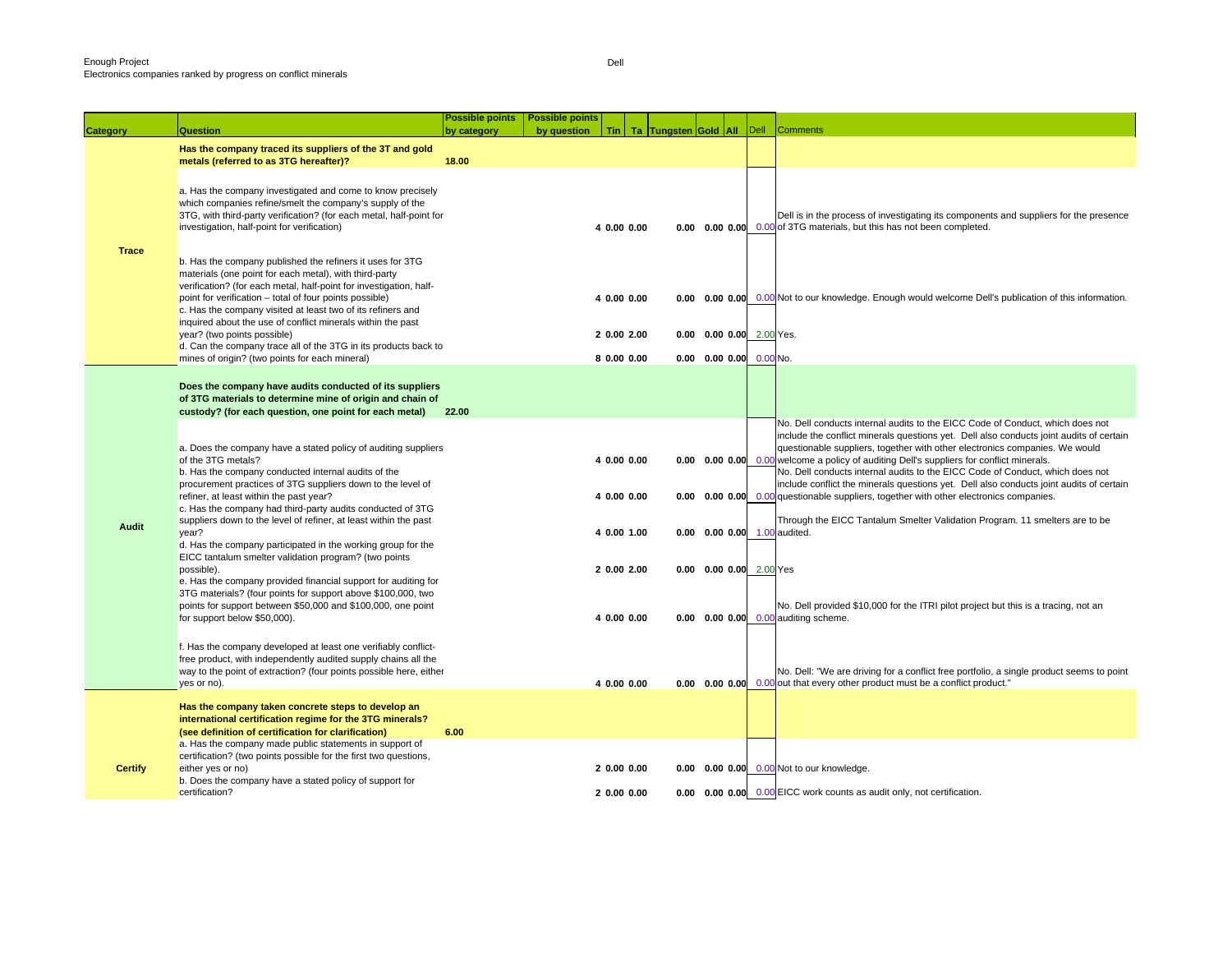Enough Project
Electronics companies ranked by progress on conflict minerals

Dell

| Category | Question | Possible points by category | Possible points by question | Tin | Ta | Tungsten | Gold | All | Dell | Comments |
|---|---|---|---|---|---|---|---|---|---|---|
| Trace | **Has the company traced its suppliers of the 3T and gold metals (referred to as 3TG hereafter)?** | **18.00** | | | | | | | | |
| | a. Has the company investigated and come to know precisely which companies refine/smelt the company's supply of the 3TG, with third-party verification? (for each metal, half-point for investigation, half-point for verification) | | 4 | 0.00 | 0.00 | 0.00 | 0.00 | 0.00 | 0.00 | Dell is in the process of investigating its components and suppliers for the presence of 3TG materials, but this has not been completed. |
| | b. Has the company published the refiners it uses for 3TG materials (one point for each metal), with third-party verification? (for each metal, half-point for investigation, half-point for verification – total of four points possible) | | 4 | 0.00 | 0.00 | 0.00 | 0.00 | 0.00 | 0.00 | Not to our knowledge. Enough would welcome Dell's publication of this information. |
| | c. Has the company visited at least two of its refiners and inquired about the use of conflict minerals within the past year? (two points possible) | | 2 | 0.00 | 2.00 | 0.00 | 0.00 | 0.00 | 2.00 | Yes. |
| | d. Can the company trace all of the 3TG in its products back to mines of origin? (two points for each mineral) | | 8 | 0.00 | 0.00 | 0.00 | 0.00 | 0.00 | 0.00 | No. |
| Audit | **Does the company have audits conducted of its suppliers of 3TG materials to determine mine of origin and chain of custody? (for each question, one point for each metal)** | **22.00** | | | | | | | | |
| | a. Does the company have a stated policy of auditing suppliers of the 3TG metals? | | 4 | 0.00 | 0.00 | 0.00 | 0.00 | 0.00 | 0.00 | No. Dell conducts internal audits to the EICC Code of Conduct, which does not include the conflict minerals questions yet. Dell also conducts joint audits of certain questionable suppliers, together with other electronics companies. We would welcome a policy of auditing Dell's suppliers for conflict minerals. |
| | b. Has the company conducted internal audits of the procurement practices of 3TG suppliers down to the level of refiner, at least within the past year? | | 4 | 0.00 | 0.00 | 0.00 | 0.00 | 0.00 | 0.00 | No. Dell conducts internal audits to the EICC Code of Conduct, which does not include conflict the minerals questions yet. Dell also conducts joint audits of certain questionable suppliers, together with other electronics companies. |
| | c. Has the company had third-party audits conducted of 3TG suppliers down to the level of refiner, at least within the past year? | | 4 | 0.00 | 1.00 | 0.00 | 0.00 | 0.00 | 1.00 | Through the EICC Tantalum Smelter Validation Program. 11 smelters are to be audited. |
| | d. Has the company participated in the working group for the EICC tantalum smelter validation program? (two points possible). | | 2 | 0.00 | 2.00 | 0.00 | 0.00 | 0.00 | 2.00 | Yes |
| | e. Has the company provided financial support for auditing for 3TG materials? (four points for support above $100,000, two points for support between $50,000 and $100,000, one point for support below $50,000). | | 4 | 0.00 | 0.00 | 0.00 | 0.00 | 0.00 | 0.00 | No. Dell provided $10,000 for the ITRI pilot project but this is a tracing, not an auditing scheme. |
| | f. Has the company developed at least one verifiably conflict-free product, with independently audited supply chains all the way to the point of extraction? (four points possible here, either yes or no). | | 4 | 0.00 | 0.00 | 0.00 | 0.00 | 0.00 | 0.00 | No. Dell: "We are driving for a conflict free portfolio, a single product seems to point out that every other product must be a conflict product." |
| Certify | **Has the company taken concrete steps to develop an international certification regime for the 3TG minerals? (see definition of certification for clarification)** | **6.00** | | | | | | | | |
| | a. Has the company made public statements in support of certification? (two points possible for the first two questions, either yes or no) | | 2 | 0.00 | 0.00 | 0.00 | 0.00 | 0.00 | 0.00 | Not to our knowledge. |
| | b. Does the company have a stated policy of support for certification? | | 2 | 0.00 | 0.00 | 0.00 | 0.00 | 0.00 | 0.00 | EICC work counts as audit only, not certification. |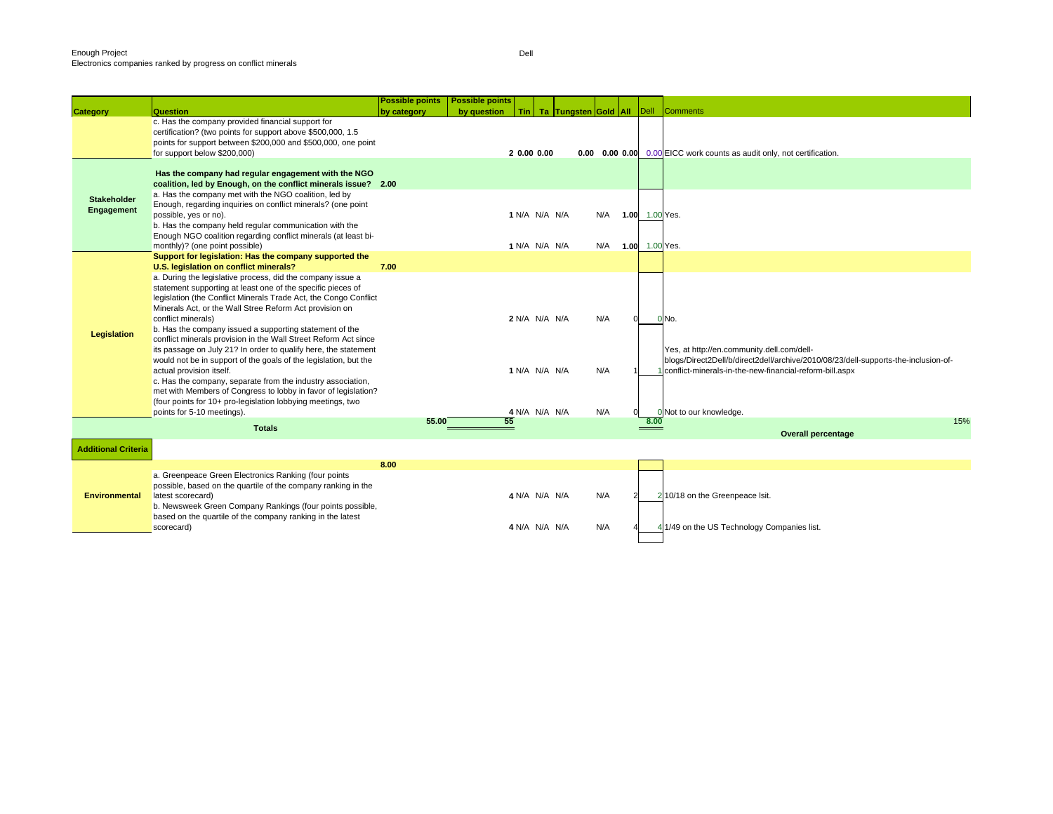Enough Project
Electronics companies ranked by progress on conflict minerals

Dell

| Category | Question | Possible points by category | Possible points by question | Tin | Ta | Tungsten | Gold | All | Dell | Comments |
|---|---|---|---|---|---|---|---|---|---|---|
| | c. Has the company provided financial support for certification? (two points for support above $500,000, 1.5 points for support between $200,000 and $500,000, one point for support below $200,000) | | 2 | 0.00 | 0.00 | 0.00 | 0.00 | 0.00 | 0.00 | EICC work counts as audit only, not certification. |
| Stakeholder Engagement | **Has the company had regular engagement with the NGO coalition, led by Enough, on the conflict minerals issue?** | 2.00 | | | | | | | | |
| | a. Has the company met with the NGO coalition, led by Enough, regarding inquiries on conflict minerals? (one point possible, yes or no). | | 1 | N/A | N/A | N/A | N/A | 1.00 | 1.00 | Yes. |
| | b. Has the company held regular communication with the Enough NGO coalition regarding conflict minerals (at least bi-monthly)? (one point possible) | | 1 | N/A | N/A | N/A | N/A | 1.00 | 1.00 | Yes. |
| Legislation | **Support for legislation: Has the company supported the U.S. legislation on conflict minerals?** | 7.00 | | | | | | | | |
| | a. During the legislative process, did the company issue a statement supporting at least one of the specific pieces of legislation (the Conflict Minerals Trade Act, the Congo Conflict Minerals Act, or the Wall Stree Reform Act provision on conflict minerals) | | 2 | N/A | N/A | N/A | N/A | 0 | 0 | No. |
| | b. Has the company issued a supporting statement of the conflict minerals provision in the Wall Street Reform Act since its passage on July 21? In order to qualify here, the statement would not be in support of the goals of the legislation, but the actual provision itself. | | 1 | N/A | N/A | N/A | N/A | 1 | 1 | Yes, at http://en.community.dell.com/dell-blogs/Direct2Dell/b/direct2dell/archive/2010/08/23/dell-supports-the-inclusion-of-conflict-minerals-in-the-new-financial-reform-bill.aspx |
| | c. Has the company, separate from the industry association, met with Members of Congress to lobby in favor of legislation? (four points for 10+ pro-legislation lobbying meetings, two points for 5-10 meetings). | | 4 | N/A | N/A | N/A | N/A | 0 | 0 | Not to our knowledge. |
| | **Totals** | 55.00 | 55 | | | | | | 8.00 | 15% **Overall percentage** |
| **Additional Criteria** | | | | | | | | | | |
| Environmental | | 8.00 | | | | | | | | |
| | a. Greenpeace Green Electronics Ranking (four points possible, based on the quartile of the company ranking in the latest scorecard) | | 4 | N/A | N/A | N/A | N/A | 2 | 2 | 10/18 on the Greenpeace lsit. |
| | b. Newsweek Green Company Rankings (four points possible, based on the quartile of the company ranking in the latest scorecard) | | 4 | N/A | N/A | N/A | N/A | 4 | 4 | 1/49 on the US Technology Companies list. |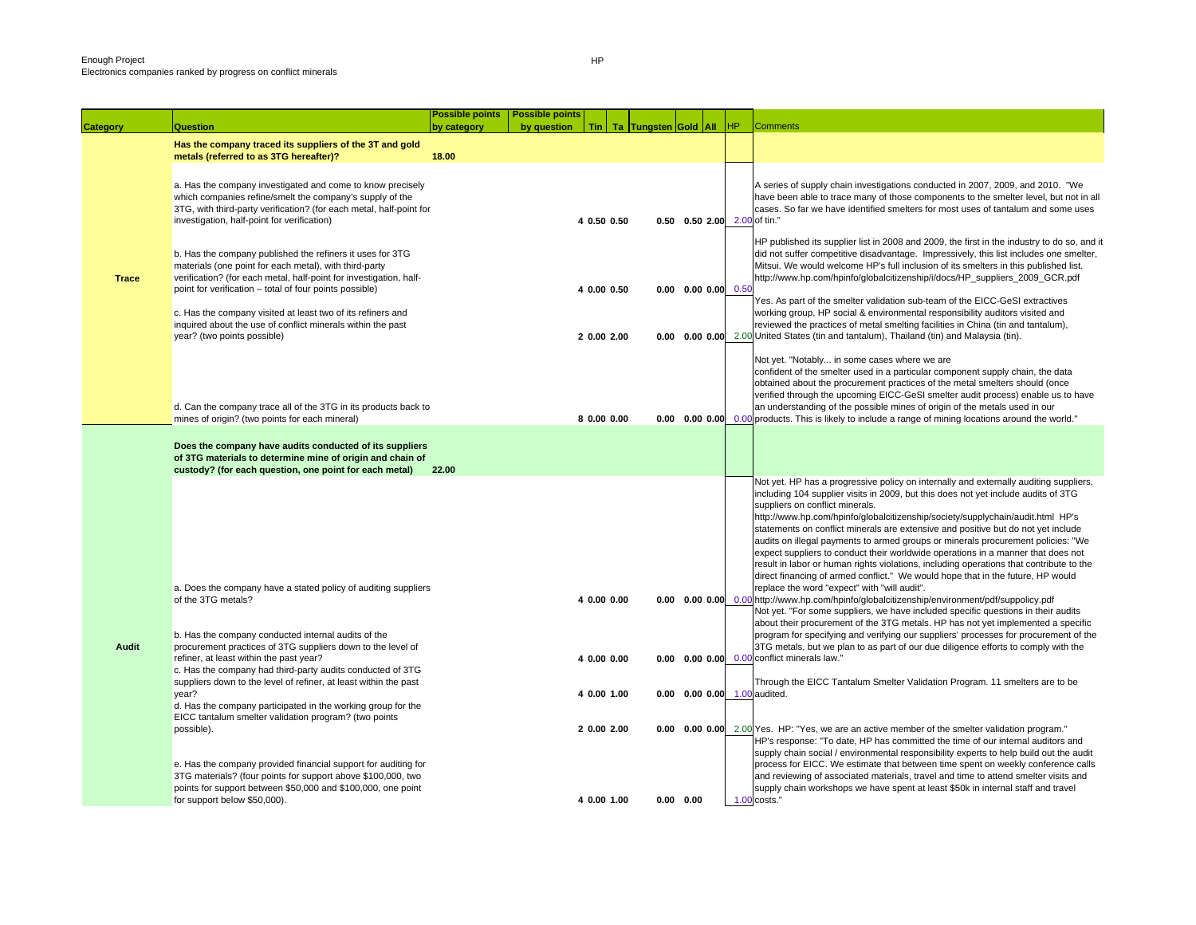Enough Project
Electronics companies ranked by progress on conflict minerals

HP

| Category | Question | Possible points by category | Possible points by question | Tin | Ta | Tungsten | Gold | All | HP | Comments |
|---|---|---|---|---|---|---|---|---|---|---|
| Trace | **Has the company traced its suppliers of the 3T and gold metals (referred to as 3TG hereafter)?** | **18.00** | | | | | | | | |
| | a. Has the company investigated and come to know precisely which companies refine/smelt the company's supply of the 3TG, with third-party verification? (for each metal, half-point for investigation, half-point for verification) | | 4 | 0.50 | 0.50 | 0.50 | 0.50 | 2.00 | 2.00 | A series of supply chain investigations conducted in 2007, 2009, and 2010. "We have been able to trace many of those components to the smelter level, but not in all cases. So far we have identified smelters for most uses of tantalum and some uses of tin." |
| | b. Has the company published the refiners it uses for 3TG materials (one point for each metal), with third-party verification? (for each metal, half-point for verification – total of four points possible) | | 4 | 0.00 | 0.50 | 0.00 | 0.00 | 0.00 | 0.50 | HP published its supplier list in 2008 and 2009, the first in the industry to do so, and it did not suffer competitive disadvantage. Impressively, this list includes one smelter, Mitsui. We would welcome HP's full inclusion of its smelters in this published list. http://www.hp.com/hpinfo/globalcitizenship/i/docs/HP_suppliers_2009_GCR.pdf |
| | c. Has the company visited at least two of its refiners and inquired about the use of conflict minerals within the past year? (two points possible) | | 2 | 0.00 | 2.00 | 0.00 | 0.00 | 0.00 | 2.00 | Yes. As part of the smelter validation sub-team of the EICC-GeSI extractives working group, HP social & environmental responsibility auditors visited and reviewed the practices of metal smelting facilities in China (tin and tantalum), United States (tin and tantalum), Thailand (tin) and Malaysia (tin). |
| | d. Can the company trace all of the 3TG in its products back to mines of origin? (two points for each mineral) | | 8 | 0.00 | 0.00 | 0.00 | 0.00 | 0.00 | 0.00 | Not yet. "Notably... in some cases where we are confident of the smelter used in a particular component supply chain, the data obtained about the procurement practices of the metal smelters should (once verified through the upcoming EICC-GeSI smelter audit process) enable us to have an understanding of the possible mines of origin of the metals used in our products. This is likely to include a range of mining locations around the world." |
| Audit | **Does the company have audits conducted of its suppliers of 3TG materials to determine mine of origin and chain of custody? (for each question, one point for each metal)** | **22.00** | | | | | | | | |
| | a. Does the company have a stated policy of auditing suppliers of the 3TG metals? | | 4 | 0.00 | 0.00 | 0.00 | 0.00 | 0.00 | 0.00 | Not yet. HP has a progressive policy on internally and externally auditing suppliers, including 104 supplier visits in 2009, but this does not yet include audits of 3TG suppliers on conflict minerals. http://www.hp.com/hpinfo/globalcitizenship/society/supplychain/audit.html HP's statements on conflict minerals are extensive and positive but do not yet include audits on illegal payments to armed groups or minerals procurement policies: "We expect suppliers to conduct their worldwide operations in a manner that does not result in labor or human rights violations, including operations that contribute to the direct financing of armed conflict." We would hope that in the future, HP would replace the word "expect" with "will audit". http://www.hp.com/hpinfo/globalcitizenship/environment/pdf/suppolicy.pdf |
| | b. Has the company conducted internal audits of the procurement practices of 3TG suppliers down to the level of refiner, at least within the past year? | | 4 | 0.00 | 0.00 | 0.00 | 0.00 | 0.00 | 0.00 | Not yet. "For some suppliers, we have included specific questions in their audits about their procurement of the 3TG metals. HP has not yet implemented a specific program for specifying and verifying our suppliers' processes for procurement of the 3TG metals, but we plan to as part of our due diligence efforts to comply with the conflict minerals law." |
| | c. Has the company had third-party audits conducted of 3TG suppliers down to the level of refiner, at least within the past year? | | 4 | 0.00 | 1.00 | 0.00 | 0.00 | 0.00 | 1.00 | Through the EICC Tantalum Smelter Validation Program. 11 smelters are to be audited. |
| | d. Has the company participated in the working group for the EICC tantalum smelter validation program? (two points possible). | | 2 | 0.00 | 2.00 | 0.00 | 0.00 | 0.00 | 2.00 | Yes. HP: "Yes, we are an active member of the smelter validation program." |
| | e. Has the company provided financial support for auditing for 3TG materials? (four points for support above $100,000, two points for support between $50,000 and $100,000, one point for support below $50,000). | | 4 | 0.00 | 1.00 | 0.00 | 0.00 | | 1.00 | HP's response: "To date, HP has committed the time of our internal auditors and supply chain social / environmental responsibility experts to help build out the audit process for EICC. We estimate that between time spent on weekly conference calls and reviewing of associated materials, travel and time to attend smelter visits and supply chain workshops we have spent at least $50k in internal staff and travel costs." |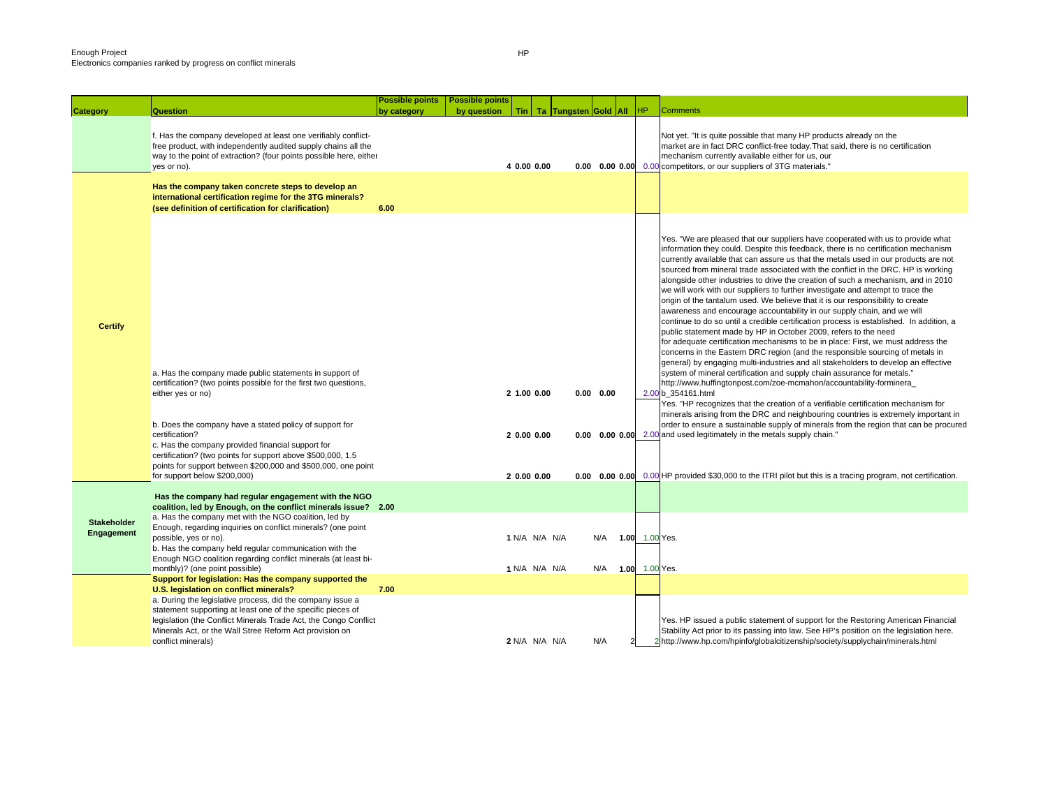Enough Project
Electronics companies ranked by progress on conflict minerals

HP

| Category | Question | Possible points by category | Possible points by question | Tin | Ta | Tungsten | Gold | All | HP | Comments |
|---|---|---|---|---|---|---|---|---|---|---|
| | f. Has the company developed at least one verifiably conflict-free product, with independently audited supply chains all the way to the point of extraction? (four points possible here, either yes or no). | | 4 | 0.00 | 0.00 | 0.00 | 0.00 | 0.00 | 0.00 | Not yet. "It is quite possible that many HP products already on the market are in fact DRC conflict-free today.That said, there is no certification mechanism currently available either for us, our competitors, or our suppliers of 3TG materials." |
| Certify | **Has the company taken concrete steps to develop an international certification regime for the 3TG minerals? (see definition of certification for clarification)** | **6.00** | | | | | | | | |
| | a. Has the company made public statements in support of certification? (two points possible for the first two questions, either yes or no) | | 2 | 1.00 | 0.00 | 0.00 | 0.00 | | 2.00 | Yes. "We are pleased that our suppliers have cooperated with us to provide what information they could. Despite this feedback, there is no certification mechanism currently available that can assure us that the metals used in our products are not sourced from mineral trade associated with the conflict in the DRC. HP is working alongside other industries to drive the creation of such a mechanism, and in 2010 we will work with our suppliers to further investigate and attempt to trace the origin of the tantalum used. We believe that it is our responsibility to create awareness and encourage accountability in our supply chain, and we will continue to do so until a credible certification process is established. In addition, a public statement made by HP in October 2009, refers to the need for adequate certification mechanisms to be in place: First, we must address the concerns in the Eastern DRC region (and the responsible sourcing of metals in general) by engaging multi-industries and all stakeholders to develop an effective system of mineral certification and supply chain assurance for metals." http://www.huffingtonpost.com/zoe-mcmahon/accountability-forminera_b_354161.html |
| | b. Does the company have a stated policy of support for certification? | | 2 | 0.00 | 0.00 | 0.00 | 0.00 | 0.00 | 2.00 | Yes. "HP recognizes that the creation of a verifiable certification mechanism for minerals arising from the DRC and neighbouring countries is extremely important in order to ensure a sustainable supply of minerals from the region that can be procured and used legitimately in the metals supply chain." |
| | c. Has the company provided financial support for certification? (two points for support above $500,000, 1.5 points for support between $200,000 and $500,000, one point for support below $200,000) | | 2 | 0.00 | 0.00 | 0.00 | 0.00 | 0.00 | 0.00 | HP provided $30,000 to the ITRI pilot but this is a tracing program, not certification. |
| Stakeholder Engagement | **Has the company had regular engagement with the NGO coalition, led by Enough, on the conflict minerals issue?** | **2.00** | | | | | | | | |
| | a. Has the company met with the NGO coalition, led by Enough, regarding inquiries on conflict minerals? (one point possible, yes or no). | | 1 | N/A | N/A | N/A | N/A | 1.00 | 1.00 | Yes. |
| | b. Has the company held regular communication with the Enough NGO coalition regarding conflict minerals (at least bi-monthly)? (one point possible) | | 1 | N/A | N/A | N/A | N/A | 1.00 | 1.00 | Yes. |
| | **Support for legislation: Has the company supported the U.S. legislation on conflict minerals?** | **7.00** | | | | | | | | |
| | a. During the legislative process, did the company issue a statement supporting at least one of the specific pieces of legislation (the Conflict Minerals Trade Act, the Congo Conflict Minerals Act, or the Wall Stree Reform Act provision on conflict minerals) | | 2 | N/A | N/A | N/A | N/A | 2 | 2 | Yes. HP issued a public statement of support for the Restoring American Financial Stability Act prior to its passing into law. See HP's position on the legislation here. http://www.hp.com/hpinfo/globalcitizenship/society/supplychain/minerals.html |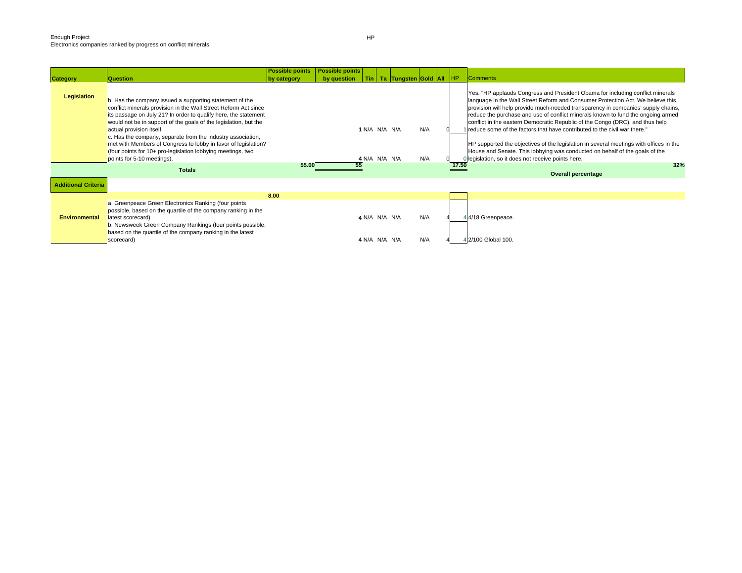Enough Project
Electronics companies ranked by progress on conflict minerals

HP

| Category | Question | Possible points by category | Possible points by question | Tin | Ta | Tungsten | Gold | All | HP | Comments |
|---|---|---|---|---|---|---|---|---|---|---|
| **Legislation** | b. Has the company issued a supporting statement of the conflict minerals provision in the Wall Street Reform Act since its passage on July 21? In order to qualify here, the statement would not be in support of the goals of the legislation, but the actual provision itself. | | 1 | N/A | N/A | N/A | N/A | 0 | 1 | Yes. "HP applauds Congress and President Obama for including conflict minerals language in the Wall Street Reform and Consumer Protection Act. We believe this provision will help provide much-needed transparency in companies' supply chains, reduce the purchase and use of conflict minerals known to fund the ongoing armed conflict in the eastern Democratic Republic of the Congo (DRC), and thus help reduce some of the factors that have contributed to the civil war there." |
| | c. Has the company, separate from the industry association, met with Members of Congress to lobby in favor of legislation? (four points for 10+ pro-legislation lobbying meetings, two points for 5-10 meetings). | | 4 | N/A | N/A | N/A | N/A | 0 | 0 | HP supported the objectives of the legislation in several meetings with offices in the House and Senate. This lobbying was conducted on behalf of the goals of the legislation, so it does not receive points here. |
| | **Totals** | 55.00 | 55 | | | | | | 17.50 | **Overall percentage** 32% |
| **Additional Criteria** | | | | | | | | | | |
| | | 8.00 | | | | | | | | |
| **Environmental** | a. Greenpeace Green Electronics Ranking (four points possible, based on the quartile of the company ranking in the latest scorecard) | | 4 | N/A | N/A | N/A | N/A | 4 | 4 | 4/18 Greenpeace. |
| | b. Newsweek Green Company Rankings (four points possible, based on the quartile of the company ranking in the latest scorecard) | | 4 | N/A | N/A | N/A | N/A | 4 | 4 | 2/100 Global 100. |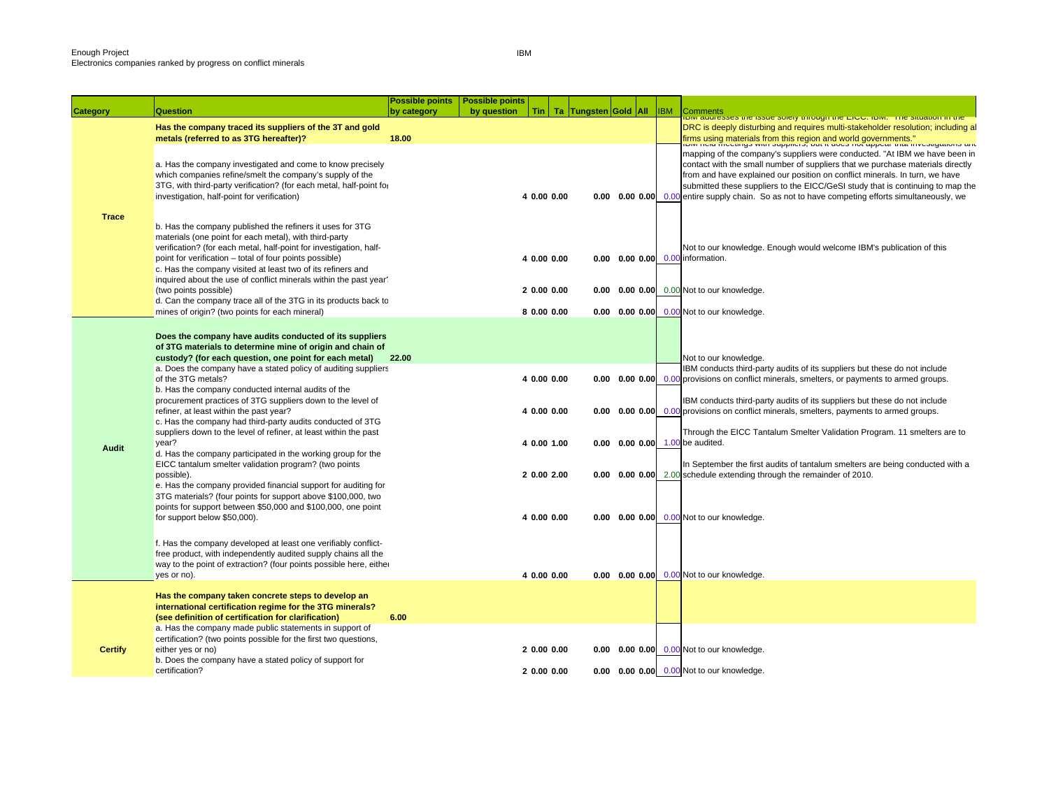Enough Project
Electronics companies ranked by progress on conflict minerals

IBM

| Category | Question | Possible points by category | Possible points by question | Tin | Ta | Tungsten | Gold | All | IBM | Comments |
|---|---|---|---|---|---|---|---|---|---|---|
| Trace | Has the company traced its suppliers of the 3T and gold metals (referred to as 3TG hereafter)? | 18.00 | | | | | | | | IBM addresses the issue solely through the EICC. IBM: "The situation in the DRC is deeply disturbing and requires multi-stakeholder resolution; including all firms using materials from this region and world governments." |
| | a. Has the company investigated and come to know precisely which companies refine/smelt the company's supply of the 3TG, with third-party verification? (for each metal, half-point for investigation, half-point for verification) | | 4 | 0.00 | 0.00 | 0.00 | 0.00 | 0.00 | 0.00 | IBM held meetings with suppliers, but it does not appear that investigations and mapping of the company's suppliers were conducted. "At IBM we have been in contact with the small number of suppliers that we purchase materials directly from and have explained our position on conflict minerals. In turn, we have submitted these suppliers to the EICC/GeSI study that is continuing to map the entire supply chain. So as not to have competing efforts simultaneously, we |
| | b. Has the company published the refiners it uses for 3TG materials (one point for each metal), with third-party verification? (for each metal, half-point for investigation, half-point for verification – total of four points possible) | | 4 | 0.00 | 0.00 | 0.00 | 0.00 | 0.00 | 0.00 | Not to our knowledge. Enough would welcome IBM's publication of this information. |
| | c. Has the company visited at least two of its refiners and inquired about the use of conflict minerals within the past year? (two points possible) | | 2 | 0.00 | 0.00 | 0.00 | 0.00 | 0.00 | 0.00 | Not to our knowledge. |
| | d. Can the company trace all of the 3TG in its products back to mines of origin? (two points for each mineral) | | 8 | 0.00 | 0.00 | 0.00 | 0.00 | 0.00 | 0.00 | Not to our knowledge. |
| Audit | Does the company have audits conducted of its suppliers of 3TG materials to determine mine of origin and chain of custody? (for each question, one point for each metal) | 22.00 | | | | | | | | Not to our knowledge. |
| | a. Does the company have a stated policy of auditing suppliers of the 3TG metals? | | 4 | 0.00 | 0.00 | 0.00 | 0.00 | 0.00 | 0.00 | IBM conducts third-party audits of its suppliers but these do not include provisions on conflict minerals, smelters, or payments to armed groups. |
| | b. Has the company conducted internal audits of the procurement practices of 3TG suppliers down to the level of refiner, at least within the past year? | | 4 | 0.00 | 0.00 | 0.00 | 0.00 | 0.00 | 0.00 | IBM conducts third-party audits of its suppliers but these do not include provisions on conflict minerals, smelters, payments to armed groups. |
| | c. Has the company had third-party audits conducted of 3TG suppliers down to the level of refiner, at least within the past year? | | 4 | 0.00 | 1.00 | 0.00 | 0.00 | 0.00 | 1.00 | Through the EICC Tantalum Smelter Validation Program. 11 smelters are to be audited. |
| | d. Has the company participated in the working group for the EICC tantalum smelter validation program? (two points possible). | | 2 | 0.00 | 2.00 | 0.00 | 0.00 | 0.00 | 2.00 | In September the first audits of tantalum smelters are being conducted with a schedule extending through the remainder of 2010. |
| | e. Has the company provided financial support for auditing for 3TG materials? (four points for support above $100,000, two points for support between $50,000 and $100,000, one point for support below $50,000). | | 4 | 0.00 | 0.00 | 0.00 | 0.00 | 0.00 | 0.00 | Not to our knowledge. |
| | f. Has the company developed at least one verifiably conflict-free product, with independently audited supply chains all the way to the point of extraction? (four points possible here, either yes or no). | | 4 | 0.00 | 0.00 | 0.00 | 0.00 | 0.00 | 0.00 | Not to our knowledge. |
| Certify | Has the company taken concrete steps to develop an international certification regime for the 3TG minerals? (see definition of certification for clarification) | 6.00 | | | | | | | | |
| | a. Has the company made public statements in support of certification? (two points possible for the first two questions, either yes or no) | | 2 | 0.00 | 0.00 | 0.00 | 0.00 | 0.00 | 0.00 | Not to our knowledge. |
| | b. Does the company have a stated policy of support for certification? | | 2 | 0.00 | 0.00 | 0.00 | 0.00 | 0.00 | 0.00 | Not to our knowledge. |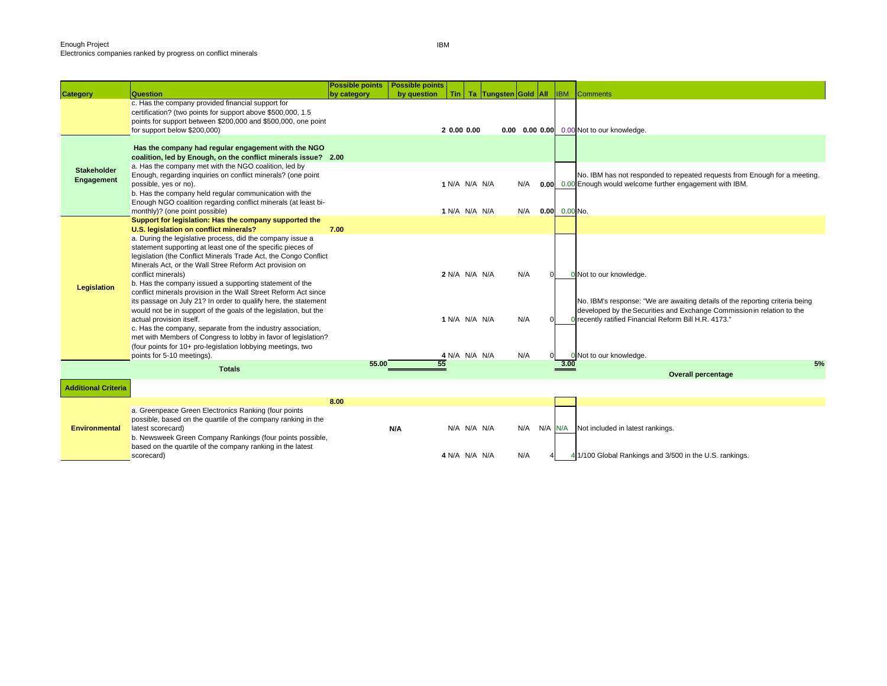Enough Project
Electronics companies ranked by progress on conflict minerals

IBM

| Category | Question | Possible points by category | Possible points by question | Tin | Ta | Tungsten | Gold | All | IBM | Comments |
|---|---|---|---|---|---|---|---|---|---|---|
| | c. Has the company provided financial support for certification? (two points for support above $500,000, 1.5 points for support between $200,000 and $500,000, one point for support below $200,000) | | 2 | 0.00 | 0.00 | | 0.00 | 0.00 | 0.00 | 0.00 Not to our knowledge. |
| Stakeholder Engagement | **Has the company had regular engagement with the NGO coalition, led by Enough, on the conflict minerals issue?** | **2.00** | | | | | | | | |
| | a. Has the company met with the NGO coalition, led by Enough, regarding inquiries on conflict minerals? (one point possible, yes or no). | | 1 | N/A | N/A | N/A | N/A | 0.00 | 0.00 | No. IBM has not responded to repeated requests from Enough for a meeting. Enough would welcome further engagement with IBM. |
| | b. Has the company held regular communication with the Enough NGO coalition regarding conflict minerals (at least bi-monthly)? (one point possible) | | 1 | N/A | N/A | N/A | N/A | 0.00 | 0.00 | No. |
| Legislation | **Support for legislation: Has the company supported the U.S. legislation on conflict minerals?** | **7.00** | | | | | | | | |
| | a. During the legislative process, did the company issue a statement supporting at least one of the specific pieces of legislation (the Conflict Minerals Trade Act, the Congo Conflict Minerals Act, or the Wall Stree Reform Act provision on conflict minerals) | | 2 | N/A | N/A | N/A | N/A | 0 | 0 | Not to our knowledge. |
| | b. Has the company issued a supporting statement of the conflict minerals provision in the Wall Street Reform Act since its passage on July 21? In order to qualify here, the statement would not be in support of the goals of the legislation, but the actual provision itself. | | 1 | N/A | N/A | N/A | N/A | 0 | 0 | No. IBM's response: "We are awaiting details of the reporting criteria being developed by the Securities and Exchange Commission in relation to the recently ratified Financial Reform Bill H.R. 4173." |
| | c. Has the company, separate from the industry association, met with Members of Congress to lobby in favor of legislation? (four points for 10+ pro-legislation lobbying meetings, two points for 5-10 meetings). | | 4 | N/A | N/A | N/A | N/A | 0 | 0 | Not to our knowledge. |
| | **Totals** | 55.00 | 55 | | | | | | 3.00 | 5% **Overall percentage** |
| **Additional Criteria** | | | | | | | | | | |
| Environmental | | **8.00** | | | | | | | | |
| | a. Greenpeace Green Electronics Ranking (four points possible, based on the quartile of the company ranking in the latest scorecard) | | N/A | N/A | N/A | N/A | N/A | N/A | N/A | Not included in latest rankings. |
| | b. Newsweek Green Company Rankings (four points possible, based on the quartile of the company ranking in the latest scorecard) | | 4 | N/A | N/A | N/A | N/A | 4 | 4 | 1/100 Global Rankings and 3/500 in the U.S. rankings. |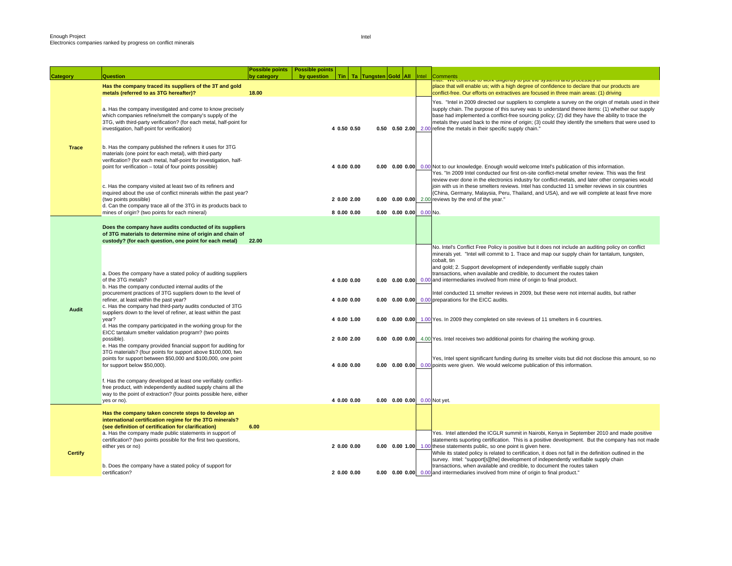Enough Project
Electronics companies ranked by progress on conflict minerals

Intel

| Category | Question | Possible points by category | Possible points by question | Tin | Ta | Tungsten | Gold | All | Intel | Comments |
|---|---|---|---|---|---|---|---|---|---|---|
| Trace | **Has the company traced its suppliers of the 3T and gold metals (referred to as 3TG hereafter)?** | **18.00** | | | | | | | | Intel: "We continue to work diligently to put the systems and processes in place that will enable us; with a high degree of confidence to declare that our products are conflict-free. Our efforts on extractives are focused in three main areas: (1) driving |
| | a. Has the company investigated and come to know precisely which companies refine/smelt the company's supply of the 3TG, with third-party verification? (for each metal, half-point for investigation, half-point for verification) | | 4 | 0.50 | 0.50 | 0.50 | 0.50 | 2.00 | 2.00 | Yes. "Intel in 2009 directed our suppliers to complete a survey on the origin of metals used in their supply chain. The purpose of this survey was to understand theree items: (1) whether our supply base had implemented a conflict-free sourcing policy; (2) did they have the ability to trace the metals they used back to the mine of origin; (3) could they identify the smelters that were used to refine the metals in their specific supply chain." |
| | b. Has the company published the refiners it uses for 3TG materials (one point for each metal), with third-party verification? (for each metal, half-point for investigation, half-point for verification – total of four points possible) | | 4 | 0.00 | 0.00 | 0.00 | 0.00 | 0.00 | 0.00 | Not to our knowledge. Enough would welcome Intel's publication of this information. |
| | c. Has the company visited at least two of its refiners and inquired about the use of conflict minerals within the past year? (two points possible) | | 2 | 0.00 | 2.00 | 0.00 | 0.00 | 0.00 | 2.00 | Yes. "In 2009 Intel conducted our first on-site conflict-metal smelter review. This was the first review ever done in the electronics industry for conflict-metals, and later other companies would join with us in these smelters reviews. Intel has conducted 11 smelter reviews in six countries (China, Germany, Malaysia, Peru, Thailand, and USA), and we will complete at least firve more reviews by the end of the year." |
| | d. Can the company trace all of the 3TG in its products back to mines of origin? (two points for each mineral) | | 8 | 0.00 | 0.00 | 0.00 | 0.00 | 0.00 | 0.00 | No. |
| Audit | **Does the company have audits conducted of its suppliers of 3TG materials to determine mine of origin and chain of custody? (for each question, one point for each metal)** | **22.00** | | | | | | | | |
| | a. Does the company have a stated policy of auditing suppliers of the 3TG metals? | | 4 | 0.00 | 0.00 | 0.00 | 0.00 | 0.00 | 0.00 | No. Intel's Conflict Free Policy is positive but it does not include an auditing policy on conflict minerals yet. "Intel will commit to 1. Trace and map our supply chain for tantalum, tungsten, cobalt, tin and gold; 2. Support development of independently verifiable supply chain transactions, when available and credible, to document the routes taken and intermediaries involved from mine of origin to final product. |
| | b. Has the company conducted internal audits of the procurement practices of 3TG suppliers down to the level of refiner, at least within the past year? | | 4 | 0.00 | 0.00 | 0.00 | 0.00 | 0.00 | 0.00 | Intel conducted 11 smelter reviews in 2009, but these were not internal audits, but rather preparations for the EICC audits. |
| | c. Has the company had third-party audits conducted of 3TG suppliers down to the level of refiner, at least within the past year? | | 4 | 0.00 | 1.00 | 0.00 | 0.00 | 0.00 | 1.00 | Yes. In 2009 they completed on site reviews of 11 smelters in 6 countries. |
| | d. Has the company participated in the working group for the EICC tantalum smelter validation program? (two points possible). | | 2 | 0.00 | 2.00 | 0.00 | 0.00 | 0.00 | 4.00 | Yes. Intel receives two additional points for chairing the working group. |
| | e. Has the company provided financial support for auditing for 3TG materials? (four points for support above $100,000, two points for support between $50,000 and $100,000, one point for support below $50,000). | | 4 | 0.00 | 0.00 | 0.00 | 0.00 | 0.00 | 0.00 | Yes, Intel spent significant funding during its smelter visits but did not disclose this amount, so no points were given. We would welcome publication of this information. |
| | f. Has the company developed at least one verifiably conflict-free product, with independently audited supply chains all the way to the point of extraction? (four points possible here, either yes or no). | | 4 | 0.00 | 0.00 | 0.00 | 0.00 | 0.00 | 0.00 | Not yet. |
| Certify | **Has the company taken concrete steps to develop an international certification regime for the 3TG minerals? (see definition of certification for clarification)** | **6.00** | | | | | | | | |
| | a. Has the company made public statements in support of certification? (two points possible for the first two questions, either yes or no) | | 2 | 0.00 | 0.00 | 0.00 | 0.00 | 1.00 | 1.00 | Yes. Intel attended the ICGLR summit in Nairobi, Kenya in September 2010 and made positive statements suporting certification. This is a positive development. But the company has not made these statements public, so one point is given here. |
| | b. Does the company have a stated policy of support for certification? | | 2 | 0.00 | 0.00 | 0.00 | 0.00 | 0.00 | 0.00 | While its stated policy is related to certification, it does not fall in the definition outlined in the survey. Intel: "support[s][the] development of independently verifiable supply chain transactions, when available and credible, to document the routes taken and intermediaries involved from mine of origin to final product." |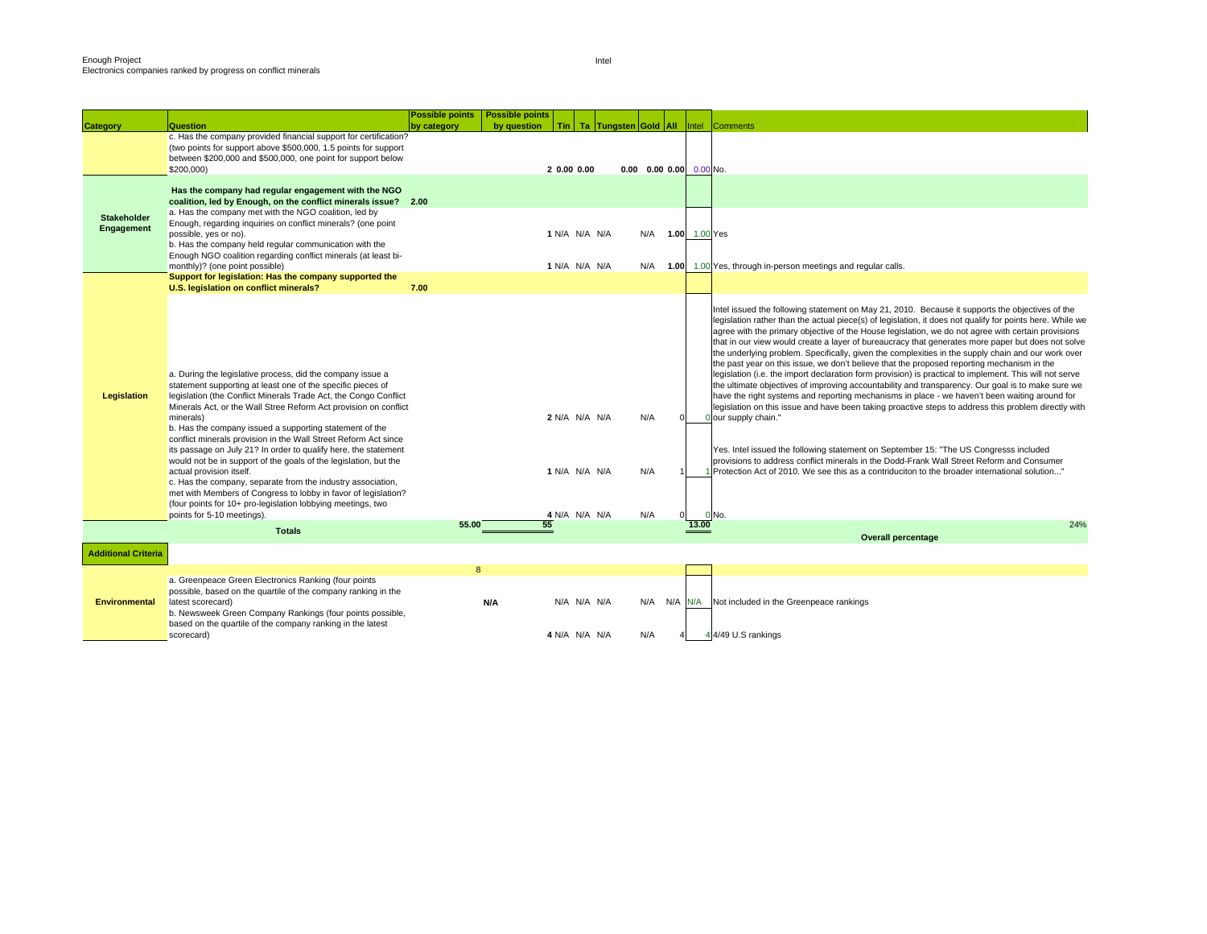Enough Project
Electronics companies ranked by progress on conflict minerals

Intel

| Category | Question | Possible points by category | Possible points by question | Tin | Ta | Tungsten | Gold | All | Intel | Comments |
|---|---|---|---|---|---|---|---|---|---|---|
| | c. Has the company provided financial support for certification? (two points for support above $500,000, 1.5 points for support between $200,000 and $500,000, one point for support below $200,000) | | 2 | 0.00 | 0.00 | | 0.00 | 0.00 | 0.00 | No. |
| Stakeholder Engagement | **Has the company had regular engagement with the NGO coalition, led by Enough, on the conflict minerals issue?** | **2.00** | | | | | | | | |
| | a. Has the company met with the NGO coalition, led by Enough, regarding inquiries on conflict minerals? (one point possible, yes or no). | | 1 | N/A | N/A | N/A | N/A | 1.00 | 1.00 | Yes |
| | b. Has the company held regular communication with the Enough NGO coalition regarding conflict minerals (at least bi-monthly)? (one point possible) | | 1 | N/A | N/A | N/A | N/A | 1.00 | 1.00 | Yes, through in-person meetings and regular calls. |
| Legislation | **Support for legislation: Has the company supported the U.S. legislation on conflict minerals?** | **7.00** | | | | | | | | |
| | a. During the legislative process, did the company issue a statement supporting at least one of the specific pieces of legislation (the Conflict Minerals Trade Act, the Congo Conflict Minerals Act, or the Wall Stree Reform Act provision on conflict minerals) | | 2 | N/A | N/A | N/A | N/A | 0 | 0 | Intel issued the following statement on May 21, 2010. Because it supports the objectives of the legislation rather than the actual piece(s) of legislation, it does not qualify for points here. While we agree with the primary objective of the House legislation, we do not agree with certain provisions that in our view would create a layer of bureaucracy that generates more paper but does not solve the underlying problem. Specifically, given the complexities in the supply chain and our work over the past year on this issue, we don't believe that the proposed reporting mechanism in the legislation (i.e. the import declaration form provision) is practical to implement. This will not serve the ultimate objectives of improving accountability and transparency. Our goal is to make sure we have the right systems and reporting mechanisms in place - we haven't been waiting around for legislation on this issue and have been taking proactive steps to address this problem directly with our supply chain." |
| | b. Has the company issued a supporting statement of the conflict minerals provision in the Wall Street Reform Act since its passage on July 21? In order to qualify here, the statement would not be in support of the goals of the legislation, but the actual provision itself. | | 1 | N/A | N/A | N/A | N/A | 1 | 1 | Yes. Intel issued the following statement on September 15: "The US Congresss included provisions to address conflict minerals in the Dodd-Frank Wall Street Reform and Consumer Protection Act of 2010. We see this as a contriduciton to the broader international solution..." |
| | c. Has the company, separate from the industry association, met with Members of Congress to lobby in favor of legislation? (four points for 10+ pro-legislation lobbying meetings, two points for 5-10 meetings). | | 4 | N/A | N/A | N/A | N/A | 0 | 0 | No. |
| | **Totals** | 55.00 | 55 | | | | | | 13.00 | 24% **Overall percentage** |
| **Additional Criteria** | | | | | | | | | | |
| Environmental | | 8 | | | | | | | | |
| | a. Greenpeace Green Electronics Ranking (four points possible, based on the quartile of the company ranking in the latest scorecard) | | **N/A** | N/A | N/A | N/A | N/A | N/A | N/A | Not included in the Greenpeace rankings |
| | b. Newsweek Green Company Rankings (four points possible, based on the quartile of the company ranking in the latest scorecard) | | 4 | N/A | N/A | N/A | N/A | 4 | 4 | 4/49 U.S rankings |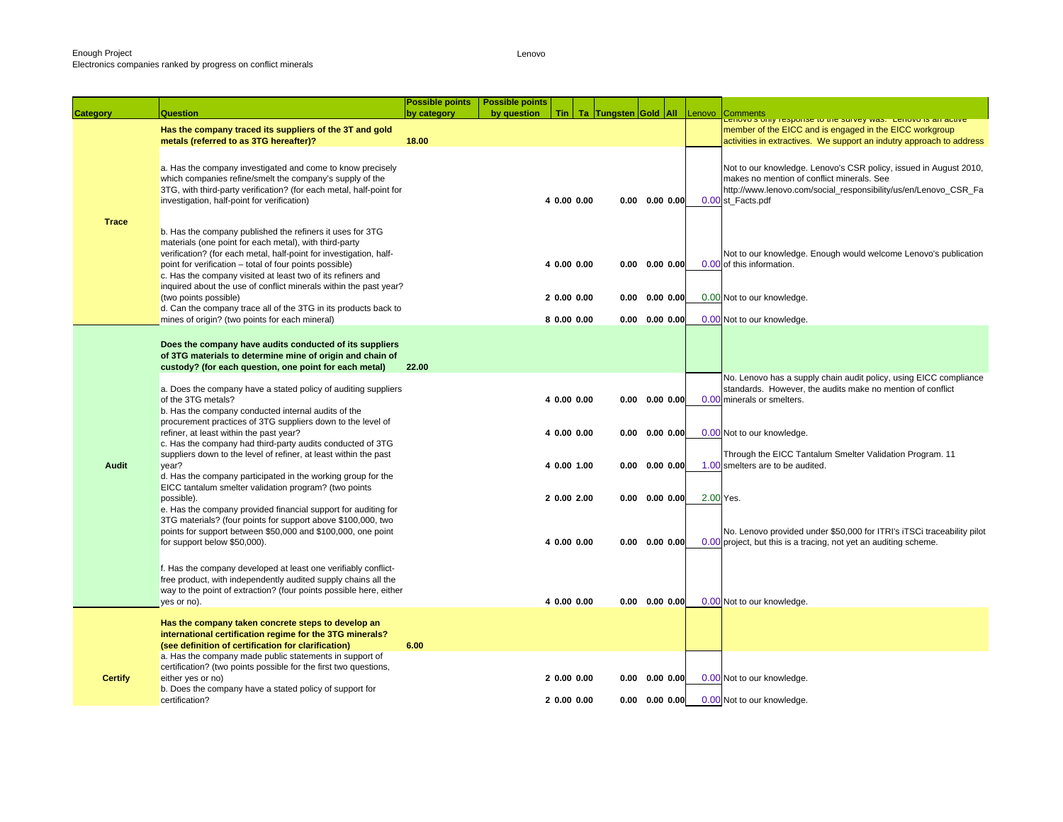Enough Project
Electronics companies ranked by progress on conflict minerals

Lenovo

| Category | Question | Possible points by category | Possible points by question | Tin | Ta | Tungsten | Gold | All | Lenovo | Comments |
|---|---|---|---|---|---|---|---|---|---|---|
| Trace | **Has the company traced its suppliers of the 3T and gold metals (referred to as 3TG hereafter)?** | **18.00** | | | | | | | | Lenovo's only response to the survey was: Lenovo is an active member of the EICC and is engaged in the EICC workgroup activities in extractives. We support an indutry approach to address |
| | a. Has the company investigated and come to know precisely which companies refine/smelt the company's supply of the 3TG, with third-party verification? (for each metal, half-point for investigation, half-point for verification) | | 4 | 0.00 | 0.00 | 0.00 | 0.00 | 0.00 | 0.00 | Not to our knowledge. Lenovo's CSR policy, issued in August 2010, makes no mention of conflict minerals. See http://www.lenovo.com/social_responsibility/us/en/Lenovo_CSR_Fast_Facts.pdf |
| | b. Has the company published the refiners it uses for 3TG materials (one point for each metal), with third-party verification? (for each metal, half-point for investigation, half-point for verification – total of four points possible) | | 4 | 0.00 | 0.00 | 0.00 | 0.00 | 0.00 | 0.00 | Not to our knowledge. Enough would welcome Lenovo's publication of this information. |
| | c. Has the company visited at least two of its refiners and inquired about the use of conflict minerals within the past year? (two points possible) | | 2 | 0.00 | 0.00 | 0.00 | 0.00 | 0.00 | 0.00 | Not to our knowledge. |
| | d. Can the company trace all of the 3TG in its products back to mines of origin? (two points for each mineral) | | 8 | 0.00 | 0.00 | 0.00 | 0.00 | 0.00 | 0.00 | Not to our knowledge. |
| Audit | **Does the company have audits conducted of its suppliers of 3TG materials to determine mine of origin and chain of custody? (for each question, one point for each metal)** | **22.00** | | | | | | | | |
| | a. Does the company have a stated policy of auditing suppliers of the 3TG metals? | | 4 | 0.00 | 0.00 | 0.00 | 0.00 | 0.00 | 0.00 | No. Lenovo has a supply chain audit policy, using EICC compliance standards. However, the audits make no mention of conflict minerals or smelters. |
| | b. Has the company conducted internal audits of the procurement practices of 3TG suppliers down to the level of refiner, at least within the past year? | | 4 | 0.00 | 0.00 | 0.00 | 0.00 | 0.00 | 0.00 | Not to our knowledge. |
| | c. Has the company had third-party audits conducted of 3TG suppliers down to the level of refiner, at least within the past year? | | 4 | 0.00 | 1.00 | 0.00 | 0.00 | 0.00 | 1.00 | Through the EICC Tantalum Smelter Validation Program. 11 smelters are to be audited. |
| | d. Has the company participated in the working group for the EICC tantalum smelter validation program? (two points possible). | | 2 | 0.00 | 2.00 | 0.00 | 0.00 | 0.00 | 2.00 | Yes. |
| | e. Has the company provided financial support for auditing for 3TG materials? (four points for support above $100,000, two points for support between $50,000 and $100,000, one point for support below $50,000). | | 4 | 0.00 | 0.00 | 0.00 | 0.00 | 0.00 | 0.00 | No. Lenovo provided under $50,000 for ITRI's iTSCi traceability pilot project, but this is a tracing, not yet an auditing scheme. |
| | f. Has the company developed at least one verifiably conflict-free product, with independently audited supply chains all the way to the point of extraction? (four points possible here, either yes or no). | | 4 | 0.00 | 0.00 | 0.00 | 0.00 | 0.00 | 0.00 | Not to our knowledge. |
| Certify | **Has the company taken concrete steps to develop an international certification regime for the 3TG minerals? (see definition of certification for clarification)** | **6.00** | | | | | | | | |
| | a. Has the company made public statements in support of certification? (two points possible for the first two questions, either yes or no) | | 2 | 0.00 | 0.00 | 0.00 | 0.00 | 0.00 | 0.00 | Not to our knowledge. |
| | b. Does the company have a stated policy of support for certification? | | 2 | 0.00 | 0.00 | 0.00 | 0.00 | 0.00 | 0.00 | Not to our knowledge. |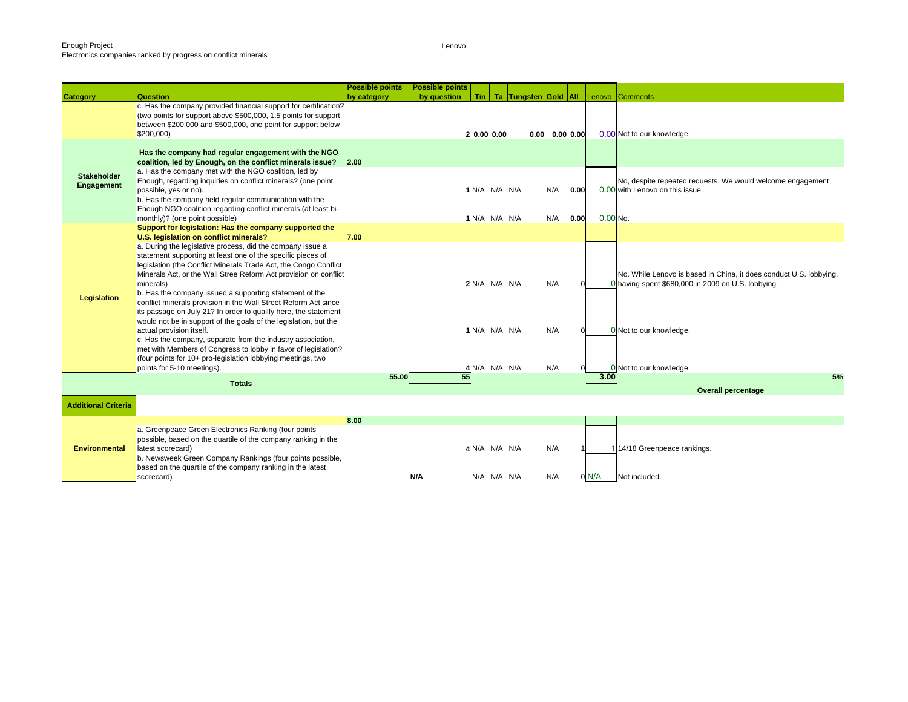Enough Project
Electronics companies ranked by progress on conflict minerals

Lenovo

| Category | Question | Possible points by category | Possible points by question | Tin | Ta | Tungsten | Gold | All | Lenovo | Comments |
|---|---|---|---|---|---|---|---|---|---|---|
| | c. Has the company provided financial support for certification? (two points for support above $500,000, 1.5 points for support between $200,000 and $500,000, one point for support below $200,000) | | 2 | 0.00 | 0.00 | 0.00 | 0.00 | 0.00 | 0.00 | Not to our knowledge. |
| Stakeholder Engagement | **Has the company had regular engagement with the NGO coalition, led by Enough, on the conflict minerals issue?** | 2.00 | | | | | | | | |
| | a. Has the company met with the NGO coalition, led by Enough, regarding inquiries on conflict minerals? (one point possible, yes or no). | | 1 | N/A | N/A | N/A | N/A | 0.00 | 0.00 | No, despite repeated requests. We would welcome engagement with Lenovo on this issue. |
| | b. Has the company held regular communication with the Enough NGO coalition regarding conflict minerals (at least bi-monthly)? (one point possible) | | 1 | N/A | N/A | N/A | N/A | 0.00 | 0.00 | No. |
| Legislation | **Support for legislation: Has the company supported the U.S. legislation on conflict minerals?** | 7.00 | | | | | | | | |
| | a. During the legislative process, did the company issue a statement supporting at least one of the specific pieces of legislation (the Conflict Minerals Trade Act, the Congo Conflict Minerals Act, or the Wall Stree Reform Act provision on conflict minerals) | | 2 | N/A | N/A | N/A | N/A | 0 | 0 | No. While Lenovo is based in China, it does conduct U.S. lobbying, having spent $680,000 in 2009 on U.S. lobbying. |
| | b. Has the company issued a supporting statement of the conflict minerals provision in the Wall Street Reform Act since its passage on July 21? In order to qualify here, the statement would not be in support of the goals of the legislation, but the actual provision itself. | | 1 | N/A | N/A | N/A | N/A | 0 | 0 | Not to our knowledge. |
| | c. Has the company, separate from the industry association, met with Members of Congress to lobby in favor of legislation? (four points for 10+ pro-legislation lobbying meetings, two points for 5-10 meetings). | | 4 | N/A | N/A | N/A | N/A | 0 | 0 | Not to our knowledge. |
| | **Totals** | 55.00 | 55 | | | | | | 3.00 | 5% **Overall percentage** |
| **Additional Criteria** | | | | | | | | | | |
| Environmental | | 8.00 | | | | | | | | |
| | a. Greenpeace Green Electronics Ranking (four points possible, based on the quartile of the company ranking in the latest scorecard) | | 4 | N/A | N/A | N/A | N/A | 1 | 1 | 14/18 Greenpeace rankings. |
| | b. Newsweek Green Company Rankings (four points possible, based on the quartile of the company ranking in the latest scorecard) | | N/A | N/A | N/A | N/A | N/A | 0 | N/A | Not included. |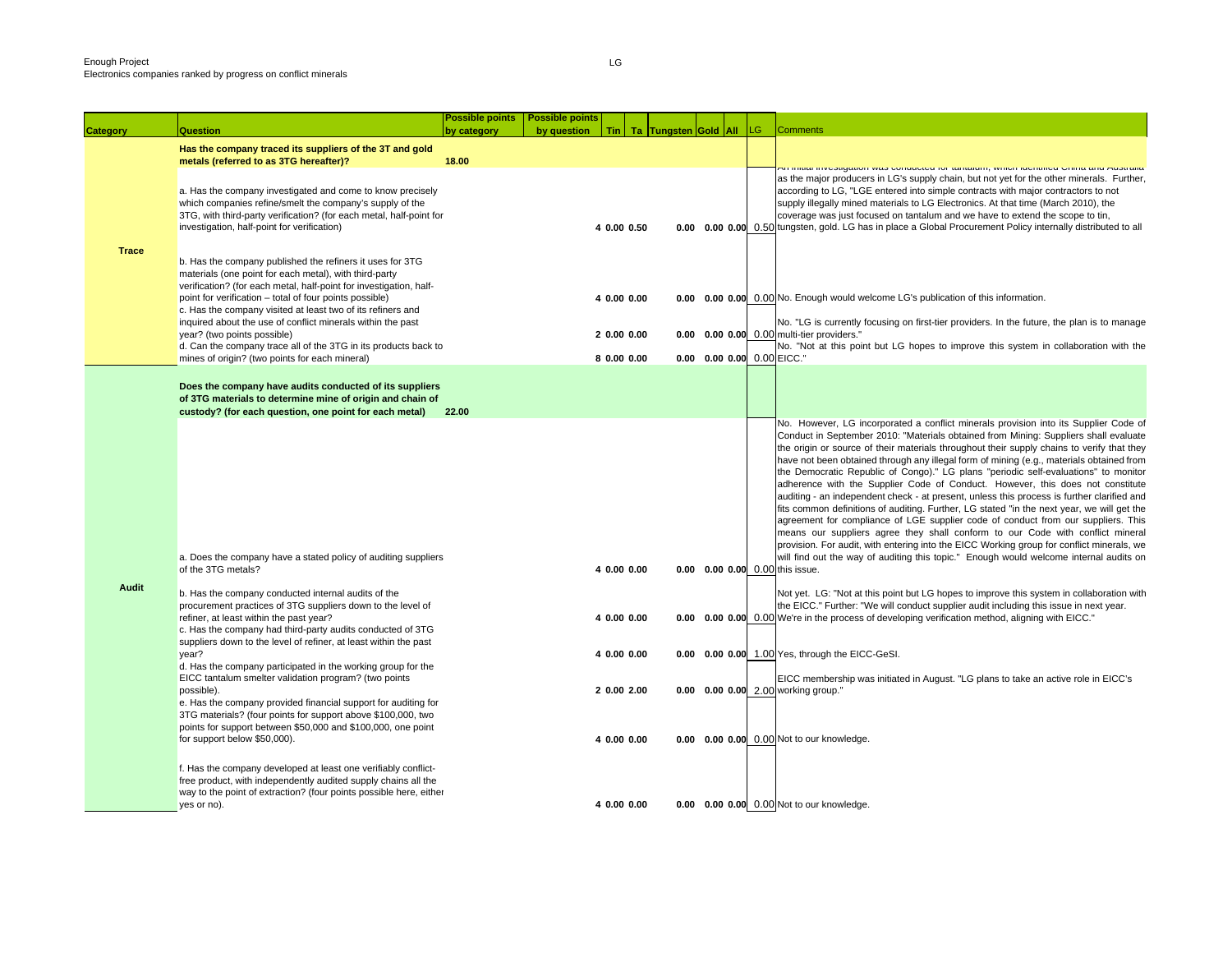Enough Project
Electronics companies ranked by progress on conflict minerals

LG

| Category | Question | Possible points by category | Possible points by question | Tin | Ta | Tungsten | Gold | All | LG | Comments |
|---|---|---|---|---|---|---|---|---|---|---|
| Trace | Has the company traced its suppliers of the 3T and gold metals (referred to as 3TG hereafter)? | 18.00 | | | | | | | | |
| | a. Has the company investigated and come to know precisely which companies refine/smelt the company's supply of the 3TG, with third-party verification? (for each metal, half-point for investigation, half-point for verification) | | 4 | 0.00 | 0.50 | 0.00 | 0.00 | 0.00 | 0.50 | An initial investigation was conducted for tantalum, which identified China and Australia as the major producers in LG's supply chain, but not yet for the other minerals. Further, according to LG, "LGE entered into simple contracts with major contractors to not supply illegally mined materials to LG Electronics. At that time (March 2010), the coverage was just focused on tantalum and we have to extend the scope to tin, tungsten, gold. LG has in place a Global Procurement Policy internally distributed to all |
| | b. Has the company published the refiners it uses for 3TG materials (one point for each metal), with third-party verification? (for each metal, half-point for investigation, half-point for verification – total of four points possible) | | 4 | 0.00 | 0.00 | 0.00 | 0.00 | 0.00 | 0.00 | No. Enough would welcome LG's publication of this information. |
| | c. Has the company visited at least two of its refiners and inquired about the use of conflict minerals within the past year? (two points possible) | | 2 | 0.00 | 0.00 | 0.00 | 0.00 | 0.00 | 0.00 | No. "LG is currently focusing on first-tier providers. In the future, the plan is to manage multi-tier providers." |
| | d. Can the company trace all of the 3TG in its products back to mines of origin? (two points for each mineral) | | 8 | 0.00 | 0.00 | 0.00 | 0.00 | 0.00 | 0.00 | No. "Not at this point but LG hopes to improve this system in collaboration with the EICC." |
| Audit | Does the company have audits conducted of its suppliers of 3TG materials to determine mine of origin and chain of custody? (for each question, one point for each metal) | 22.00 | | | | | | | | |
| | a. Does the company have a stated policy of auditing suppliers of the 3TG metals? | | 4 | 0.00 | 0.00 | 0.00 | 0.00 | 0.00 | 0.00 | No. However, LG incorporated a conflict minerals provision into its Supplier Code of Conduct in September 2010: "Materials obtained from Mining: Suppliers shall evaluate the origin or source of their materials throughout their supply chains to verify that they have not been obtained through any illegal form of mining (e.g., materials obtained from the Democratic Republic of Congo)." LG plans "periodic self-evaluations" to monitor adherence with the Supplier Code of Conduct. However, this does not constitute auditing - an independent check - at present, unless this process is further clarified and fits common definitions of auditing. Further, LG stated "in the next year, we will get the agreement for compliance of LGE supplier code of conduct from our suppliers. This means our suppliers agree they shall conform to our Code with conflict mineral provision. For audit, with entering into the EICC Working group for conflict minerals, we will find out the way of auditing this topic." Enough would welcome internal audits on this issue. |
| | b. Has the company conducted internal audits of the procurement practices of 3TG suppliers down to the level of refiner, at least within the past year? | | 4 | 0.00 | 0.00 | 0.00 | 0.00 | 0.00 | 0.00 | Not yet. LG: "Not at this point but LG hopes to improve this system in collaboration with the EICC." Further: "We will conduct supplier audit including this issue in next year. We're in the process of developing verification method, aligning with EICC." |
| | c. Has the company had third-party audits conducted of 3TG suppliers down to the level of refiner, at least within the past year? | | 4 | 0.00 | 0.00 | 0.00 | 0.00 | 0.00 | 1.00 | Yes, through the EICC-GeSI. |
| | d. Has the company participated in the working group for the EICC tantalum smelter validation program? (two points possible). | | 2 | 0.00 | 2.00 | 0.00 | 0.00 | 0.00 | 2.00 | EICC membership was initiated in August. "LG plans to take an active role in EICC's working group." |
| | e. Has the company provided financial support for auditing for 3TG materials? (four points for support above $100,000, two points for support between $50,000 and $100,000, one point for support below $50,000). | | 4 | 0.00 | 0.00 | 0.00 | 0.00 | 0.00 | 0.00 | Not to our knowledge. |
| | f. Has the company developed at least one verifiably conflict-free product, with independently audited supply chains all the way to the point of extraction? (four points possible here, either yes or no). | | 4 | 0.00 | 0.00 | 0.00 | 0.00 | 0.00 | 0.00 | Not to our knowledge. |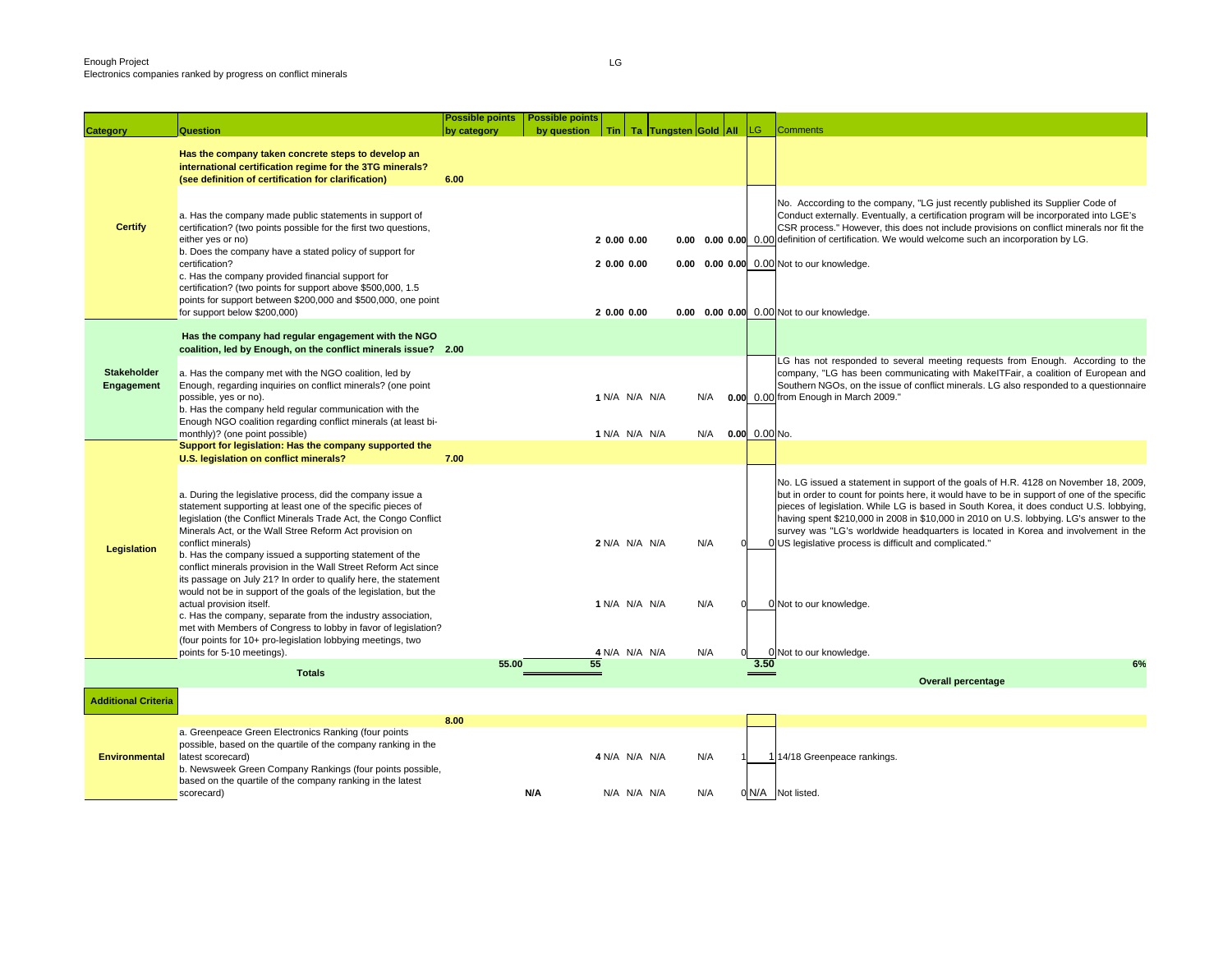Enough Project
Electronics companies ranked by progress on conflict minerals

LG

| Category | Question | Possible points by category | Possible points by question | Tin | Ta | Tungsten | Gold | All | LG | Comments |
|---|---|---|---|---|---|---|---|---|---|---|
| Certify | **Has the company taken concrete steps to develop an international certification regime for the 3TG minerals? (see definition of certification for clarification)** | 6.00 | | | | | | | | |
| | a. Has the company made public statements in support of certification? (two points possible for the first two questions, either yes or no) | | 2 | 0.00 | 0.00 | 0.00 | 0.00 | 0.00 | 0.00 | No. Acccording to the company, "LG just recently published its Supplier Code of Conduct externally. Eventually, a certification program will be incorporated into LGE's CSR process." However, this does not include provisions on conflict minerals nor fit the definition of certification. We would welcome such an incorporation by LG. |
| | b. Does the company have a stated policy of support for certification? | | 2 | 0.00 | 0.00 | 0.00 | 0.00 | 0.00 | 0.00 | Not to our knowledge. |
| | c. Has the company provided financial support for certification? (two points for support above $500,000, 1.5 points for support between $200,000 and $500,000, one point for support below $200,000) | | 2 | 0.00 | 0.00 | 0.00 | 0.00 | 0.00 | 0.00 | Not to our knowledge. |
| Stakeholder Engagement | **Has the company had regular engagement with the NGO coalition, led by Enough, on the conflict minerals issue?** | 2.00 | | | | | | | | |
| | a. Has the company met with the NGO coalition, led by Enough, regarding inquiries on conflict minerals? (one point possible, yes or no). | | 1 | N/A | N/A | N/A | N/A | 0.00 | 0.00 | LG has not responded to several meeting requests from Enough. According to the company, "LG has been communicating with MakeITFair, a coalition of European and Southern NGOs, on the issue of conflict minerals. LG also responded to a questionnaire from Enough in March 2009." |
| | b. Has the company held regular communication with the Enough NGO coalition regarding conflict minerals (at least bi-monthly)? (one point possible) | | 1 | N/A | N/A | N/A | N/A | 0.00 | 0.00 | No. |
| Legislation | **Support for legislation: Has the company supported the U.S. legislation on conflict minerals?** | 7.00 | | | | | | | | |
| | a. During the legislative process, did the company issue a statement supporting at least one of the specific pieces of legislation (the Conflict Minerals Trade Act, the Congo Conflict Minerals Act, or the Wall Stree Reform Act provision on conflict minerals) | | 2 | N/A | N/A | N/A | N/A | 0 | 0 | No. LG issued a statement in support of the goals of H.R. 4128 on November 18, 2009, but in order to count for points here, it would have to be in support of one of the specific pieces of legislation. While LG is based in South Korea, it does conduct U.S. lobbying, having spent $210,000 in 2008 in $10,000 in 2010 on U.S. lobbying. LG's answer to the survey was "LG's worldwide headquarters is located in Korea and involvement in the US legislative process is difficult and complicated." |
| | b. Has the company issued a supporting statement of the conflict minerals provision in the Wall Street Reform Act since its passage on July 21? In order to qualify here, the statement would not be in support of the goals of the legislation, but the actual provision itself. | | 1 | N/A | N/A | N/A | N/A | 0 | 0 | Not to our knowledge. |
| | c. Has the company, separate from the industry association, met with Members of Congress to lobby in favor of legislation? (four points for 10+ pro-legislation lobbying meetings, two points for 5-10 meetings). | | 4 | N/A | N/A | N/A | N/A | 0 | 0 | Not to our knowledge. |
| | **Totals** | 55.00 | 55 | | | | | | 3.50 | 6% **Overall percentage** |
| **Additional Criteria** | | | | | | | | | | |
| Environmental | | 8.00 | | | | | | | | |
| | a. Greenpeace Green Electronics Ranking (four points possible, based on the quartile of the company ranking in the latest scorecard) | | 4 | N/A | N/A | N/A | N/A | 1 | 1 | 14/18 Greenpeace rankings. |
| | b. Newsweek Green Company Rankings (four points possible, based on the quartile of the company ranking in the latest scorecard) | | N/A | N/A | N/A | N/A | N/A | 0 | N/A | Not listed. |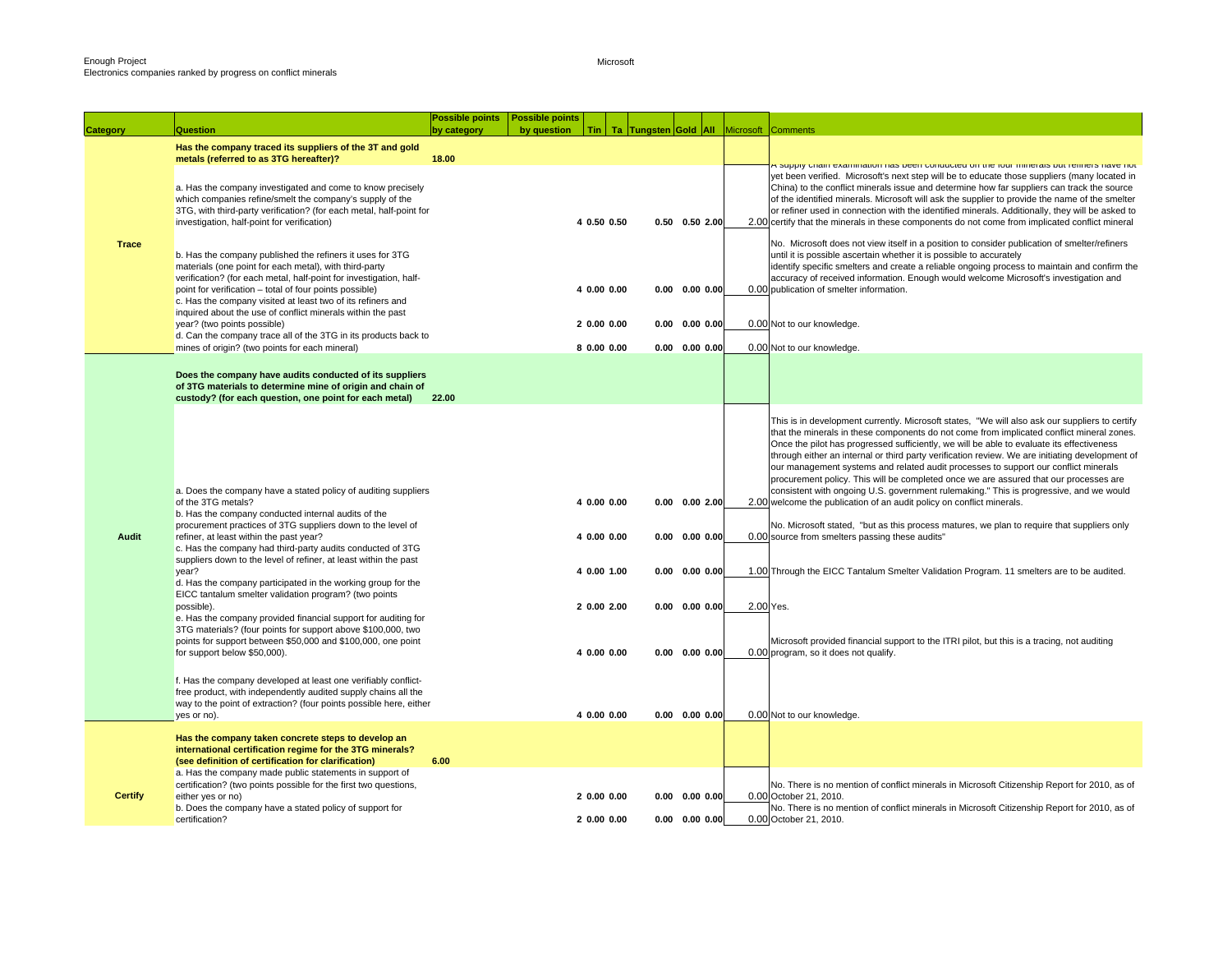Enough Project
Electronics companies ranked by progress on conflict minerals

Microsoft

| Category | Question | Possible points by category | Possible points by question | Tin | Ta | Tungsten | Gold | All | Microsoft | Comments |
|---|---|---|---|---|---|---|---|---|---|---|
| Trace | **Has the company traced its suppliers of the 3T and gold metals (referred to as 3TG hereafter)?** | **18.00** | | | | | | | | |
| | a. Has the company investigated and come to know precisely which companies refine/smelt the company's supply of the 3TG, with third-party verification? (for each metal, half-point for investigation, half-point for verification) | | **4** | **0.50** | **0.50** | **0.50** | **0.50** | **2.00** | 2.00 | A supply chain examination has been conducted on the four minerals but refiners have not yet been verified. Microsoft's next step will be to educate those suppliers (many located in China) to the conflict minerals issue and determine how far suppliers can track the source of the identified minerals. Microsoft will ask the supplier to provide the name of the smelter or refiner used in connection with the identified minerals. Additionally, they will be asked to certify that the minerals in these components do not come from implicated conflict mineral |
| | b. Has the company published the refiners it uses for 3TG materials (one point for each metal), with third-party verification? (for each metal, half-point for verification – total of four points possible) | | **4** | **0.00** | **0.00** | **0.00** | **0.00** | **0.00** | 0.00 | No. Microsoft does not view itself in a position to consider publication of smelter/refiners until it is possible ascertain whether it is possible to accurately identify specific smelters and create a reliable ongoing process to maintain and confirm the accuracy of received information. Enough would welcome Microsoft's investigation and publication of smelter information. |
| | c. Has the company visited at least two of its refiners and inquired about the use of conflict minerals within the past year? (two points possible) | | **2** | **0.00** | **0.00** | **0.00** | **0.00** | **0.00** | 0.00 | Not to our knowledge. |
| | d. Can the company trace all of the 3TG in its products back to mines of origin? (two points for each mineral) | | **8** | **0.00** | **0.00** | **0.00** | **0.00** | **0.00** | 0.00 | Not to our knowledge. |
| Audit | **Does the company have audits conducted of its suppliers of 3TG materials to determine mine of origin and chain of custody? (for each question, one point for each metal)** | **22.00** | | | | | | | | |
| | a. Does the company have a stated policy of auditing suppliers of the 3TG metals? | | **4** | **0.00** | **0.00** | **0.00** | **0.00** | **2.00** | 2.00 | This is in development currently. Microsoft states, "We will also ask our suppliers to certify that the minerals in these components do not come from implicated conflict mineral zones. Once the pilot has progressed sufficiently, we will be able to evaluate its effectiveness through either an internal or third party verification review. We are initiating development of our management systems and related audit processes to support our conflict minerals procurement policy. This will be completed once we are assured that our processes are consistent with ongoing U.S. government rulemaking." This is progressive, and we would welcome the publication of an audit policy on conflict minerals. |
| | b. Has the company conducted internal audits of the procurement practices of 3TG suppliers down to the level of refiner, at least within the past year? | | **4** | **0.00** | **0.00** | **0.00** | **0.00** | **0.00** | 0.00 | No. Microsoft stated, "but as this process matures, we plan to require that suppliers only source from smelters passing these audits" |
| | c. Has the company had third-party audits conducted of 3TG suppliers down to the level of refiner, at least within the past year? | | **4** | **0.00** | **1.00** | **0.00** | **0.00** | **0.00** | 1.00 | Through the EICC Tantalum Smelter Validation Program. 11 smelters are to be audited. |
| | d. Has the company participated in the working group for the EICC tantalum smelter validation program? (two points possible). | | **2** | **0.00** | **2.00** | **0.00** | **0.00** | **0.00** | 2.00 | Yes. |
| | e. Has the company provided financial support for auditing for 3TG materials? (four points for support above $100,000, two points for support between $50,000 and $100,000, one point for support below $50,000). | | **4** | **0.00** | **0.00** | **0.00** | **0.00** | **0.00** | 0.00 | Microsoft provided financial support to the ITRI pilot, but this is a tracing, not auditing program, so it does not qualify. |
| | f. Has the company developed at least one verifiably conflict-free product, with independently audited supply chains all the way to the point of extraction? (four points possible here, either yes or no). | | **4** | **0.00** | **0.00** | **0.00** | **0.00** | **0.00** | 0.00 | Not to our knowledge. |
| Certify | **Has the company taken concrete steps to develop an international certification regime for the 3TG minerals? (see definition of certification for clarification)** | **6.00** | | | | | | | | |
| | a. Has the company made public statements in support of certification? (two points possible for the first two questions, either yes or no) | | **2** | **0.00** | **0.00** | **0.00** | **0.00** | **0.00** | 0.00 | No. There is no mention of conflict minerals in Microsoft Citizenship Report for 2010, as of October 21, 2010. |
| | b. Does the company have a stated policy of support for certification? | | **2** | **0.00** | **0.00** | **0.00** | **0.00** | **0.00** | 0.00 | No. There is no mention of conflict minerals in Microsoft Citizenship Report for 2010, as of October 21, 2010. |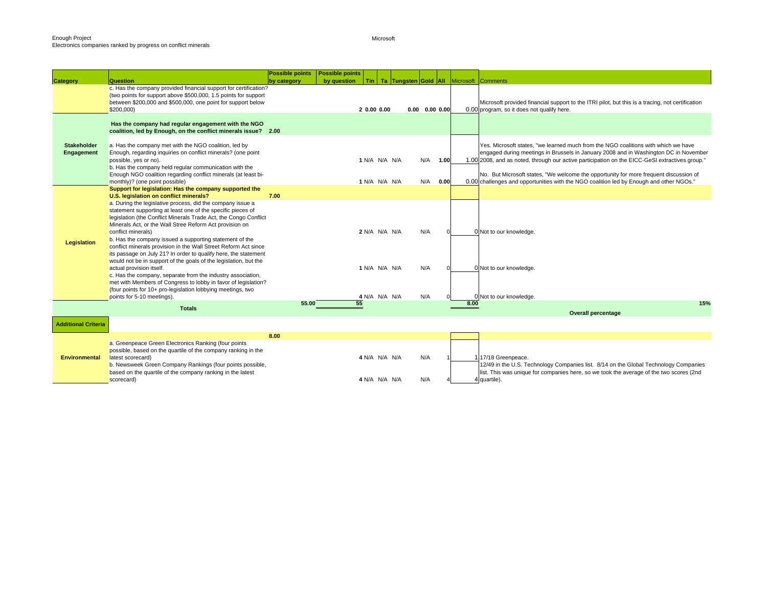Enough Project
Electronics companies ranked by progress on conflict minerals

Microsoft

| Category | Question | Possible points by category | Possible points by question | Tin | Ta | Tungsten | Gold | All | Microsoft | Comments |
|---|---|---|---|---|---|---|---|---|---|---|
| | c. Has the company provided financial support for certification? (two points for support above $500,000, 1.5 points for support between $200,000 and $500,000, one point for support below $200,000) | | 2 | 0.00 | 0.00 | | 0.00 | 0.00 | 0.00 | Microsoft provided financial support to the ITRI pilot, but this is a tracing, not certification program, so it does not qualify here. |
| Stakeholder Engagement | **Has the company had regular engagement with the NGO coalition, led by Enough, on the conflict minerals issue?** | 2.00 | | | | | | | | |
| | a. Has the company met with the NGO coalition, led by Enough, regarding inquiries on conflict minerals? (one point possible, yes or no). | | 1 | N/A | N/A | N/A | N/A | 1.00 | 1.00 | Yes. Microsoft states, "we learned much from the NGO coalitions with which we have engaged during meetings in Brussels in January 2008 and in Washington DC in November 2008, and as noted, through our active participation on the EICC-GeSI extractives group." |
| | b. Has the company held regular communication with the Enough NGO coalition regarding conflict minerals (at least bi-monthly)? (one point possible) | | 1 | N/A | N/A | N/A | N/A | 0.00 | 0.00 | No. But Microsoft states, "We welcome the opportunity for more frequent discussion of challenges and opportunities with the NGO coalition led by Enough and other NGOs." |
| Legislation | **Support for legislation: Has the company supported the U.S. legislation on conflict minerals?** | 7.00 | | | | | | | | |
| | a. During the legislative process, did the company issue a statement supporting at least one of the specific pieces of legislation (the Conflict Minerals Trade Act, the Congo Conflict Minerals Act, or the Wall Stree Reform Act provision on conflict minerals) | | 2 | N/A | N/A | N/A | N/A | 0 | 0 | Not to our knowledge. |
| | b. Has the company issued a supporting statement of the conflict minerals provision in the Wall Street Reform Act since its passage on July 21? In order to qualify here, the statement would not be in support of the goals of the legislation, but the actual provision itself. | | 1 | N/A | N/A | N/A | N/A | 0 | 0 | Not to our knowledge. |
| | c. Has the company, separate from the industry association, met with Members of Congress to lobby in favor of legislation? (four points for 10+ pro-legislation lobbying meetings, two points for 5-10 meetings). | | 4 | N/A | N/A | N/A | N/A | 0 | 0 | Not to our knowledge. |
| | **Totals** | 55.00 | 55 | | | | | | 8.00 | 15% **Overall percentage** |
| **Additional Criteria** | | | | | | | | | | |
| Environmental | | 8.00 | | | | | | | | |
| | a. Greenpeace Green Electronics Ranking (four points possible, based on the quartile of the company ranking in the latest scorecard) | | 4 | N/A | N/A | N/A | N/A | 1 | 1 | 17/18 Greenpeace. |
| | b. Newsweek Green Company Rankings (four points possible, based on the quartile of the company ranking in the latest scorecard) | | 4 | N/A | N/A | N/A | N/A | 4 | 4 | 12/49 in the U.S. Technology Companies list. 8/14 on the Global Technology Companies list. This was unique for companies here, so we took the average of the two scores (2nd quartile). |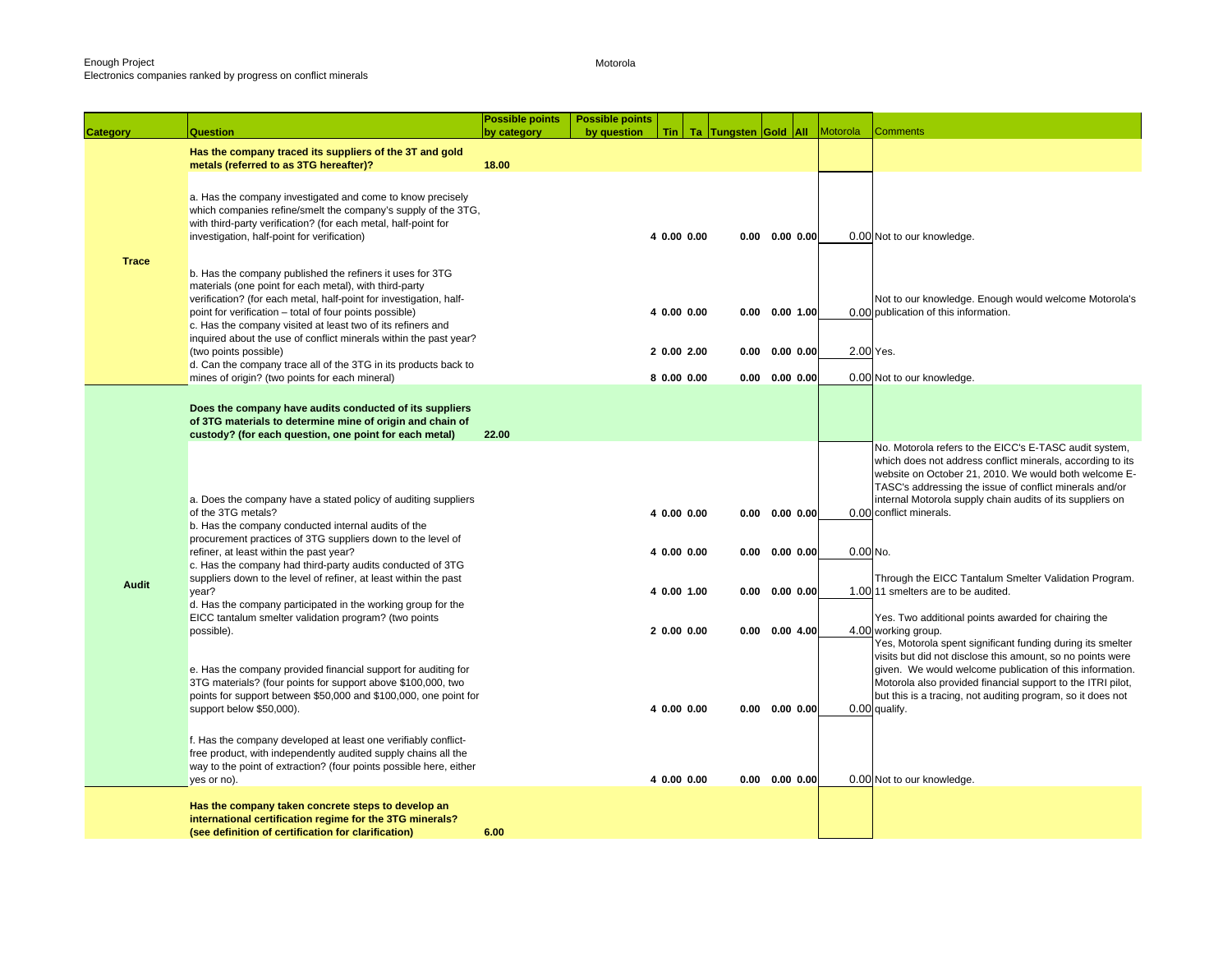Enough Project
Electronics companies ranked by progress on conflict minerals

Motorola

| Category | Question | Possible points by category | Possible points by question | Tin | Ta | Tungsten | Gold | All | Motorola | Comments |
|---|---|---|---|---|---|---|---|---|---|---|
| Trace | **Has the company traced its suppliers of the 3T and gold metals (referred to as 3TG hereafter)?** | **18.00** | | | | | | | | |
| | a. Has the company investigated and come to know precisely which companies refine/smelt the company's supply of the 3TG, with third-party verification? (for each metal, half-point for investigation, half-point for verification) | | 4 | 0.00 | 0.00 | 0.00 | 0.00 | 0.00 | 0.00 | Not to our knowledge. |
| | b. Has the company published the refiners it uses for 3TG materials (one point for each metal), with third-party verification? (for each metal, half-point for investigation, half-point for verification – total of four points possible) | | 4 | 0.00 | 0.00 | 0.00 | 0.00 | 1.00 | 0.00 | Not to our knowledge. Enough would welcome Motorola's publication of this information. |
| | c. Has the company visited at least two of its refiners and inquired about the use of conflict minerals within the past year? (two points possible) | | 2 | 0.00 | 2.00 | 0.00 | 0.00 | 0.00 | 2.00 | Yes. |
| | d. Can the company trace all of the 3TG in its products back to mines of origin? (two points for each mineral) | | 8 | 0.00 | 0.00 | 0.00 | 0.00 | 0.00 | 0.00 | Not to our knowledge. |
| Audit | **Does the company have audits conducted of its suppliers of 3TG materials to determine mine of origin and chain of custody? (for each question, one point for each metal)** | **22.00** | | | | | | | | |
| | a. Does the company have a stated policy of auditing suppliers of the 3TG metals? | | 4 | 0.00 | 0.00 | 0.00 | 0.00 | 0.00 | 0.00 | No. Motorola refers to the EICC's E-TASC audit system, which does not address conflict minerals, according to its website on October 21, 2010. We would both welcome E-TASC's addressing the issue of conflict minerals and/or internal Motorola supply chain audits of its suppliers on conflict minerals. |
| | b. Has the company conducted internal audits of the procurement practices of 3TG suppliers down to the level of refiner, at least within the past year? | | 4 | 0.00 | 0.00 | 0.00 | 0.00 | 0.00 | 0.00 | No. |
| | c. Has the company had third-party audits conducted of 3TG suppliers down to the level of refiner, at least within the past year? | | 4 | 0.00 | 1.00 | 0.00 | 0.00 | 0.00 | 1.00 | Through the EICC Tantalum Smelter Validation Program. 11 smelters are to be audited. |
| | d. Has the company participated in the working group for the EICC tantalum smelter validation program? (two points possible). | | 2 | 0.00 | 0.00 | 0.00 | 0.00 | 4.00 | 4.00 | Yes. Two additional points awarded for chairing the working group. |
| | e. Has the company provided financial support for auditing for 3TG materials? (four points for support above $100,000, two points for support between $50,000 and $100,000, one point for support below $50,000). | | 4 | 0.00 | 0.00 | 0.00 | 0.00 | 0.00 | 0.00 | Yes, Motorola spent significant funding during its smelter visits but did not disclose this amount, so no points were given. We would welcome publication of this information. Motorola also provided financial support to the ITRI pilot, but this is a tracing, not auditing program, so it does not qualify. |
| | f. Has the company developed at least one verifiably conflict-free product, with independently audited supply chains all the way to the point of extraction? (four points possible here, either yes or no). | | 4 | 0.00 | 0.00 | 0.00 | 0.00 | 0.00 | 0.00 | Not to our knowledge. |
| | **Has the company taken concrete steps to develop an international certification regime for the 3TG minerals? (see definition of certification for clarification)** | **6.00** | | | | | | | | |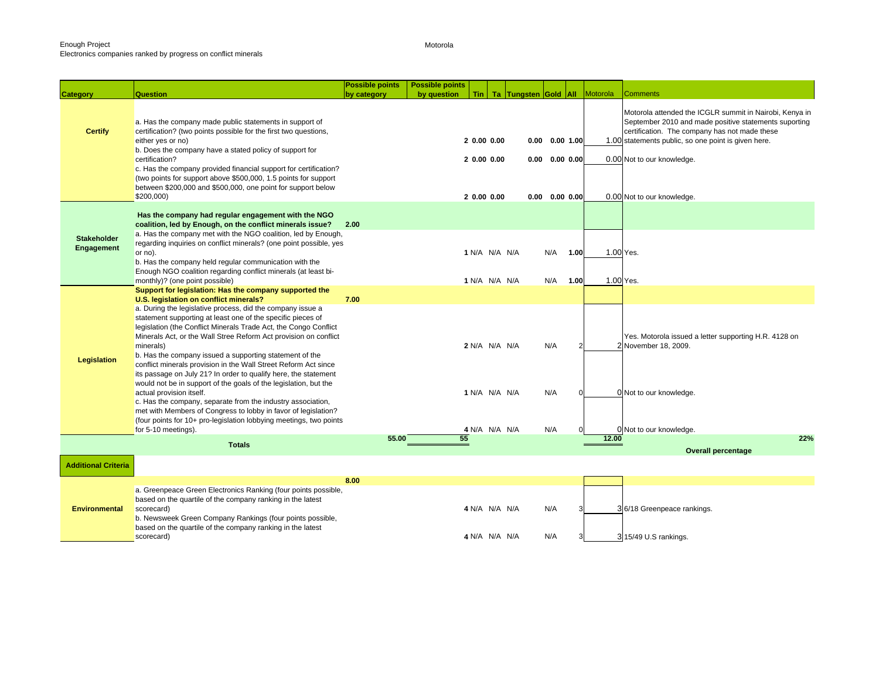Enough Project
Electronics companies ranked by progress on conflict minerals

Motorola

| Category | Question | Possible points by category | Possible points by question | Tin | Ta | Tungsten | Gold | All | Motorola | Comments |
|---|---|---|---|---|---|---|---|---|---|---|
| **Certify** | a. Has the company made public statements in support of certification? (two points possible for the first two questions, either yes or no) | | 2 | 0.00 | 0.00 | | 0.00 | 0.00 | 1.00 | 1.00 | Motorola attended the ICGLR summit in Nairobi, Kenya in September 2010 and made positive statements suporting certification. The company has not made these statements public, so one point is given here. |
| | b. Does the company have a stated policy of support for certification? | | 2 | 0.00 | 0.00 | | 0.00 | 0.00 | 0.00 | 0.00 | Not to our knowledge. |
| | c. Has the company provided financial support for certification? (two points for support above $500,000, 1.5 points for support between $200,000 and $500,000, one point for support below $200,000) | | 2 | 0.00 | 0.00 | | 0.00 | 0.00 | 0.00 | 0.00 | Not to our knowledge. |
| **Stakeholder Engagement** | **Has the company had regular engagement with the NGO coalition, led by Enough, on the conflict minerals issue?** | **2.00** | | | | | | | | |
| | a. Has the company met with the NGO coalition, led by Enough, regarding inquiries on conflict minerals? (one point possible, yes or no). | | 1 | N/A | N/A | N/A | N/A | 1.00 | 1.00 | Yes. |
| | b. Has the company held regular communication with the Enough NGO coalition regarding conflict minerals (at least bi-monthly)? (one point possible) | | 1 | N/A | N/A | N/A | N/A | 1.00 | 1.00 | Yes. |
| **Legislation** | **Support for legislation: Has the company supported the U.S. legislation on conflict minerals?** | **7.00** | | | | | | | | |
| | a. During the legislative process, did the company issue a statement supporting at least one of the specific pieces of legislation (the Conflict Minerals Trade Act, the Congo Conflict Minerals Act, or the Wall Stree Reform Act provision on conflict minerals) | | 2 | N/A | N/A | N/A | N/A | 2 | 2 | Yes. Motorola issued a letter supporting H.R. 4128 on November 18, 2009. |
| | b. Has the company issued a supporting statement of the conflict minerals provision in the Wall Street Reform Act since its passage on July 21? In order to qualify here, the statement would not be in support of the goals of the legislation, but the actual provision itself. | | 1 | N/A | N/A | N/A | N/A | 0 | 0 | Not to our knowledge. |
| | c. Has the company, separate from the industry association, met with Members of Congress to lobby in favor of legislation? (four points for 10+ pro-legislation lobbying meetings, two points for 5-10 meetings). | | 4 | N/A | N/A | N/A | N/A | 0 | 0 | Not to our knowledge. |
| | **Totals** | 55.00 | 55 | | | | | | 12.00 | 22% **Overall percentage** |
| **Additional Criteria** | | | | | | | | | | |
| **Environmental** | | 8.00 | | | | | | | | |
| | a. Greenpeace Green Electronics Ranking (four points possible, based on the quartile of the company ranking in the latest scorecard) | | 4 | N/A | N/A | N/A | N/A | 3 | 3 | 6/18 Greenpeace rankings. |
| | b. Newsweek Green Company Rankings (four points possible, based on the quartile of the company ranking in the latest scorecard) | | 4 | N/A | N/A | N/A | N/A | 3 | 3 | 15/49 U.S rankings. |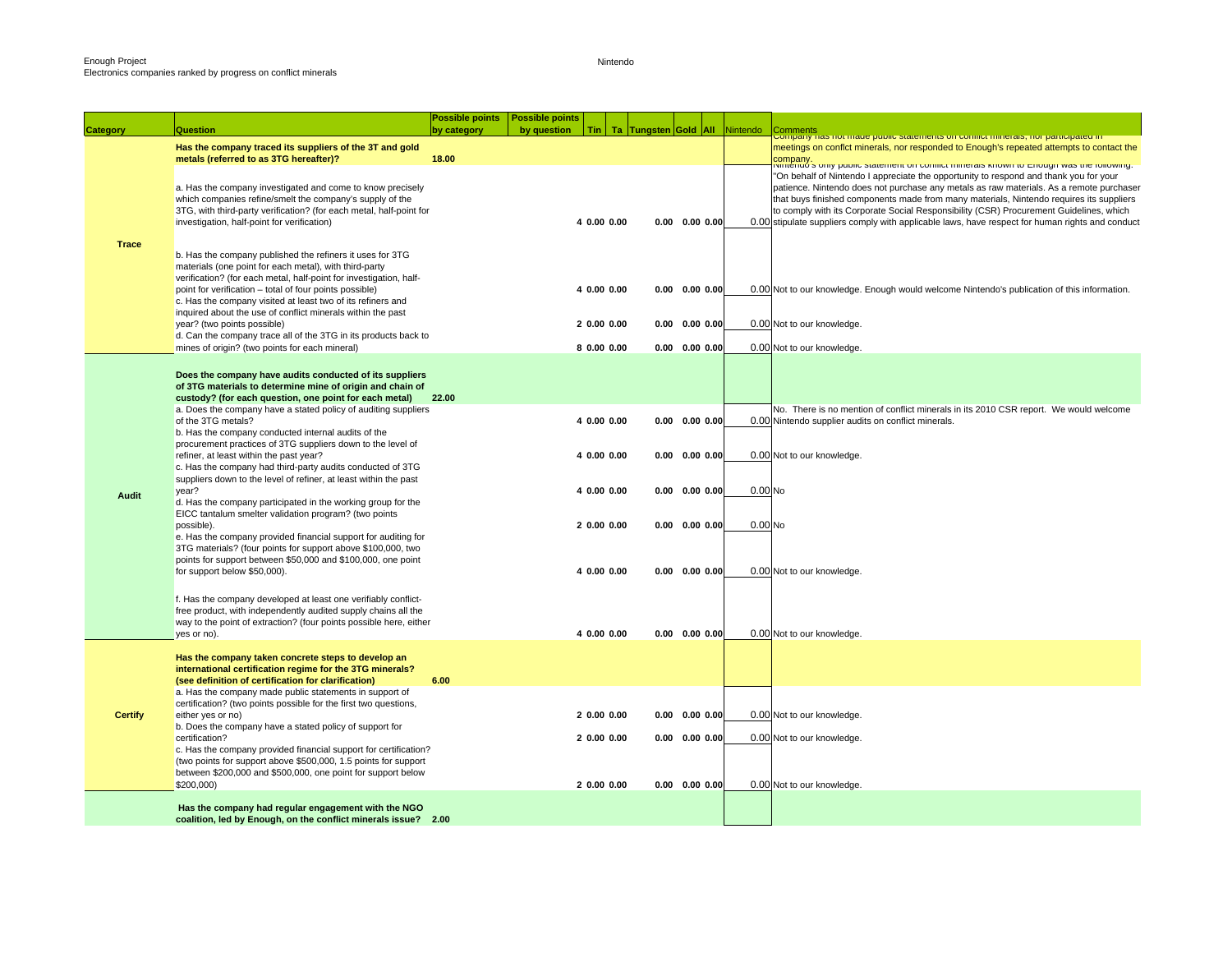Enough Project
Electronics companies ranked by progress on conflict minerals

Nintendo

| Category | Question | Possible points by category | Possible points by question | Tin | Ta | Tungsten | Gold | All | Nintendo | Comments |
|---|---|---|---|---|---|---|---|---|---|---|
| Trace | **Has the company traced its suppliers of the 3T and gold metals (referred to as 3TG hereafter)?** | **18.00** | | | | | | | | Company has not made public statements on conflict minerals, nor participated in meetings on conflct minerals, nor responded to Enough's repeated attempts to contact the company. |
| | a. Has the company investigated and come to know precisely which companies refine/smelt the company's supply of the 3TG, with third-party verification? (for each metal, half-point for investigation, half-point for verification) | | 4 | 0.00 | 0.00 | 0.00 | 0.00 | 0.00 | 0.00 | Nintendo's only public statement on conflict minerals known to Enough was the following: "On behalf of Nintendo I appreciate the opportunity to respond and thank you for your patience. Nintendo does not purchase any metals as raw materials. As a remote purchaser that buys finished components made from many materials, Nintendo requires its suppliers to comply with its Corporate Social Responsibility (CSR) Procurement Guidelines, which stipulate suppliers comply with applicable laws, have respect for human rights and conduct |
| | b. Has the company published the refiners it uses for 3TG materials (one point for each metal), with third-party verification? (for each metal, half-point for investigation, half-point for verification – total of four points possible) | | 4 | 0.00 | 0.00 | 0.00 | 0.00 | 0.00 | 0.00 | Not to our knowledge. Enough would welcome Nintendo's publication of this information. |
| | c. Has the company visited at least two of its refiners and inquired about the use of conflict minerals within the past year? (two points possible) | | 2 | 0.00 | 0.00 | 0.00 | 0.00 | 0.00 | 0.00 | Not to our knowledge. |
| | d. Can the company trace all of the 3TG in its products back to mines of origin? (two points for each mineral) | | 8 | 0.00 | 0.00 | 0.00 | 0.00 | 0.00 | 0.00 | Not to our knowledge. |
| Audit | **Does the company have audits conducted of its suppliers of 3TG materials to determine mine of origin and chain of custody? (for each question, one point for each metal)** | **22.00** | | | | | | | | |
| | a. Does the company have a stated policy of auditing suppliers of the 3TG metals? | | 4 | 0.00 | 0.00 | 0.00 | 0.00 | 0.00 | 0.00 | No. There is no mention of conflict minerals in its 2010 CSR report. We would welcome Nintendo supplier audits on conflict minerals. |
| | b. Has the company conducted internal audits of the procurement practices of 3TG suppliers down to the level of refiner, at least within the past year? | | 4 | 0.00 | 0.00 | 0.00 | 0.00 | 0.00 | 0.00 | Not to our knowledge. |
| | c. Has the company had third-party audits conducted of 3TG suppliers down to the level of refiner, at least within the past year? | | 4 | 0.00 | 0.00 | 0.00 | 0.00 | 0.00 | 0.00 | No |
| | d. Has the company participated in the working group for the EICC tantalum smelter validation program? (two points possible). | | 2 | 0.00 | 0.00 | 0.00 | 0.00 | 0.00 | 0.00 | No |
| | e. Has the company provided financial support for auditing for 3TG materials? (four points for support above $100,000, two points for support between $50,000 and $100,000, one point for support below $50,000). | | 4 | 0.00 | 0.00 | 0.00 | 0.00 | 0.00 | 0.00 | Not to our knowledge. |
| | f. Has the company developed at least one verifiably conflict-free product, with independently audited supply chains all the way to the point of extraction? (four points possible here, either yes or no). | | 4 | 0.00 | 0.00 | 0.00 | 0.00 | 0.00 | 0.00 | Not to our knowledge. |
| Certify | **Has the company taken concrete steps to develop an international certification regime for the 3TG minerals? (see definition of certification for clarification)** | **6.00** | | | | | | | | |
| | a. Has the company made public statements in support of certification? (two points possible for the first two questions, either yes or no) | | 2 | 0.00 | 0.00 | 0.00 | 0.00 | 0.00 | 0.00 | Not to our knowledge. |
| | b. Does the company have a stated policy of support for certification? | | 2 | 0.00 | 0.00 | 0.00 | 0.00 | 0.00 | 0.00 | Not to our knowledge. |
| | c. Has the company provided financial support for certification? (two points for support above $500,000, 1.5 points for support between $200,000 and $500,000, one point for support below $200,000) | | 2 | 0.00 | 0.00 | 0.00 | 0.00 | 0.00 | 0.00 | Not to our knowledge. |
| | **Has the company had regular engagement with the NGO coalition, led by Enough, on the conflict minerals issue?** | **2.00** | | | | | | | | |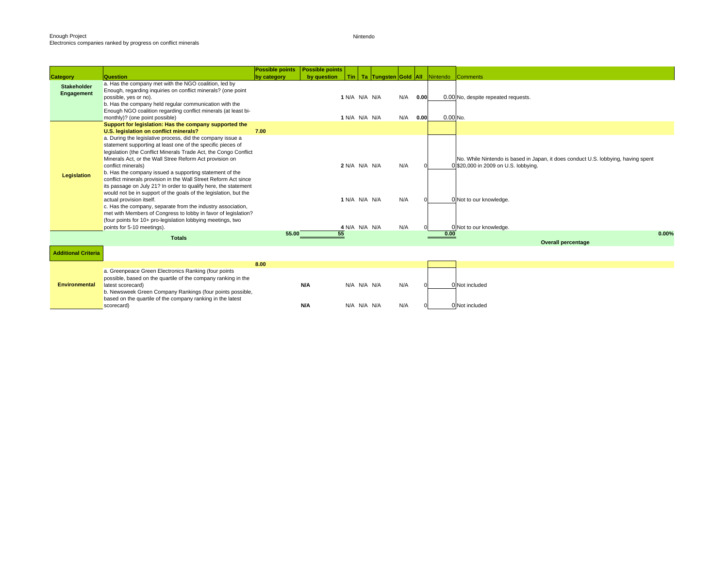Enough Project
Electronics companies ranked by progress on conflict minerals

Nintendo

| Category | Question | Possible points by category | Possible points by question | Tin | Ta | Tungsten | Gold | All | Nintendo | Comments |
|---|---|---|---|---|---|---|---|---|---|---|
| Stakeholder Engagement | a. Has the company met with the NGO coalition, led by Enough, regarding inquiries on conflict minerals? (one point possible, yes or no). | | 1 | N/A | N/A | N/A | N/A | 0.00 | 0.00 | No, despite repeated requests. |
| | b. Has the company held regular communication with the Enough NGO coalition regarding conflict minerals (at least bi-monthly)? (one point possible) | | 1 | N/A | N/A | N/A | N/A | 0.00 | 0.00 | No. |
| Legislation | **Support for legislation: Has the company supported the U.S. legislation on conflict minerals?** | **7.00** | | | | | | | | |
| | a. During the legislative process, did the company issue a statement supporting at least one of the specific pieces of legislation (the Conflict Minerals Trade Act, the Congo Conflict Minerals Act, or the Wall Stree Reform Act provision on conflict minerals) | | 2 | N/A | N/A | N/A | N/A | 0 | 0 | No. While Nintendo is based in Japan, it does conduct U.S. lobbying, having spent $20,000 in 2009 on U.S. lobbying. |
| | b. Has the company issued a supporting statement of the conflict minerals provision in the Wall Street Reform Act since its passage on July 21? In order to qualify here, the statement would not be in support of the goals of the legislation, but the actual provision itself. | | 1 | N/A | N/A | N/A | N/A | 0 | 0 | Not to our knowledge. |
| | c. Has the company, separate from the industry association, met with Members of Congress to lobby in favor of legislation? (four points for 10+ pro-legislation lobbying meetings, two points for 5-10 meetings). | | 4 | N/A | N/A | N/A | N/A | 0 | 0 | Not to our knowledge. |
| | **Totals** | 55.00 | 55 | | | | | | 0.00 | 0.00% **Overall percentage** |

| Category | Question | Possible points by category | Possible points by question | Tin | Ta | Tungsten | Gold | All | Nintendo | Comments |
|---|---|---|---|---|---|---|---|---|---|---|
| **Additional Criteria** | | | | | | | | | | |
| Environmental | | **8.00** | | | | | | | | |
| | a. Greenpeace Green Electronics Ranking (four points possible, based on the quartile of the company ranking in the latest scorecard) | | **N/A** | N/A | N/A | N/A | N/A | 0 | 0 | Not included |
| | b. Newsweek Green Company Rankings (four points possible, based on the quartile of the company ranking in the latest scorecard) | | **N/A** | N/A | N/A | N/A | N/A | 0 | 0 | Not included |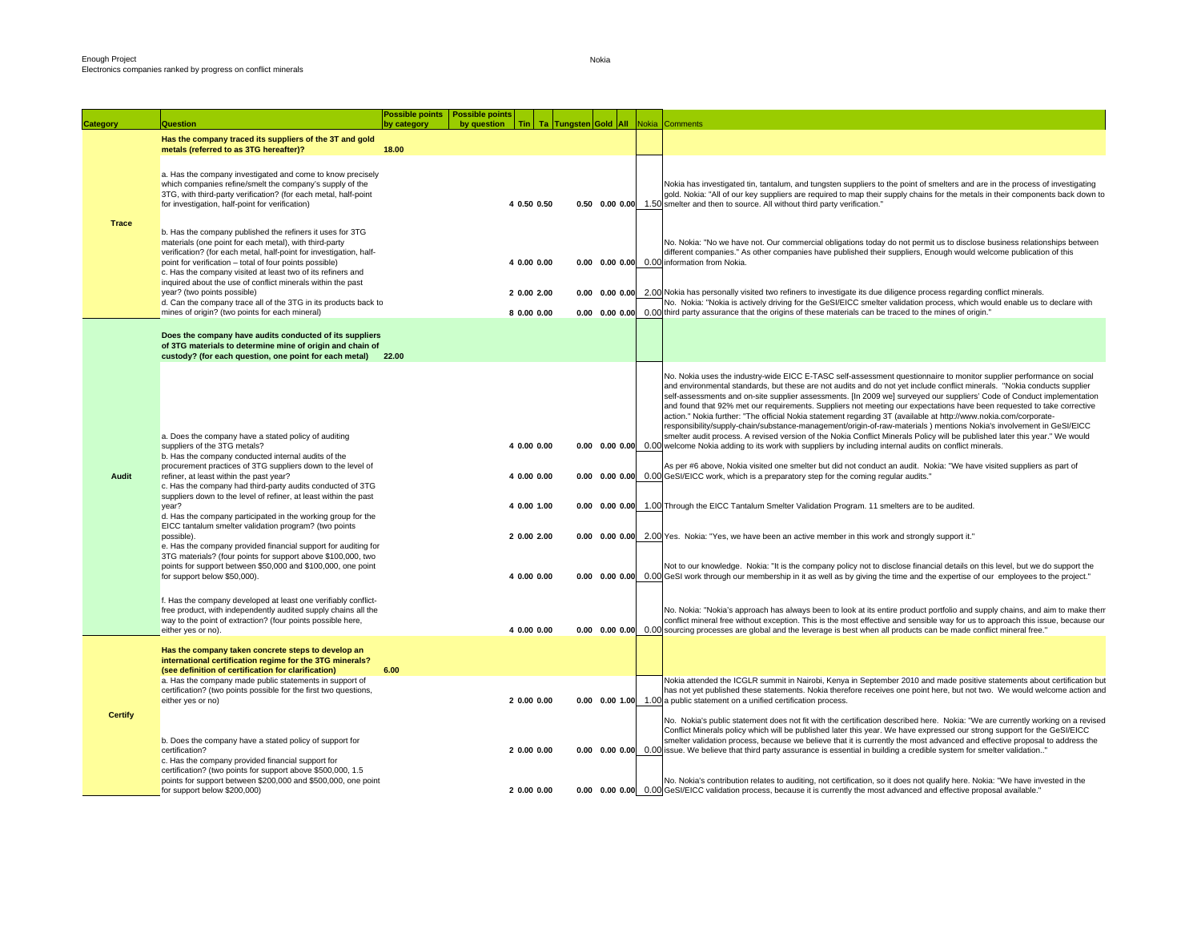Enough Project
Electronics companies ranked by progress on conflict minerals

Nokia

| Category | Question | Possible points by category | Possible points by question | Tin | Ta | Tungsten | Gold | All | Nokia | Comments |
|---|---|---|---|---|---|---|---|---|---|---|
| Trace | Has the company traced its suppliers of the 3T and gold metals (referred to as 3TG hereafter)? | 18.00 | | | | | | | | |
| | a. Has the company investigated and come to know precisely which companies refine/smelt the company's supply of the 3TG, with third-party verification? (for each metal, half-point for investigation, half-point for verification) | | 4 | 0.50 | 0.50 | 0.50 | 0.00 | 0.00 | 1.50 | Nokia has investigated tin, tantalum, and tungsten suppliers to the point of smelters and are in the process of investigating gold. Nokia: "All of our key suppliers are required to map their supply chains for the metals in their components back down to smelter and then to source. All without third party verification." |
| | b. Has the company published the refiners it uses for 3TG materials (one point for each metal), with third-party verification? (for each metal, half-point for investigation, half-point for verification – total of four points possible) | | 4 | 0.00 | 0.00 | 0.00 | 0.00 | 0.00 | 0.00 | No. Nokia: "No we have not. Our commercial obligations today do not permit us to disclose business relationships between different companies." As other companies have published their suppliers, Enough would welcome publication of this information from Nokia. |
| | c. Has the company visited at least two of its refiners and inquired about the use of conflict minerals within the past year? (two points possible) | | 2 | 0.00 | 2.00 | 0.00 | 0.00 | 0.00 | 2.00 | Nokia has personally visited two refiners to investigate its due diligence process regarding conflict minerals. |
| | d. Can the company trace all of the 3TG in its products back to mines of origin? (two points for each mineral) | | 8 | 0.00 | 0.00 | 0.00 | 0.00 | 0.00 | 0.00 | No. Nokia: "Nokia is actively driving for the GeSI/EICC smelter validation process, which would enable us to declare with third party assurance that the origins of these materials can be traced to the mines of origin." |
| Audit | Does the company have audits conducted of its suppliers of 3TG materials to determine mine of origin and chain of custody? (for each question, one point for each metal) | 22.00 | | | | | | | | |
| | a. Does the company have a stated policy of auditing suppliers of the 3TG metals? | | 4 | 0.00 | 0.00 | 0.00 | 0.00 | 0.00 | 0.00 | No. Nokia uses the industry-wide EICC E-TASC self-assessment questionnaire to monitor supplier performance on social and environmental standards, but these are not audits and do not yet include conflict minerals. "Nokia conducts supplier self-assessments and on-site supplier assessments. [In 2009 we] surveyed our suppliers' Code of Conduct implementation and found that 92% met our requirements. Suppliers not meeting our expectations have been requested to take corrective action." Nokia further: "The official Nokia statement regarding 3T (available at http://www.nokia.com/corporate-responsibility/supply-chain/substance-management/origin-of-raw-materials ) mentions Nokia's involvement in GeSI/EICC smelter audit process. A revised version of the Nokia Conflict Minerals Policy will be published later this year." We would welcome Nokia adding to its work with suppliers by including internal audits on conflict minerals. |
| | b. Has the company conducted internal audits of the procurement practices of 3TG suppliers down to the level of refiner, at least within the past year? | | 4 | 0.00 | 0.00 | 0.00 | 0.00 | 0.00 | 0.00 | As per #6 above, Nokia visited one smelter but did not conduct an audit. Nokia: "We have visited suppliers as part of GeSI/EICC work, which is a preparatory step for the coming regular audits." |
| | c. Has the company had third-party audits conducted of 3TG suppliers down to the level of refiner, at least within the past year? | | 4 | 0.00 | 1.00 | 0.00 | 0.00 | 0.00 | 1.00 | Through the EICC Tantalum Smelter Validation Program. 11 smelters are to be audited. |
| | d. Has the company participated in the working group for the EICC tantalum smelter validation program? (two points possible). | | 2 | 0.00 | 2.00 | 0.00 | 0.00 | 0.00 | 2.00 | Yes. Nokia: "Yes, we have been an active member in this work and strongly support it." |
| | e. Has the company provided financial support for auditing for 3TG materials? (four points for support above $100,000, two points for support between $50,000 and $100,000, one point for support below $50,000). | | 4 | 0.00 | 0.00 | 0.00 | 0.00 | 0.00 | 0.00 | Not to our knowledge. Nokia: "It is the company policy not to disclose financial details on this level, but we do support the GeSI work through our membership in it as well as by giving the time and the expertise of our employees to the project." |
| | f. Has the company developed at least one verifiably conflict-free product, with independently audited supply chains all the way to the point of extraction? (four points possible here, either yes or no). | | 4 | 0.00 | 0.00 | 0.00 | 0.00 | 0.00 | 0.00 | No. Nokia: "Nokia's approach has always been to look at its entire product portfolio and supply chains, and aim to make them conflict mineral free without exception. This is the most effective and sensible way for us to approach this issue, because our sourcing processes are global and the leverage is best when all products can be made conflict mineral free." |
| Certify | Has the company taken concrete steps to develop an international certification regime for the 3TG minerals? (see definition of certification for clarification) | 6.00 | | | | | | | | |
| | a. Has the company made public statements in support of certification? (two points possible for the first two questions, either yes or no) | | 2 | 0.00 | 0.00 | 0.00 | 0.00 | 1.00 | 1.00 | Nokia attended the ICGLR summit in Nairobi, Kenya in September 2010 and made positive statements about certification but has not yet published these statements. Nokia therefore receives one point here, but not two. We would welcome action and a public statement on a unified certification process. |
| | b. Does the company have a stated policy of support for certification? | | 2 | 0.00 | 0.00 | 0.00 | 0.00 | 0.00 | 0.00 | No. Nokia's public statement does not fit with the certification described here. Nokia: "We are currently working on a revised Conflict Minerals policy which will be published later this year. We have expressed our strong support for the GeSI/EICC smelter validation process, because we believe that it is currently the most advanced and effective proposal to address the issue. We believe that third party assurance is essential in building a credible system for smelter validation.." |
| | c. Has the company provided financial support for certification? (two points for support above $500,000, 1.5 points for support between $200,000 and $500,000, one point for support below $200,000) | | 2 | 0.00 | 0.00 | 0.00 | 0.00 | 0.00 | 0.00 | No. Nokia's contribution relates to auditing, not certification, so it does not qualify here. Nokia: "We have invested in the GeSI/EICC validation process, because it is currently the most advanced and effective proposal available." |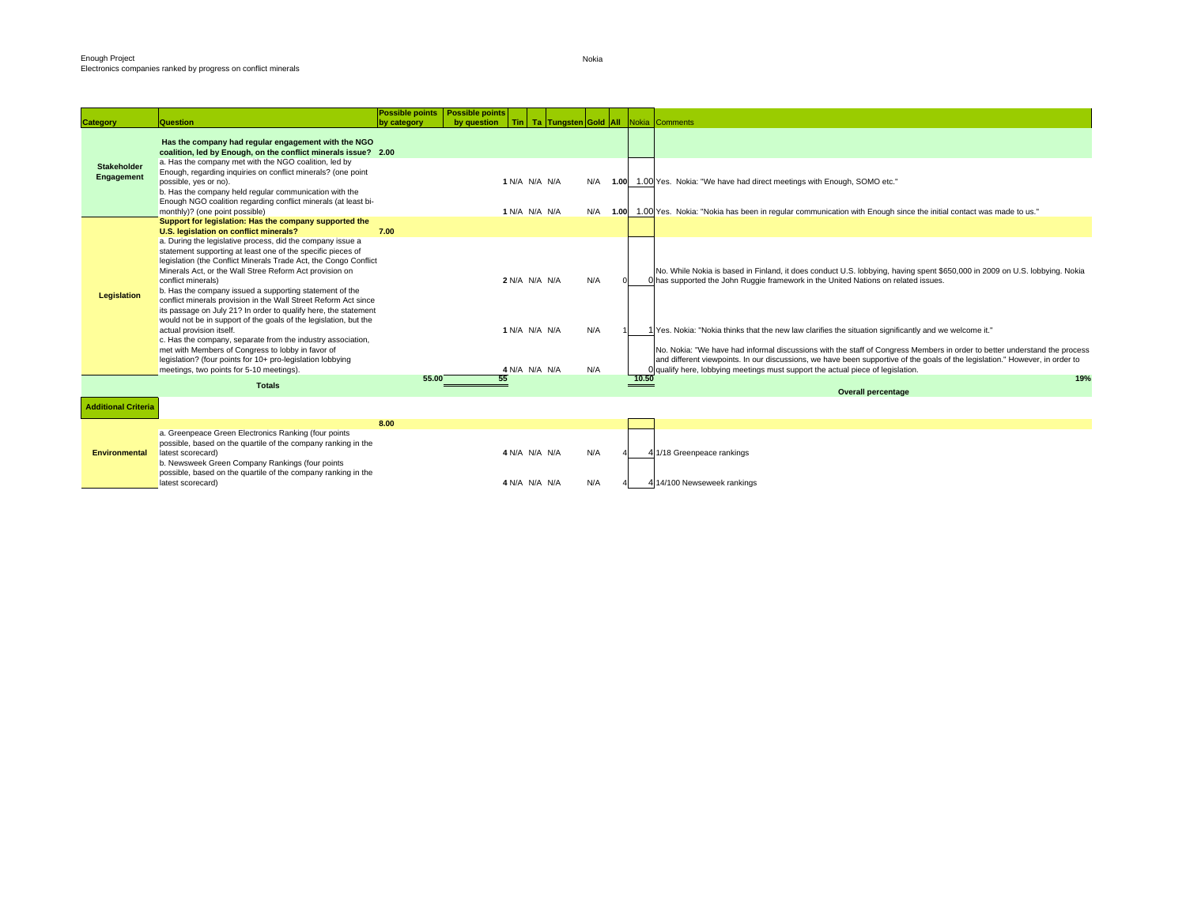Enough Project
Electronics companies ranked by progress on conflict minerals

Nokia

| Category | Question | Possible points by category | Possible points by question | Tin | Ta | Tungsten | Gold | All | Nokia | Comments |
|---|---|---|---|---|---|---|---|---|---|---|
| | **Has the company had regular engagement with the NGO coalition, led by Enough, on the conflict minerals issue?** | **2.00** | | | | | | | | |
| **Stakeholder Engagement** | a. Has the company met with the NGO coalition, led by Enough, regarding inquiries on conflict minerals? (one point possible, yes or no). | | **1** | N/A | N/A | N/A | N/A | **1.00** | 1.00 | Yes. Nokia: "We have had direct meetings with Enough, SOMO etc." |
| | b. Has the company held regular communication with the Enough NGO coalition regarding conflict minerals (at least bi-monthly)? (one point possible) | | **1** | N/A | N/A | N/A | N/A | **1.00** | 1.00 | Yes. Nokia: "Nokia has been in regular communication with Enough since the initial contact was made to us." |
| | **Support for legislation: Has the company supported the U.S. legislation on conflict minerals?** | **7.00** | | | | | | | | |
| **Legislation** | a. During the legislative process, did the company issue a statement supporting at least one of the specific pieces of legislation (the Conflict Minerals Trade Act, the Congo Conflict Minerals Act, or the Wall Stree Reform Act provision on conflict minerals) | | **2** | N/A | N/A | N/A | N/A | 0 | 0 | No. While Nokia is based in Finland, it does conduct U.S. lobbying, having spent $650,000 in 2009 on U.S. lobbying. Nokia has supported the John Ruggie framework in the United Nations on related issues. |
| | b. Has the company issued a supporting statement of the conflict minerals provision in the Wall Street Reform Act since its passage on July 21? In order to qualify here, the statement would not be in support of the goals of the legislation, but the actual provision itself. | | **1** | N/A | N/A | N/A | N/A | 1 | 1 | Yes. Nokia: "Nokia thinks that the new law clarifies the situation significantly and we welcome it." |
| | c. Has the company, separate from the industry association, met with Members of Congress to lobby in favor of legislation? (four points for 10+ pro-legislation lobbying meetings, two points for 5-10 meetings). | | **4** | N/A | N/A | N/A | N/A | | 0 | No. Nokia: "We have had informal discussions with the staff of Congress Members in order to better understand the process and different viewpoints. In our discussions, we have been supportive of the goals of the legislation." However, in order to qualify here, lobbying meetings must support the actual piece of legislation. |
| | **Totals** | 55.00 | 55 | | | | | | 10.50 | 19% **Overall percentage** |
| **Additional Criteria** | | | | | | | | | | |
| | | **8.00** | | | | | | | | |
| **Environmental** | a. Greenpeace Green Electronics Ranking (four points possible, based on the quartile of the company ranking in the latest scorecard) | | **4** | N/A | N/A | N/A | N/A | 4 | 4 | 1/18 Greenpeace rankings |
| | b. Newsweek Green Company Rankings (four points possible, based on the quartile of the company ranking in the latest scorecard) | | **4** | N/A | N/A | N/A | N/A | 4 | 4 | 14/100 Newseweek rankings |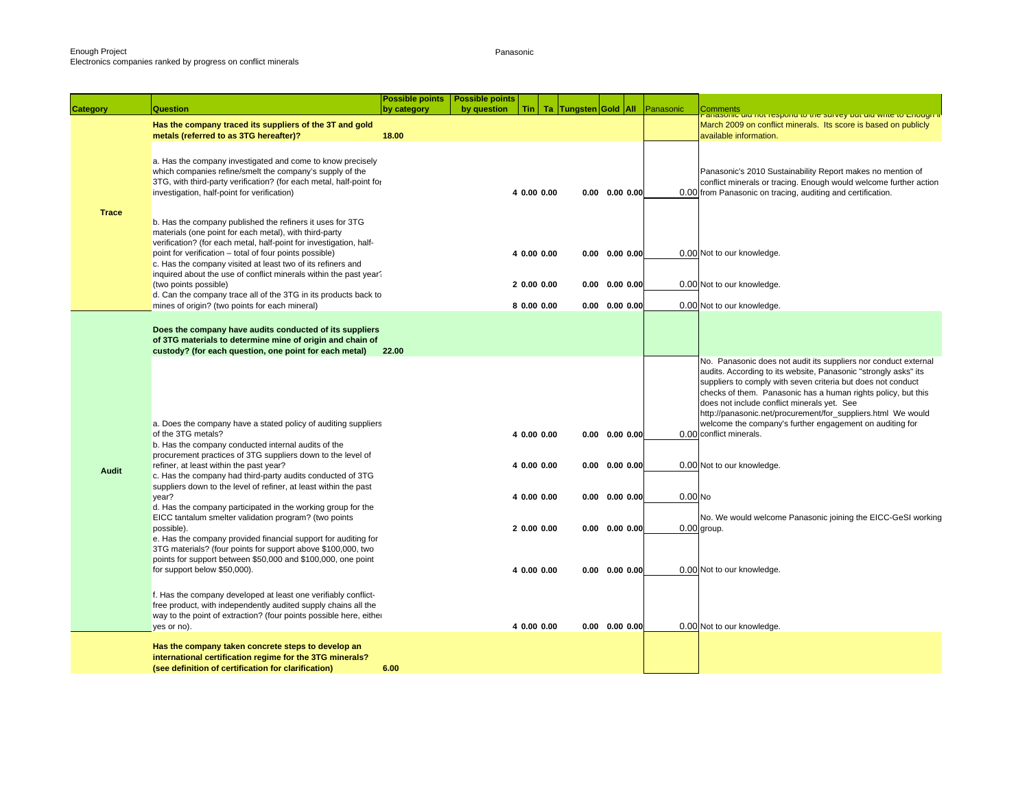Enough Project
Electronics companies ranked by progress on conflict minerals

Panasonic

| Category | Question | Possible points by category | Possible points by question | Tin | Ta | Tungsten | Gold | All | Panasonic | Comments |
|---|---|---|---|---|---|---|---|---|---|---|
| Trace | **Has the company traced its suppliers of the 3T and gold metals (referred to as 3TG hereafter)?** | **18.00** | | | | | | | | Panasonic did not respond to the survey but did write to Enough in March 2009 on conflict minerals. Its score is based on publicly available information. |
| | a. Has the company investigated and come to know precisely which companies refine/smelt the company's supply of the 3TG, with third-party verification? (for each metal, half-point for investigation, half-point for verification) | | 4 | 0.00 | 0.00 | 0.00 | 0.00 | 0.00 | 0.00 | Panasonic's 2010 Sustainability Report makes no mention of conflict minerals or tracing. Enough would welcome further action from Panasonic on tracing, auditing and certification. |
| | b. Has the company published the refiners it uses for 3TG materials (one point for each metal), with third-party verification? (for each metal, half-point for investigation, half-point for verification – total of four points possible) | | 4 | 0.00 | 0.00 | 0.00 | 0.00 | 0.00 | 0.00 | Not to our knowledge. |
| | c. Has the company visited at least two of its refiners and inquired about the use of conflict minerals within the past year? (two points possible) | | 2 | 0.00 | 0.00 | 0.00 | 0.00 | 0.00 | 0.00 | Not to our knowledge. |
| | d. Can the company trace all of the 3TG in its products back to mines of origin? (two points for each mineral) | | 8 | 0.00 | 0.00 | 0.00 | 0.00 | 0.00 | 0.00 | Not to our knowledge. |
| Audit | **Does the company have audits conducted of its suppliers of 3TG materials to determine mine of origin and chain of custody? (for each question, one point for each metal)** | **22.00** | | | | | | | | |
| | a. Does the company have a stated policy of auditing suppliers of the 3TG metals? | | 4 | 0.00 | 0.00 | 0.00 | 0.00 | 0.00 | 0.00 | No. Panasonic does not audit its suppliers nor conduct external audits. According to its website, Panasonic "strongly asks" its suppliers to comply with seven criteria but does not conduct checks of them. Panasonic has a human rights policy, but this does not include conflict minerals yet. See http://panasonic.net/procurement/for_suppliers.html We would welcome the company's further engagement on auditing for conflict minerals. |
| | b. Has the company conducted internal audits of the procurement practices of 3TG suppliers down to the level of refiner, at least within the past year? | | 4 | 0.00 | 0.00 | 0.00 | 0.00 | 0.00 | 0.00 | Not to our knowledge. |
| | c. Has the company had third-party audits conducted of 3TG suppliers down to the level of refiner, at least within the past year? | | 4 | 0.00 | 0.00 | 0.00 | 0.00 | 0.00 | 0.00 | No |
| | d. Has the company participated in the working group for the EICC tantalum smelter validation program? (two points possible). | | 2 | 0.00 | 0.00 | 0.00 | 0.00 | 0.00 | 0.00 | No. We would welcome Panasonic joining the EICC-GeSI working group. |
| | e. Has the company provided financial support for auditing for 3TG materials? (four points for support above $100,000, two points for support between $50,000 and $100,000, one point for support below $50,000). | | 4 | 0.00 | 0.00 | 0.00 | 0.00 | 0.00 | 0.00 | Not to our knowledge. |
| | f. Has the company developed at least one verifiably conflict-free product, with independently audited supply chains all the way to the point of extraction? (four points possible here, either yes or no). | | 4 | 0.00 | 0.00 | 0.00 | 0.00 | 0.00 | 0.00 | Not to our knowledge. |
| | **Has the company taken concrete steps to develop an international certification regime for the 3TG minerals? (see definition of certification for clarification)** | **6.00** | | | | | | | | |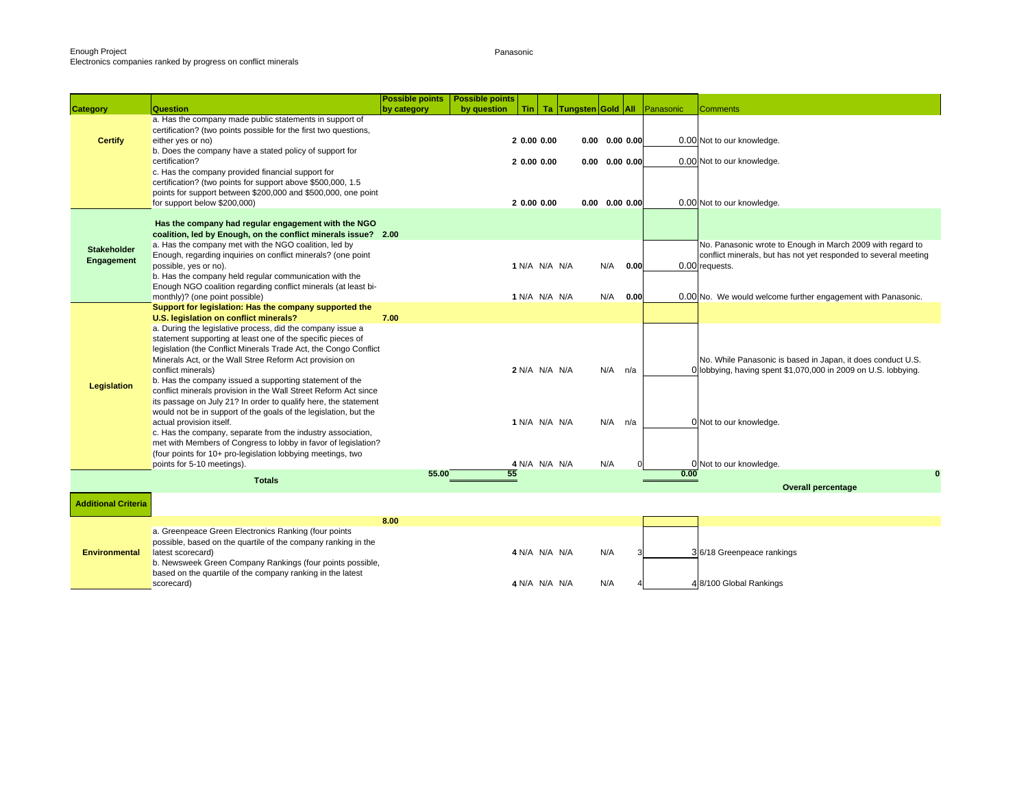Enough Project
Electronics companies ranked by progress on conflict minerals

Panasonic

| Category | Question | Possible points by category | Possible points by question | Tin | Ta | Tungsten | Gold | All | Panasonic | Comments |
|---|---|---|---|---|---|---|---|---|---|---|
| **Certify** | a. Has the company made public statements in support of certification? (two points possible for the first two questions, either yes or no) | | 2 | 0.00 | 0.00 | 0.00 | 0.00 | 0.00 | 0.00 | Not to our knowledge. |
| | b. Does the company have a stated policy of support for certification? | | 2 | 0.00 | 0.00 | 0.00 | 0.00 | 0.00 | 0.00 | Not to our knowledge. |
| | c. Has the company provided financial support for certification? (two points for support above $500,000, 1.5 points for support between $200,000 and $500,000, one point for support below $200,000) | | 2 | 0.00 | 0.00 | 0.00 | 0.00 | 0.00 | 0.00 | Not to our knowledge. |
| **Stakeholder Engagement** | **Has the company had regular engagement with the NGO coalition, led by Enough, on the conflict minerals issue?** | **2.00** | | | | | | | | |
| | a. Has the company met with the NGO coalition, led by Enough, regarding inquiries on conflict minerals? (one point possible, yes or no). | | 1 | N/A | N/A | N/A | N/A | 0.00 | 0.00 | No. Panasonic wrote to Enough in March 2009 with regard to conflict minerals, but has not yet responded to several meeting requests. |
| | b. Has the company held regular communication with the Enough NGO coalition regarding conflict minerals (at least bi-monthly)? (one point possible) | | 1 | N/A | N/A | N/A | N/A | 0.00 | 0.00 | No. We would welcome further engagement with Panasonic. |
| **Legislation** | **Support for legislation: Has the company supported the U.S. legislation on conflict minerals?** | **7.00** | | | | | | | | |
| | a. During the legislative process, did the company issue a statement supporting at least one of the specific pieces of legislation (the Conflict Minerals Trade Act, the Congo Conflict Minerals Act, or the Wall Stree Reform Act provision on conflict minerals) | | 2 | N/A | N/A | N/A | N/A | n/a | 0 | No. While Panasonic is based in Japan, it does conduct U.S. lobbying, having spent $1,070,000 in 2009 on U.S. lobbying. |
| | b. Has the company issued a supporting statement of the conflict minerals provision in the Wall Street Reform Act since its passage on July 21? In order to qualify here, the statement would not be in support of the goals of the legislation, but the actual provision itself. | | 1 | N/A | N/A | N/A | N/A | n/a | 0 | Not to our knowledge. |
| | c. Has the company, separate from the industry association, met with Members of Congress to lobby in favor of legislation? (four points for 10+ pro-legislation lobbying meetings, two points for 5-10 meetings). | | 4 | N/A | N/A | N/A | N/A | 0 | 0 | Not to our knowledge. |
| | **Totals** | 55.00 | 55 | | | | | | 0.00 | 0 |
| | | | | | | | | | | **Overall percentage** |
| **Additional Criteria** | | | | | | | | | | |
| **Environmental** | | 8.00 | | | | | | | | |
| | a. Greenpeace Green Electronics Ranking (four points possible, based on the quartile of the company ranking in the latest scorecard) | | 4 | N/A | N/A | N/A | N/A | 3 | 3 | 6/18 Greenpeace rankings |
| | b. Newsweek Green Company Rankings (four points possible, based on the quartile of the company ranking in the latest scorecard) | | 4 | N/A | N/A | N/A | N/A | 4 | 4 | 8/100 Global Rankings |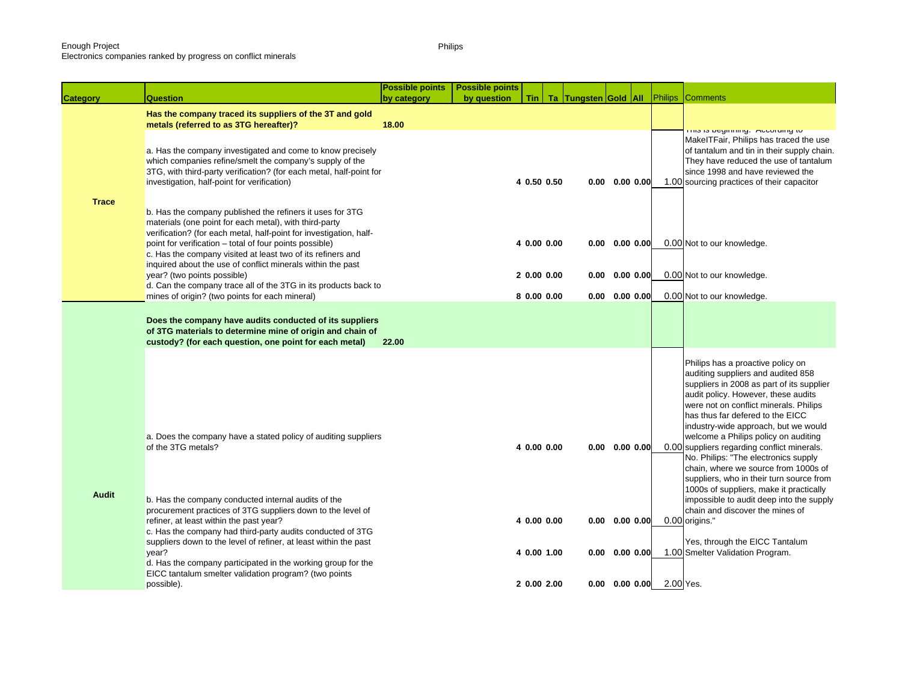Enough Project
Electronics companies ranked by progress on conflict minerals

Philips

| Category | Question | Possible points by category | Possible points by question | Tin | Ta | Tungsten | Gold | All | Philips | Comments |
|---|---|---|---|---|---|---|---|---|---|---|
| Trace | **Has the company traced its suppliers of the 3T and gold metals (referred to as 3TG hereafter)?** | **18.00** | | | | | | | | |
| | a. Has the company investigated and come to know precisely which companies refine/smelt the company's supply of the 3TG, with third-party verification? (for each metal, half-point for investigation, half-point for verification) | | 4 | 0.50 | 0.50 | 0.00 | 0.00 | 0.00 | 1.00 | This is beginning. According to MakeITFair, Philips has traced the use of tantalum and tin in their supply chain. They have reduced the use of tantalum since 1998 and have reviewed the sourcing practices of their capacitor |
| | b. Has the company published the refiners it uses for 3TG materials (one point for each metal), with third-party verification? (for each metal, half-point for investigation, half-point for verification – total of four points possible) | | 4 | 0.00 | 0.00 | 0.00 | 0.00 | 0.00 | 0.00 | Not to our knowledge. |
| | c. Has the company visited at least two of its refiners and inquired about the use of conflict minerals within the past year? (two points possible) | | 2 | 0.00 | 0.00 | 0.00 | 0.00 | 0.00 | 0.00 | Not to our knowledge. |
| | d. Can the company trace all of the 3TG in its products back to mines of origin? (two points for each mineral) | | 8 | 0.00 | 0.00 | 0.00 | 0.00 | 0.00 | 0.00 | Not to our knowledge. |
| Audit | **Does the company have audits conducted of its suppliers of 3TG materials to determine mine of origin and chain of custody? (for each question, one point for each metal)** | **22.00** | | | | | | | | |
| | a. Does the company have a stated policy of auditing suppliers of the 3TG metals? | | 4 | 0.00 | 0.00 | 0.00 | 0.00 | 0.00 | 0.00 | Philips has a proactive policy on auditing suppliers and audited 858 suppliers in 2008 as part of its supplier audit policy. However, these audits were not on conflict minerals. Philips has thus far defered to the EICC industry-wide approach, but we would welcome a Philips policy on auditing suppliers regarding conflict minerals. |
| | b. Has the company conducted internal audits of the procurement practices of 3TG suppliers down to the level of refiner, at least within the past year? | | 4 | 0.00 | 0.00 | 0.00 | 0.00 | 0.00 | 0.00 | No. Philips: "The electronics supply chain, where we source from 1000s of suppliers, who in their turn source from 1000s of suppliers, make it practically impossible to audit deep into the supply chain and discover the mines of origins." |
| | c. Has the company had third-party audits conducted of 3TG suppliers down to the level of refiner, at least within the past year? | | 4 | 0.00 | 1.00 | 0.00 | 0.00 | 0.00 | 1.00 | Yes, through the EICC Tantalum Smelter Validation Program. |
| | d. Has the company participated in the working group for the EICC tantalum smelter validation program? (two points possible). | | 2 | 0.00 | 2.00 | 0.00 | 0.00 | 0.00 | 2.00 | Yes. |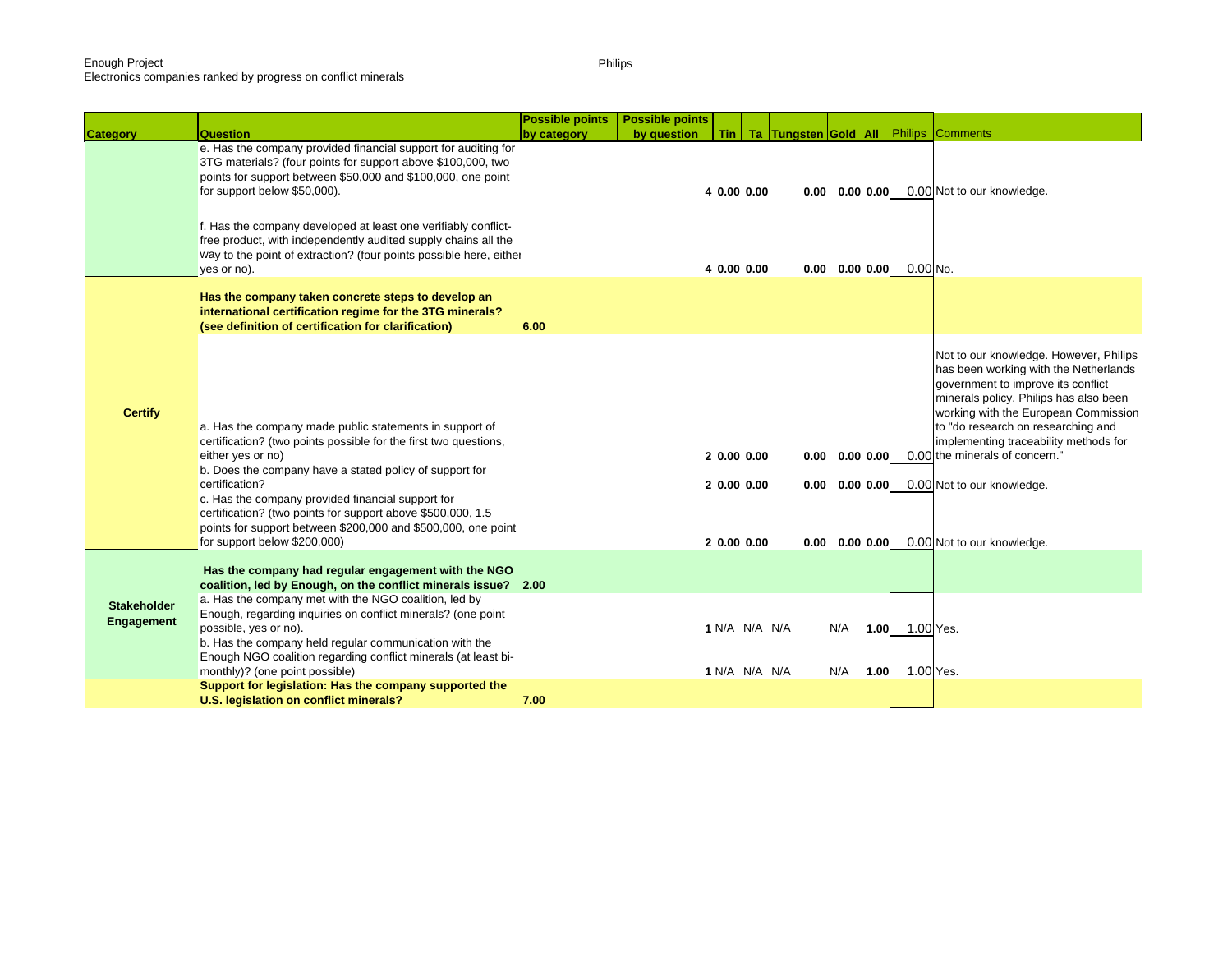Enough Project
Electronics companies ranked by progress on conflict minerals

Philips

| Category | Question | Possible points by category | Possible points by question | Tin | Ta | Tungsten | Gold | All | Philips | Comments |
|---|---|---|---|---|---|---|---|---|---|---|
| | e. Has the company provided financial support for auditing for 3TG materials? (four points for support above $100,000, two points for support between $50,000 and $100,000, one point for support below $50,000). | | 4 | 0.00 | 0.00 | 0.00 | 0.00 | 0.00 | 0.00 | Not to our knowledge. |
| | f. Has the company developed at least one verifiably conflict-free product, with independently audited supply chains all the way to the point of extraction? (four points possible here, either yes or no). | | 4 | 0.00 | 0.00 | 0.00 | 0.00 | 0.00 | 0.00 | No. |
| **Certify** | **Has the company taken concrete steps to develop an international certification regime for the 3TG minerals? (see definition of certification for clarification)** | **6.00** | | | | | | | | |
| | a. Has the company made public statements in support of certification? (two points possible for the first two questions, either yes or no) | | 2 | 0.00 | 0.00 | 0.00 | 0.00 | 0.00 | 0.00 | Not to our knowledge. However, Philips has been working with the Netherlands government to improve its conflict minerals policy. Philips has also been working with the European Commission to "do research on researching and implementing traceability methods for the minerals of concern." |
| | b. Does the company have a stated policy of support for certification? | | 2 | 0.00 | 0.00 | 0.00 | 0.00 | 0.00 | 0.00 | Not to our knowledge. |
| | c. Has the company provided financial support for certification? (two points for support above $500,000, 1.5 points for support between $200,000 and $500,000, one point for support below $200,000) | | 2 | 0.00 | 0.00 | 0.00 | 0.00 | 0.00 | 0.00 | Not to our knowledge. |
| **Stakeholder Engagement** | **Has the company had regular engagement with the NGO coalition, led by Enough, on the conflict minerals issue?** | **2.00** | | | | | | | | |
| | a. Has the company met with the NGO coalition, led by Enough, regarding inquiries on conflict minerals? (one point possible, yes or no). | | 1 | N/A | N/A | N/A | N/A | 1.00 | 1.00 | Yes. |
| | b. Has the company held regular communication with the Enough NGO coalition regarding conflict minerals (at least bi-monthly)? (one point possible) | | 1 | N/A | N/A | N/A | N/A | 1.00 | 1.00 | Yes. |
| | **Support for legislation: Has the company supported the U.S. legislation on conflict minerals?** | **7.00** | | | | | | | | |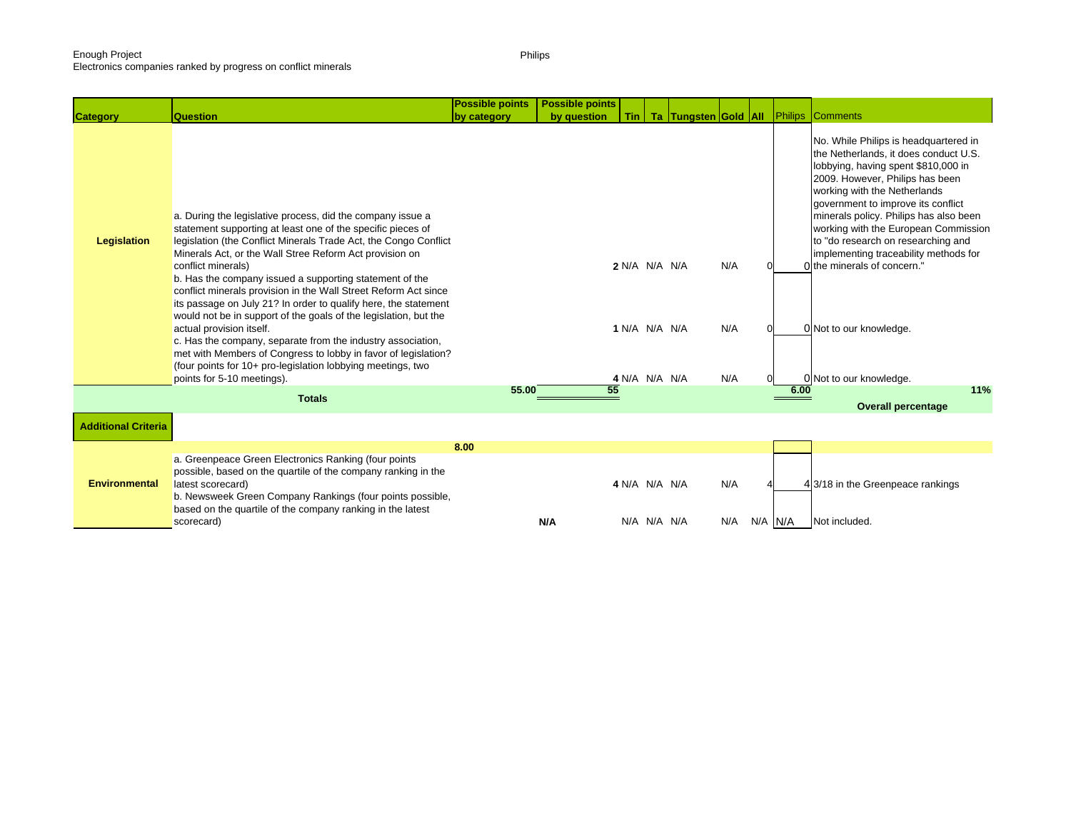Enough Project
Electronics companies ranked by progress on conflict minerals

Philips

| Category | Question | Possible points by category | Possible points by question | Tin | Ta | Tungsten | Gold | All | Philips | Comments |
|---|---|---|---|---|---|---|---|---|---|---|
| Legislation | a. During the legislative process, did the company issue a statement supporting at least one of the specific pieces of legislation (the Conflict Minerals Trade Act, the Congo Conflict Minerals Act, or the Wall Stree Reform Act provision on conflict minerals) | | 2 | N/A | N/A | N/A | N/A | 0 | 0 | No. While Philips is headquartered in the Netherlands, it does conduct U.S. lobbying, having spent $810,000 in 2009. However, Philips has been working with the Netherlands government to improve its conflict minerals policy. Philips has also been working with the European Commission to "do research on researching and implementing traceability methods for the minerals of concern." |
| | b. Has the company issued a supporting statement of the conflict minerals provision in the Wall Street Reform Act since its passage on July 21? In order to qualify here, the statement would not be in support of the goals of the legislation, but the actual provision itself. | | 1 | N/A | N/A | N/A | N/A | 0 | 0 | Not to our knowledge. |
| | c. Has the company, separate from the industry association, met with Members of Congress to lobby in favor of legislation? (four points for 10+ pro-legislation lobbying meetings, two points for 5-10 meetings). | | 4 | N/A | N/A | N/A | N/A | 0 | 0 | Not to our knowledge. |
| | Totals | 55.00 | 55 | | | | | | 6.00 | 11% Overall percentage |
| Additional Criteria | | | | | | | | | | |
| Environmental | | 8.00 | | | | | | | | |
| | a. Greenpeace Green Electronics Ranking (four points possible, based on the quartile of the company ranking in the latest scorecard) | | 4 | N/A | N/A | N/A | N/A | 4 | 4 | 3/18 in the Greenpeace rankings |
| | b. Newsweek Green Company Rankings (four points possible, based on the quartile of the company ranking in the latest scorecard) | | N/A | N/A | N/A | N/A | N/A | N/A | N/A | Not included. |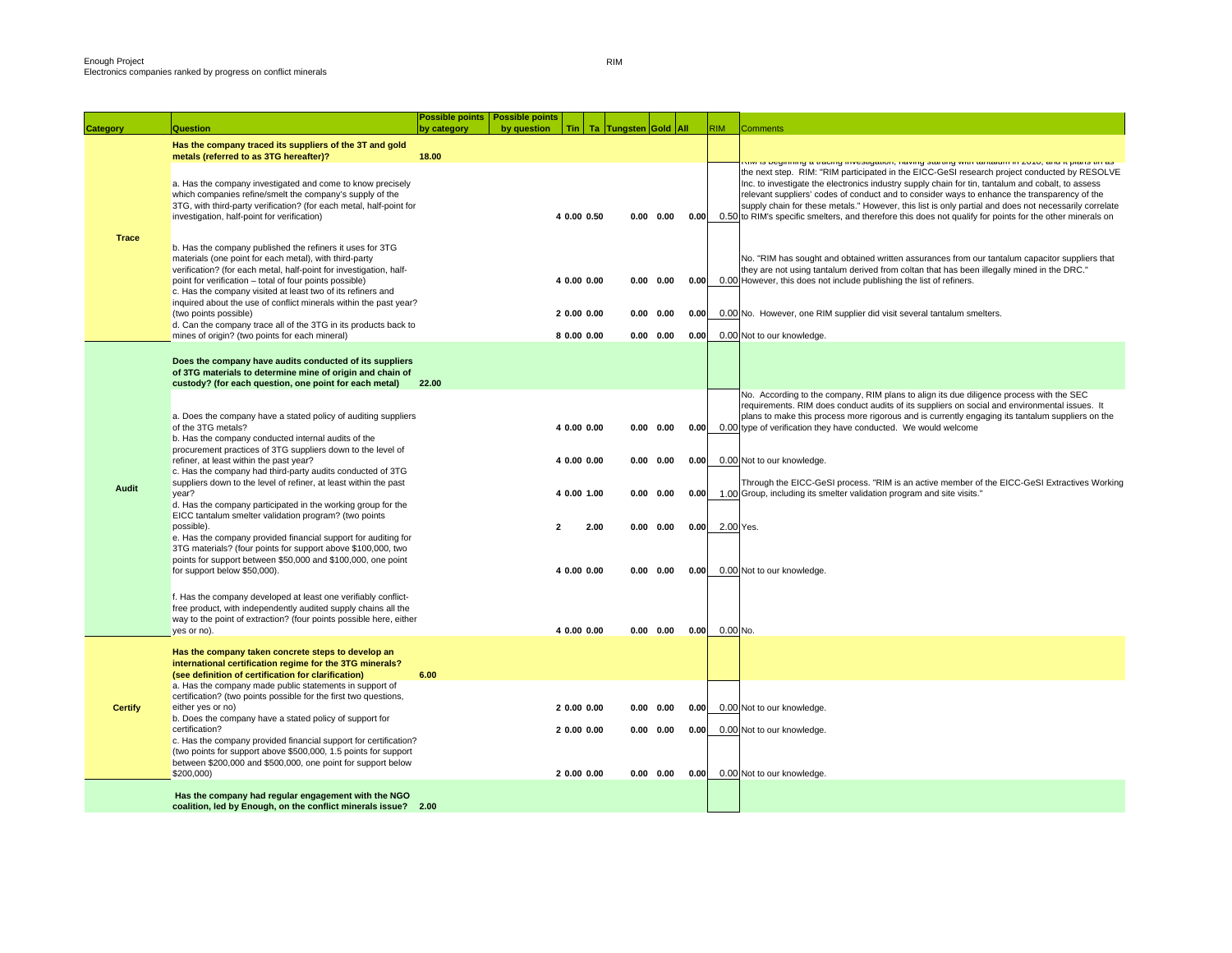Enough Project
Electronics companies ranked by progress on conflict minerals

RIM

| Category | Question | Possible points by category | Possible points by question | Tin | Ta | Tungsten | Gold | All | RIM | Comments |
|---|---|---|---|---|---|---|---|---|---|---|
| Trace | **Has the company traced its suppliers of the 3T and gold metals (referred to as 3TG hereafter)?** | 18.00 | | | | | | | | |
| | a. Has the company investigated and come to know precisely which companies refine/smelt the company's supply of the 3TG, with third-party verification? (for each metal, half-point for investigation, half-point for verification) | | 4 | 0.00 | 0.50 | 0.00 | 0.00 | 0.00 | 0.50 | RIM is beginning a tracing investigation, having starting with tantalum in 2010, and it plans tin as the next step. RIM: "RIM participated in the EICC-GeSI research project conducted by RESOLVE Inc. to investigate the electronics industry supply chain for tin, tantalum and cobalt, to assess relevant suppliers' codes of conduct and to consider ways to enhance the transparency of the supply chain for these metals." However, this list is only partial and does not necessarily correlate to RIM's specific smelters, and therefore this does not qualify for points for the other minerals on |
| | b. Has the company published the refiners it uses for 3TG materials (one point for each metal), with third-party verification? (for each metal, half-point for investigation, half-point for verification – total of four points possible) | | 4 | 0.00 | 0.00 | 0.00 | 0.00 | 0.00 | 0.00 | No. "RIM has sought and obtained written assurances from our tantalum capacitor suppliers that they are not using tantalum derived from coltan that has been illegally mined in the DRC." However, this does not include publishing the list of refiners. |
| | c. Has the company visited at least two of its refiners and inquired about the use of conflict minerals within the past year? (two points possible) | | 2 | 0.00 | 0.00 | 0.00 | 0.00 | 0.00 | 0.00 | No. However, one RIM supplier did visit several tantalum smelters. |
| | d. Can the company trace all of the 3TG in its products back to mines of origin? (two points for each mineral) | | 8 | 0.00 | 0.00 | 0.00 | 0.00 | 0.00 | 0.00 | Not to our knowledge. |
| Audit | **Does the company have audits conducted of its suppliers of 3TG materials to determine mine of origin and chain of custody? (for each question, one point for each metal)** | 22.00 | | | | | | | | |
| | a. Does the company have a stated policy of auditing suppliers of the 3TG metals? | | 4 | 0.00 | 0.00 | 0.00 | 0.00 | 0.00 | 0.00 | No. According to the company, RIM plans to align its due diligence process with the SEC requirements. RIM does conduct audits of its suppliers on social and environmental issues. It plans to make this process more rigorous and is currently engaging its tantalum suppliers on the type of verification they have conducted. We would welcome |
| | b. Has the company conducted internal audits of the procurement practices of 3TG suppliers down to the level of refiner, at least within the past year? | | 4 | 0.00 | 0.00 | 0.00 | 0.00 | 0.00 | 0.00 | Not to our knowledge. |
| | c. Has the company had third-party audits conducted of 3TG suppliers down to the level of refiner, at least within the past year? | | 4 | 0.00 | 1.00 | 0.00 | 0.00 | 0.00 | 1.00 | Through the EICC-GeSI process. "RIM is an active member of the EICC-GeSI Extractives Working Group, including its smelter validation program and site visits." |
| | d. Has the company participated in the working group for the EICC tantalum smelter validation program? (two points possible). | | 2 | | 2.00 | 0.00 | 0.00 | 0.00 | 2.00 | Yes. |
| | e. Has the company provided financial support for auditing for 3TG materials? (four points for support above $100,000, two points for support between $50,000 and $100,000, one point for support below $50,000). | | 4 | 0.00 | 0.00 | 0.00 | 0.00 | 0.00 | 0.00 | Not to our knowledge. |
| | f. Has the company developed at least one verifiably conflict-free product, with independently audited supply chains all the way to the point of extraction? (four points possible here, either yes or no). | | 4 | 0.00 | 0.00 | 0.00 | 0.00 | 0.00 | 0.00 | No. |
| Certify | **Has the company taken concrete steps to develop an international certification regime for the 3TG minerals? (see definition of certification for clarification)** | 6.00 | | | | | | | | |
| | a. Has the company made public statements in support of certification? (two points possible for the first two questions, either yes or no) | | 2 | 0.00 | 0.00 | 0.00 | 0.00 | 0.00 | 0.00 | Not to our knowledge. |
| | b. Does the company have a stated policy of support for certification? | | 2 | 0.00 | 0.00 | 0.00 | 0.00 | 0.00 | 0.00 | Not to our knowledge. |
| | c. Has the company provided financial support for certification? (two points for support above $500,000, 1.5 points for support between $200,000 and $500,000, one point for support below $200,000) | | 2 | 0.00 | 0.00 | 0.00 | 0.00 | 0.00 | 0.00 | Not to our knowledge. |
| | **Has the company had regular engagement with the NGO coalition, led by Enough, on the conflict minerals issue?** | 2.00 | | | | | | | | |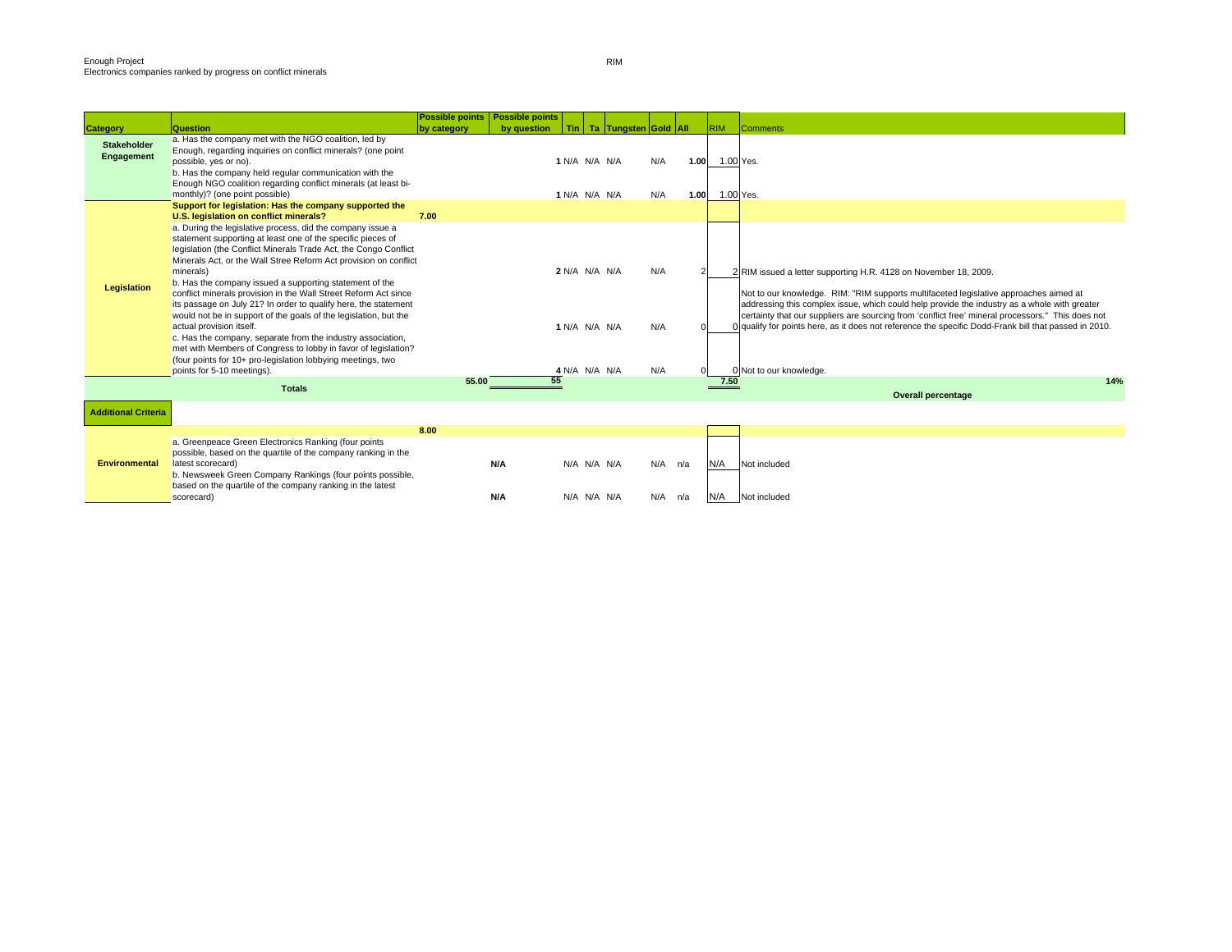Enough Project
Electronics companies ranked by progress on conflict minerals

RIM

| Category | Question | Possible points by category | Possible points by question | Tin | Ta | Tungsten | Gold | All | RIM | Comments |
|---|---|---|---|---|---|---|---|---|---|---|
| Stakeholder Engagement | a. Has the company met with the NGO coalition, led by Enough, regarding inquiries on conflict minerals? (one point possible, yes or no). | | 1 | N/A | N/A | N/A | N/A | 1.00 | 1.00 | Yes. |
| | b. Has the company held regular communication with the Enough NGO coalition regarding conflict minerals (at least bi-monthly)? (one point possible) | | 1 | N/A | N/A | N/A | N/A | 1.00 | 1.00 | Yes. |
| Legislation | **Support for legislation: Has the company supported the U.S. legislation on conflict minerals?** | 7.00 | | | | | | | | |
| | a. During the legislative process, did the company issue a statement supporting at least one of the specific pieces of legislation (the Conflict Minerals Trade Act, the Congo Conflict Minerals Act, or the Wall Stree Reform Act provision on conflict minerals) | | 2 | N/A | N/A | N/A | N/A | 2 | 2 | RIM issued a letter supporting H.R. 4128 on November 18, 2009. |
| | b. Has the company issued a supporting statement of the conflict minerals provision in the Wall Street Reform Act since its passage on July 21? In order to qualify here, the statement would not be in support of the goals of the legislation, but the actual provision itself. | | 1 | N/A | N/A | N/A | N/A | 0 | 0 | Not to our knowledge. RIM: "RIM supports multifaceted legislative approaches aimed at addressing this complex issue, which could help provide the industry as a whole with greater certainty that our suppliers are sourcing from 'conflict free' mineral processors." This does not qualify for points here, as it does not reference the specific Dodd-Frank bill that passed in 2010. |
| | c. Has the company, separate from the industry association, met with Members of Congress to lobby in favor of legislation? (four points for 10+ pro-legislation lobbying meetings, two points for 5-10 meetings). | | 4 | N/A | N/A | N/A | N/A | 0 | 0 | Not to our knowledge. |
| | **Totals** | 55.00 | 55 | | | | | | 7.50 | 14% **Overall percentage** |
| **Additional Criteria** | | | | | | | | | | |
| Environmental | | 8.00 | | | | | | | | |
| | a. Greenpeace Green Electronics Ranking (four points possible, based on the quartile of the company ranking in the latest scorecard) | | N/A | N/A | N/A | N/A | N/A | n/a | N/A | Not included |
| | b. Newsweek Green Company Rankings (four points possible, based on the quartile of the company ranking in the latest scorecard) | | N/A | N/A | N/A | N/A | N/A | n/a | N/A | Not included |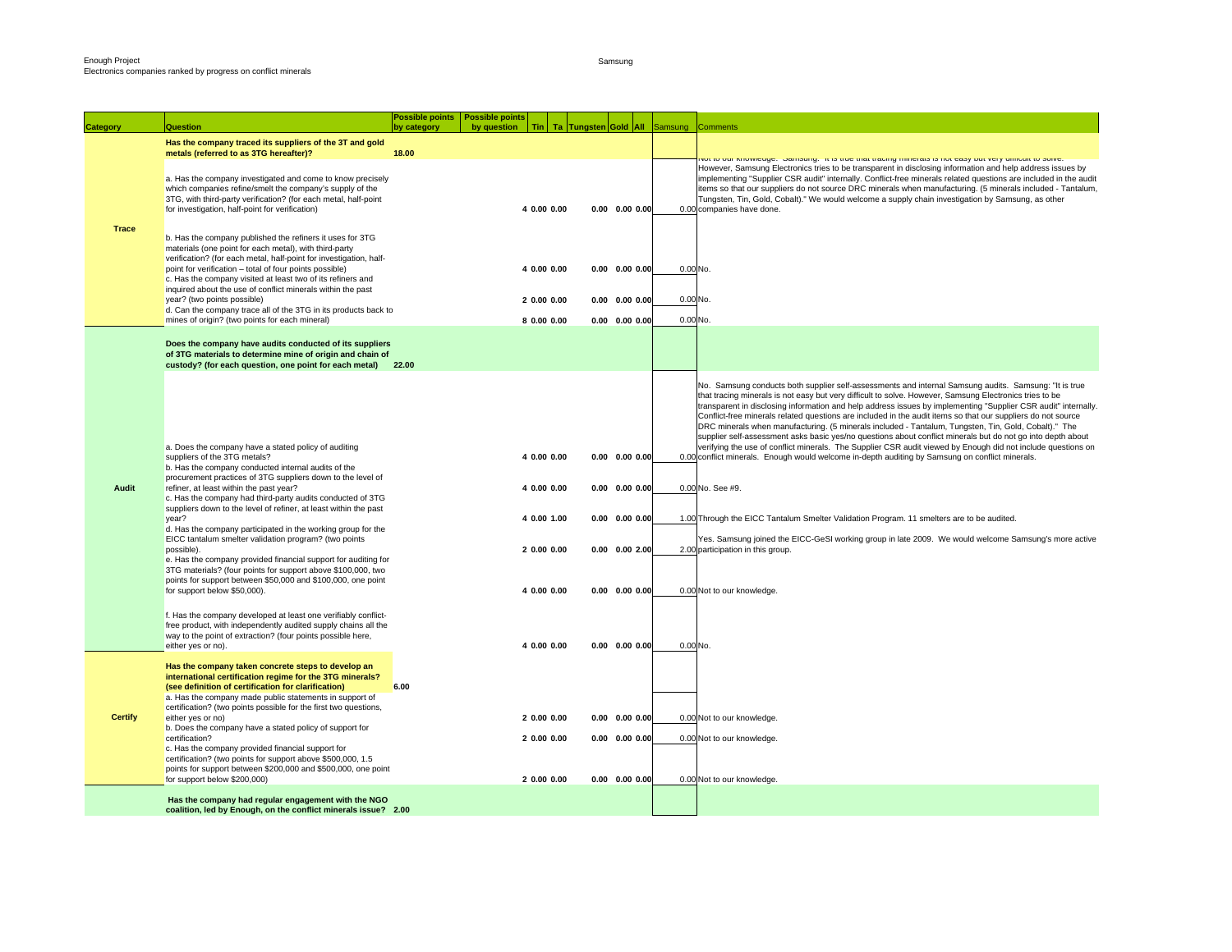Enough Project
Electronics companies ranked by progress on conflict minerals

Samsung

| Category | Question | Possible points by category | Possible points by question | Tin | Ta | Tungsten | Gold | All | Samsung | Comments |
|---|---|---|---|---|---|---|---|---|---|---|
| Trace | **Has the company traced its suppliers of the 3T and gold metals (referred to as 3TG hereafter)?** | **18.00** | | | | | | | | |
| | a. Has the company investigated and come to know precisely which companies refine/smelt the company's supply of the 3TG, with third-party verification? (for each metal, half-point for investigation, half-point for verification) | | 4 | 0.00 | 0.00 | 0.00 | 0.00 | 0.00 | 0.00 | Not to our knowledge. Samsung: "It is true that tracing minerals is not easy but very difficult to solve. However, Samsung Electronics tries to be transparent in disclosing information and help address issues by implementing "Supplier CSR audit" internally. Conflict-free minerals related questions are included in the audit items so that our suppliers do not source DRC minerals when manufacturing. (5 minerals included - Tantalum, Tungsten, Tin, Gold, Cobalt)." We would welcome a supply chain investigation by Samsung, as other companies have done. |
| | b. Has the company published the refiners it uses for 3TG materials (one point for each metal), with third-party verification? (for each metal, half-point for investigation, half-point for verification – total of four points possible) | | 4 | 0.00 | 0.00 | 0.00 | 0.00 | 0.00 | 0.00 | No. |
| | c. Has the company visited at least two of its refiners and inquired about the use of conflict minerals within the past year? (two points possible) | | 2 | 0.00 | 0.00 | 0.00 | 0.00 | 0.00 | 0.00 | No. |
| | d. Can the company trace all of the 3TG in its products back to mines of origin? (two points for each mineral) | | 8 | 0.00 | 0.00 | 0.00 | 0.00 | 0.00 | 0.00 | No. |
| Audit | **Does the company have audits conducted of its suppliers of 3TG materials to determine mine of origin and chain of custody? (for each question, one point for each metal)** | **22.00** | | | | | | | | |
| | a. Does the company have a stated policy of auditing suppliers of the 3TG metals? | | 4 | 0.00 | 0.00 | 0.00 | 0.00 | 0.00 | 0.00 | No. Samsung conducts both supplier self-assessments and internal Samsung audits. Samsung: "It is true that tracing minerals is not easy but very difficult to solve. However, Samsung Electronics tries to be transparent in disclosing information and help address issues by implementing "Supplier CSR audit" internally. Conflict-free minerals related questions are included in the audit items so that our suppliers do not source DRC minerals when manufacturing. (5 minerals included - Tantalum, Tungsten, Tin, Gold, Cobalt)." The supplier self-assessment asks basic yes/no questions about conflict minerals but do not go into depth about verifying the use of conflict minerals. The Supplier CSR audit viewed by Enough did not include questions on conflict minerals. Enough would welcome in-depth auditing by Samsung on conflict minerals. |
| | b. Has the company conducted internal audits of the procurement practices of 3TG suppliers down to the level of refiner, at least within the past year? | | 4 | 0.00 | 0.00 | 0.00 | 0.00 | 0.00 | 0.00 | No. See #9. |
| | c. Has the company had third-party audits conducted of 3TG suppliers down to the level of refiner, at least within the past year? | | 4 | 0.00 | 1.00 | 0.00 | 0.00 | 0.00 | 1.00 | Through the EICC Tantalum Smelter Validation Program. 11 smelters are to be audited. |
| | d. Has the company participated in the working group for the EICC tantalum smelter validation program? (two points possible). | | 2 | 0.00 | 0.00 | 0.00 | 0.00 | 2.00 | 2.00 | Yes. Samsung joined the EICC-GeSI working group in late 2009. We would welcome Samsung's more active participation in this group. |
| | e. Has the company provided financial support for auditing for 3TG materials? (four points for support above $100,000, two points for support between $50,000 and $100,000, one point for support below $50,000). | | 4 | 0.00 | 0.00 | 0.00 | 0.00 | 0.00 | 0.00 | Not to our knowledge. |
| | f. Has the company developed at least one verifiably conflict-free product, with independently audited supply chains all the way to the point of extraction? (four points possible here, either yes or no). | | 4 | 0.00 | 0.00 | 0.00 | 0.00 | 0.00 | 0.00 | No. |
| Certify | **Has the company taken concrete steps to develop an international certification regime for the 3TG minerals? (see definition of certification for clarification)** | **6.00** | | | | | | | | |
| | a. Has the company made public statements in support of certification? (two points possible for the first two questions, either yes or no) | | 2 | 0.00 | 0.00 | 0.00 | 0.00 | 0.00 | 0.00 | Not to our knowledge. |
| | b. Does the company have a stated policy of support for certification? | | 2 | 0.00 | 0.00 | 0.00 | 0.00 | 0.00 | 0.00 | Not to our knowledge. |
| | c. Has the company provided financial support for certification? (two points possible for support above $500,000, 1.5 points for support between $200,000 and $500,000, one point for support below $200,000) | | 2 | 0.00 | 0.00 | 0.00 | 0.00 | 0.00 | 0.00 | Not to our knowledge. |
| | **Has the company had regular engagement with the NGO coalition, led by Enough, on the conflict minerals issue?** | **2.00** | | | | | | | | |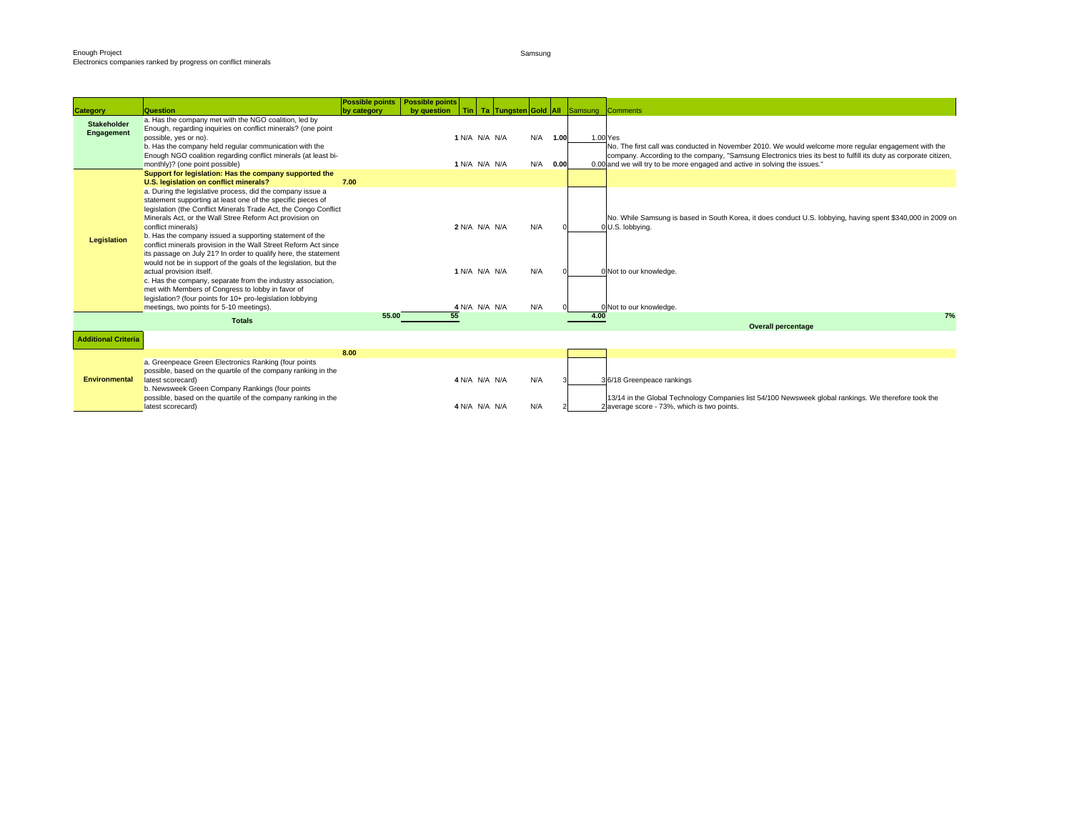Enough Project
Electronics companies ranked by progress on conflict minerals

Samsung

| Category | Question | Possible points by category | Possible points by question | Tin | Ta | Tungsten | Gold | All | Samsung | Comments |
|---|---|---|---|---|---|---|---|---|---|---|
| Stakeholder Engagement | a. Has the company met with the NGO coalition, led by Enough, regarding inquiries on conflict minerals? (one point possible, yes or no). | | 1 | N/A | N/A | N/A | N/A | 1.00 | 1.00 | Yes |
| | b. Has the company held regular communication with the Enough NGO coalition regarding conflict minerals (at least bi-monthly)? (one point possible) | | 1 | N/A | N/A | N/A | N/A | 0.00 | 0.00 | No. The first call was conducted in November 2010. We would welcome more regular engagement with the company. According to the company, "Samsung Electronics tries its best to fulfill its duty as corporate citizen, and we will try to be more engaged and active in solving the issues." |
| Legislation | **Support for legislation: Has the company supported the U.S. legislation on conflict minerals?** | 7.00 | | | | | | | | |
| | a. During the legislative process, did the company issue a statement supporting at least one of the specific pieces of legislation (the Conflict Minerals Trade Act, the Congo Conflict Minerals Act, or the Wall Stree Reform Act provision on conflict minerals) | | 2 | N/A | N/A | N/A | N/A | 0 | 0 | No. While Samsung is based in South Korea, it does conduct U.S. lobbying, having spent $340,000 in 2009 on U.S. lobbying. |
| | b. Has the company issued a supporting statement of the conflict minerals provision in the Wall Street Reform Act since its passage on July 21? In order to qualify here, the statement would not be in support of the goals of the legislation, but the actual provision itself. | | 1 | N/A | N/A | N/A | N/A | 0 | 0 | Not to our knowledge. |
| | c. Has the company, separate from the industry association, met with Members of Congress to lobby in favor of legislation? (four points for 10+ pro-legislation lobbying meetings, two points for 5-10 meetings). | | 4 | N/A | N/A | N/A | N/A | 0 | 0 | Not to our knowledge. |
| | **Totals** | 55.00 | 55 | | | | | | 4.00 | 7% **Overall percentage** |
| **Additional Criteria** | | | | | | | | | | |
| Environmental | | 8.00 | | | | | | | | |
| | a. Greenpeace Green Electronics Ranking (four points possible, based on the quartile of the company ranking in the latest scorecard) | | 4 | N/A | N/A | N/A | N/A | 3 | 3 | 6/18 Greenpeace rankings |
| | b. Newsweek Green Company Rankings (four points possible, based on the quartile of the company ranking in the latest scorecard) | | 4 | N/A | N/A | N/A | N/A | 2 | 2 | 13/14 in the Global Technology Companies list 54/100 Newsweek global rankings. We therefore took the average score - 73%, which is two points. |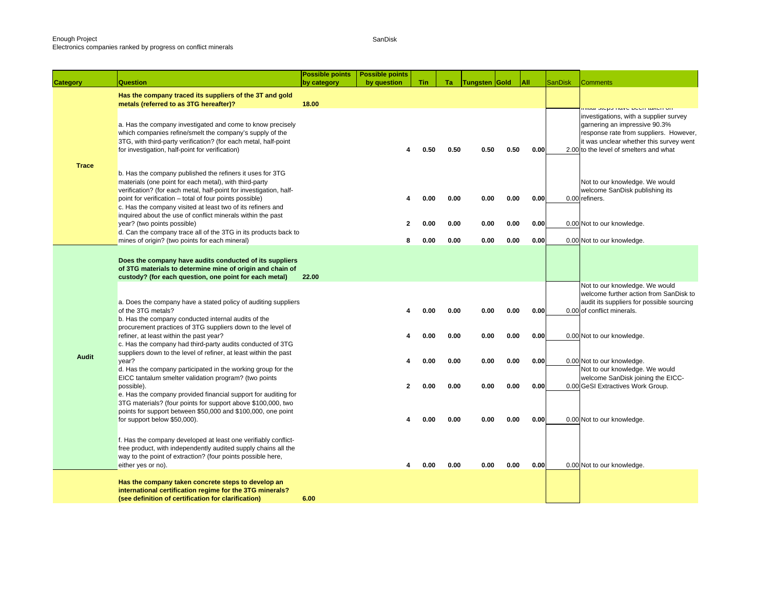Enough Project
Electronics companies ranked by progress on conflict minerals

SanDisk

| Category | Question | Possible points by category | Possible points by question | Tin | Ta | Tungsten | Gold | All | SanDisk | Comments |
|---|---|---|---|---|---|---|---|---|---|---|
| Trace | **Has the company traced its suppliers of the 3T and gold metals (referred to as 3TG hereafter)?** | **18.00** | | | | | | | | |
| | a. Has the company investigated and come to know precisely which companies refine/smelt the company's supply of the 3TG, with third-party verification? (for each metal, half-point for investigation, half-point for verification) | | 4 | 0.50 | 0.50 | 0.50 | 0.50 | 0.00 | 2.00 | Initial steps have been taken on investigations, with a supplier survey garnering an impressive 90.3% response rate from suppliers. However, it was unclear whether this survey went to the level of smelters and what |
| | b. Has the company published the refiners it uses for 3TG materials (one point for each metal), with third-party verification? (for each metal, half-point for investigation, half-point for verification – total of four points possible) | | 4 | 0.00 | 0.00 | 0.00 | 0.00 | 0.00 | 0.00 | Not to our knowledge. We would welcome SanDisk publishing its refiners. |
| | c. Has the company visited at least two of its refiners and inquired about the use of conflict minerals within the past year? (two points possible) | | 2 | 0.00 | 0.00 | 0.00 | 0.00 | 0.00 | 0.00 | Not to our knowledge. |
| | d. Can the company trace all of the 3TG in its products back to mines of origin? (two points for each mineral) | | 8 | 0.00 | 0.00 | 0.00 | 0.00 | 0.00 | 0.00 | Not to our knowledge. |
| Audit | **Does the company have audits conducted of its suppliers of 3TG materials to determine mine of origin and chain of custody? (for each question, one point for each metal)** | **22.00** | | | | | | | | |
| | a. Does the company have a stated policy of auditing suppliers of the 3TG metals? | | 4 | 0.00 | 0.00 | 0.00 | 0.00 | 0.00 | 0.00 | Not to our knowledge. We would welcome further action from SanDisk to audit its suppliers for possible sourcing of conflict minerals. |
| | b. Has the company conducted internal audits of the procurement practices of 3TG suppliers down to the level of refiner, at least within the past year? | | 4 | 0.00 | 0.00 | 0.00 | 0.00 | 0.00 | 0.00 | Not to our knowledge. |
| | c. Has the company had third-party audits conducted of 3TG suppliers down to the level of refiner, at least within the past year? | | 4 | 0.00 | 0.00 | 0.00 | 0.00 | 0.00 | 0.00 | Not to our knowledge. |
| | d. Has the company participated in the working group for the EICC tantalum smelter validation program? (two points possible). | | 2 | 0.00 | 0.00 | 0.00 | 0.00 | 0.00 | 0.00 | Not to our knowledge. We would welcome SanDisk joining the EICC-GeSI Extractives Work Group. |
| | e. Has the company provided financial support for auditing for 3TG materials? (four points for support above $100,000, two points for support between $50,000 and $100,000, one point for support below $50,000). | | 4 | 0.00 | 0.00 | 0.00 | 0.00 | 0.00 | 0.00 | Not to our knowledge. |
| | f. Has the company developed at least one verifiably conflict-free product, with independently audited supply chains all the way to the point of extraction? (four points possible here, either yes or no). | | 4 | 0.00 | 0.00 | 0.00 | 0.00 | 0.00 | 0.00 | Not to our knowledge. |
| | **Has the company taken concrete steps to develop an international certification regime for the 3TG minerals? (see definition of certification for clarification)** | **6.00** | | | | | | | | |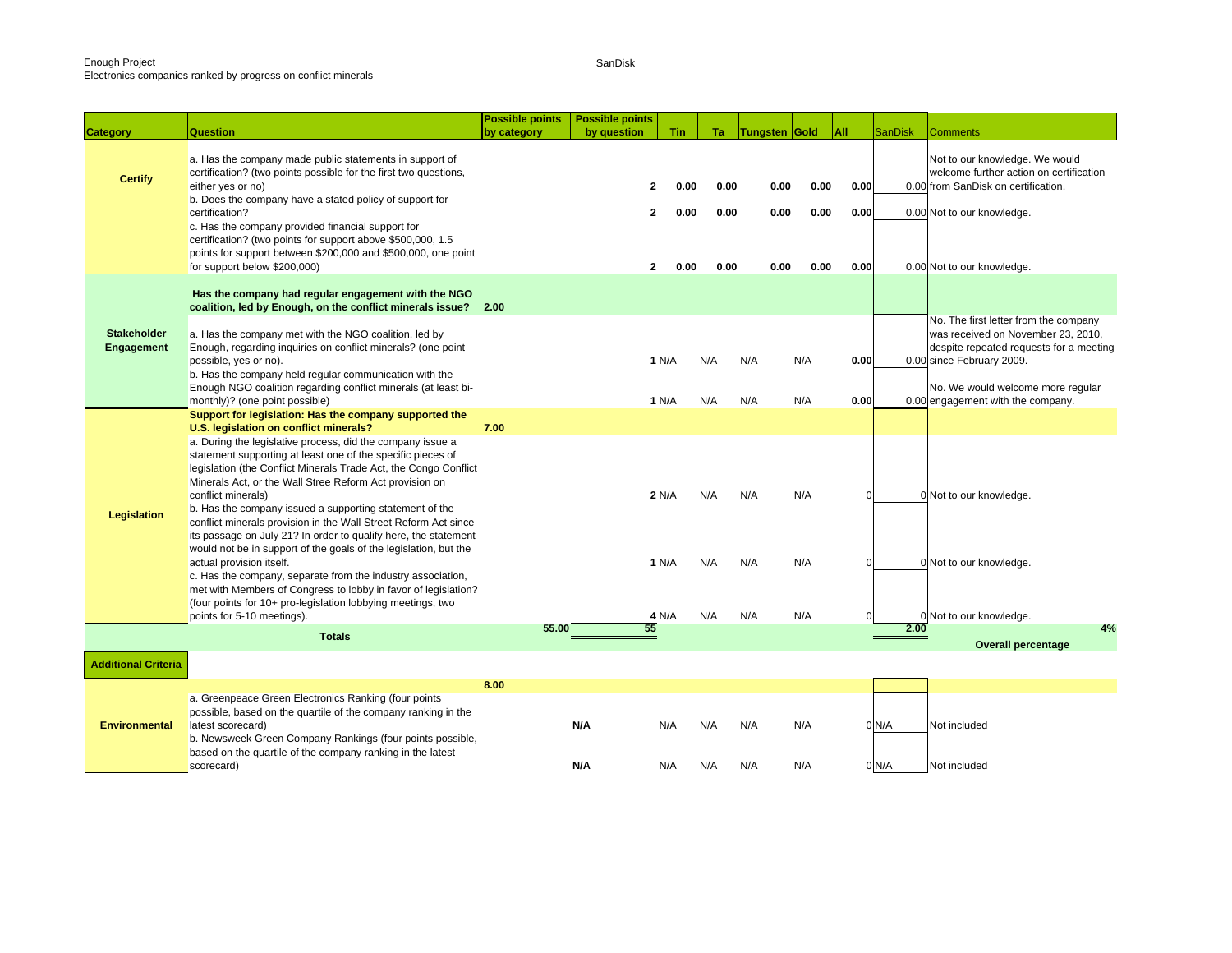Enough Project
Electronics companies ranked by progress on conflict minerals

SanDisk

| Category | Question | Possible points by category | Possible points by question | Tin | Ta | Tungsten | Gold | All | SanDisk | Comments |
|---|---|---|---|---|---|---|---|---|---|---|
| Certify | a. Has the company made public statements in support of certification? (two points possible for the first two questions, either yes or no) | | 2 | 0.00 | 0.00 | 0.00 | 0.00 | 0.00 | 0.00 | Not to our knowledge. We would welcome further action on certification from SanDisk on certification. |
| | b. Does the company have a stated policy of support for certification? | | 2 | 0.00 | 0.00 | 0.00 | 0.00 | 0.00 | 0.00 | Not to our knowledge. |
| | c. Has the company provided financial support for certification? (two points for support above \$500,000, 1.5 points for support between \$200,000 and \$500,000, one point for support below \$200,000) | | 2 | 0.00 | 0.00 | 0.00 | 0.00 | 0.00 | 0.00 | Not to our knowledge. |
| Stakeholder Engagement | **Has the company had regular engagement with the NGO coalition, led by Enough, on the conflict minerals issue?** | 2.00 | | | | | | | | |
| | a. Has the company met with the NGO coalition, led by Enough, regarding inquiries on conflict minerals? (one point possible, yes or no). | | 1 | N/A | N/A | N/A | N/A | 0.00 | 0.00 | No. The first letter from the company was received on November 23, 2010, despite repeated requests for a meeting since February 2009. |
| | b. Has the company held regular communication with the Enough NGO coalition regarding conflict minerals (at least bi-monthly)? (one point possible) | | 1 | N/A | N/A | N/A | N/A | 0.00 | 0.00 | No. We would welcome more regular engagement with the company. |
| Legislation | **Support for legislation: Has the company supported the U.S. legislation on conflict minerals?** | 7.00 | | | | | | | | |
| | a. During the legislative process, did the company issue a statement supporting at least one of the specific pieces of legislation (the Conflict Minerals Trade Act, the Congo Conflict Minerals Act, or the Wall Stree Reform Act provision on conflict minerals) | | 2 | N/A | N/A | N/A | N/A | 0 | 0 | Not to our knowledge. |
| | b. Has the company issued a supporting statement of the conflict minerals provision in the Wall Street Reform Act since its passage on July 21? In order to qualify here, the statement would not be in support of the goals of the legislation, but the actual provision itself. | | 1 | N/A | N/A | N/A | N/A | 0 | 0 | Not to our knowledge. |
| | c. Has the company, separate from the industry association, met with Members of Congress to lobby in favor of legislation? (four points for 10+ pro-legislation lobbying meetings, two points for 5-10 meetings). | | 4 | N/A | N/A | N/A | N/A | 0 | 0 | Not to our knowledge. |
| | **Totals** | 55.00 | 55 | | | | | | 2.00 | 4% **Overall percentage** |
| **Additional Criteria** | | | | | | | | | | |
| Environmental | | 8.00 | | | | | | | | |
| | a. Greenpeace Green Electronics Ranking (four points possible, based on the quartile of the company ranking in the latest scorecard) | | N/A | N/A | N/A | N/A | N/A | 0 | N/A | Not included |
| | b. Newsweek Green Company Rankings (four points possible, based on the quartile of the company ranking in the latest scorecard) | | N/A | N/A | N/A | N/A | N/A | 0 | N/A | Not included |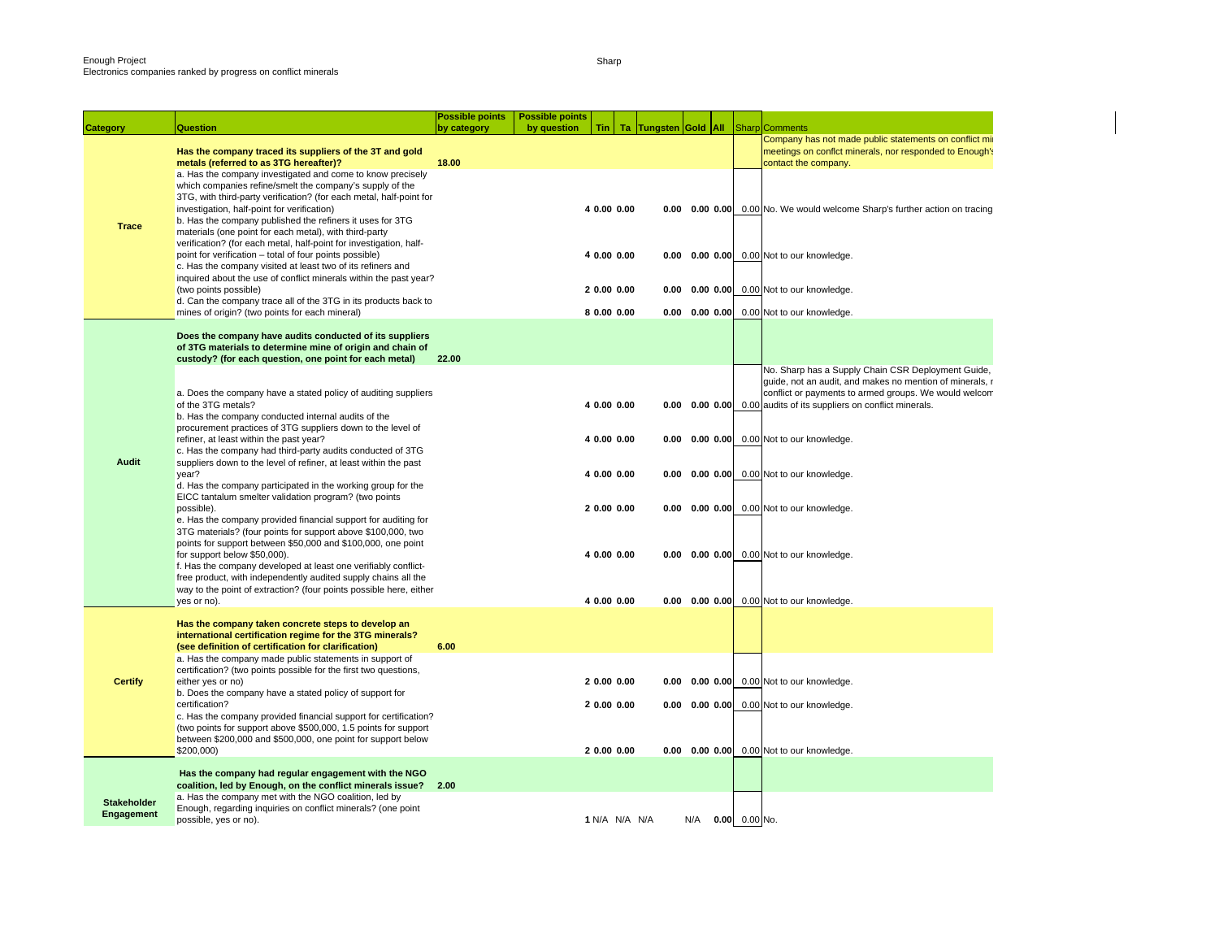Enough Project
Electronics companies ranked by progress on conflict minerals

Sharp

| Category | Question | Possible points by category | Possible points by question | Tin | Ta | Tungsten | Gold | All | Sharp | Comments |
|---|---|---|---|---|---|---|---|---|---|---|
| Trace | **Has the company traced its suppliers of the 3T and gold metals (referred to as 3TG hereafter)?** | **18.00** | | | | | | | | Company has not made public statements on conflict mi meetings on conflct minerals, nor responded to Enough's contact the company. |
| | a. Has the company investigated and come to know precisely which companies refine/smelt the company's supply of the 3TG, with third-party verification? (for each metal, half-point for investigation, half-point for verification) | | **4** | **0.00** | **0.00** | **0.00** | **0.00** | **0.00** | 0.00 | No. We would welcome Sharp's further action on tracing |
| | b. Has the company published the refiners it uses for 3TG materials (one point for each metal), with third-party verification? (for each metal, half-point for investigation, half-point for verification – total of four points possible) | | **4** | **0.00** | **0.00** | **0.00** | **0.00** | **0.00** | 0.00 | Not to our knowledge. |
| | c. Has the company visited at least two of its refiners and inquired about the use of conflict minerals within the past year? (two points possible) | | **2** | **0.00** | **0.00** | **0.00** | **0.00** | **0.00** | 0.00 | Not to our knowledge. |
| | d. Can the company trace all of the 3TG in its products back to mines of origin? (two points for each mineral) | | **8** | **0.00** | **0.00** | **0.00** | **0.00** | **0.00** | 0.00 | Not to our knowledge. |
| Audit | **Does the company have audits conducted of its suppliers of 3TG materials to determine mine of origin and chain of custody? (for each question, one point for each metal)** | **22.00** | | | | | | | | |
| | a. Does the company have a stated policy of auditing suppliers of the 3TG metals? | | **4** | **0.00** | **0.00** | **0.00** | **0.00** | **0.00** | 0.00 | No. Sharp has a Supply Chain CSR Deployment Guide, guide, not an audit, and makes no mention of minerals, r conflict or payments to armed groups. We would welcom audits of its suppliers on conflict minerals. |
| | b. Has the company conducted internal audits of the procurement practices of 3TG suppliers down to the level of refiner, at least within the past year? | | **4** | **0.00** | **0.00** | **0.00** | **0.00** | **0.00** | 0.00 | Not to our knowledge. |
| | c. Has the company had third-party audits conducted of 3TG suppliers down to the level of refiner, at least within the past year? | | **4** | **0.00** | **0.00** | **0.00** | **0.00** | **0.00** | 0.00 | Not to our knowledge. |
| | d. Has the company participated in the working group for the EICC tantalum smelter validation program? (two points possible). | | **2** | **0.00** | **0.00** | **0.00** | **0.00** | **0.00** | 0.00 | Not to our knowledge. |
| | e. Has the company provided financial support for auditing for 3TG materials? (four points for support above $100,000, two points for support between $50,000 and $100,000, one point for support below $50,000). | | **4** | **0.00** | **0.00** | **0.00** | **0.00** | **0.00** | 0.00 | Not to our knowledge. |
| | f. Has the company developed at least one verifiably conflict-free product, with independently audited supply chains all the way to the point of extraction? (four points possible here, either yes or no). | | **4** | **0.00** | **0.00** | **0.00** | **0.00** | **0.00** | 0.00 | Not to our knowledge. |
| Certify | **Has the company taken concrete steps to develop an international certification regime for the 3TG minerals? (see definition of certification for clarification)** | **6.00** | | | | | | | | |
| | a. Has the company made public statements in support of certification? (two points possible for the first two questions, either yes or no) | | **2** | **0.00** | **0.00** | **0.00** | **0.00** | **0.00** | 0.00 | Not to our knowledge. |
| | b. Does the company have a stated policy of support for certification? | | **2** | **0.00** | **0.00** | **0.00** | **0.00** | **0.00** | 0.00 | Not to our knowledge. |
| | c. Has the company provided financial support for certification? (two points for support above $500,000, 1.5 points for support between $200,000 and $500,000, one point for support below $200,000) | | **2** | **0.00** | **0.00** | **0.00** | **0.00** | **0.00** | 0.00 | Not to our knowledge. |
| Stakeholder Engagement | **Has the company had regular engagement with the NGO coalition, led by Enough, on the conflict minerals issue?** | **2.00** | | | | | | | | |
| | a. Has the company met with the NGO coalition, led by Enough, regarding inquiries on conflict minerals? (one point possible, yes or no). | | **1** | N/A | N/A | N/A | N/A | **0.00** | 0.00 | No. |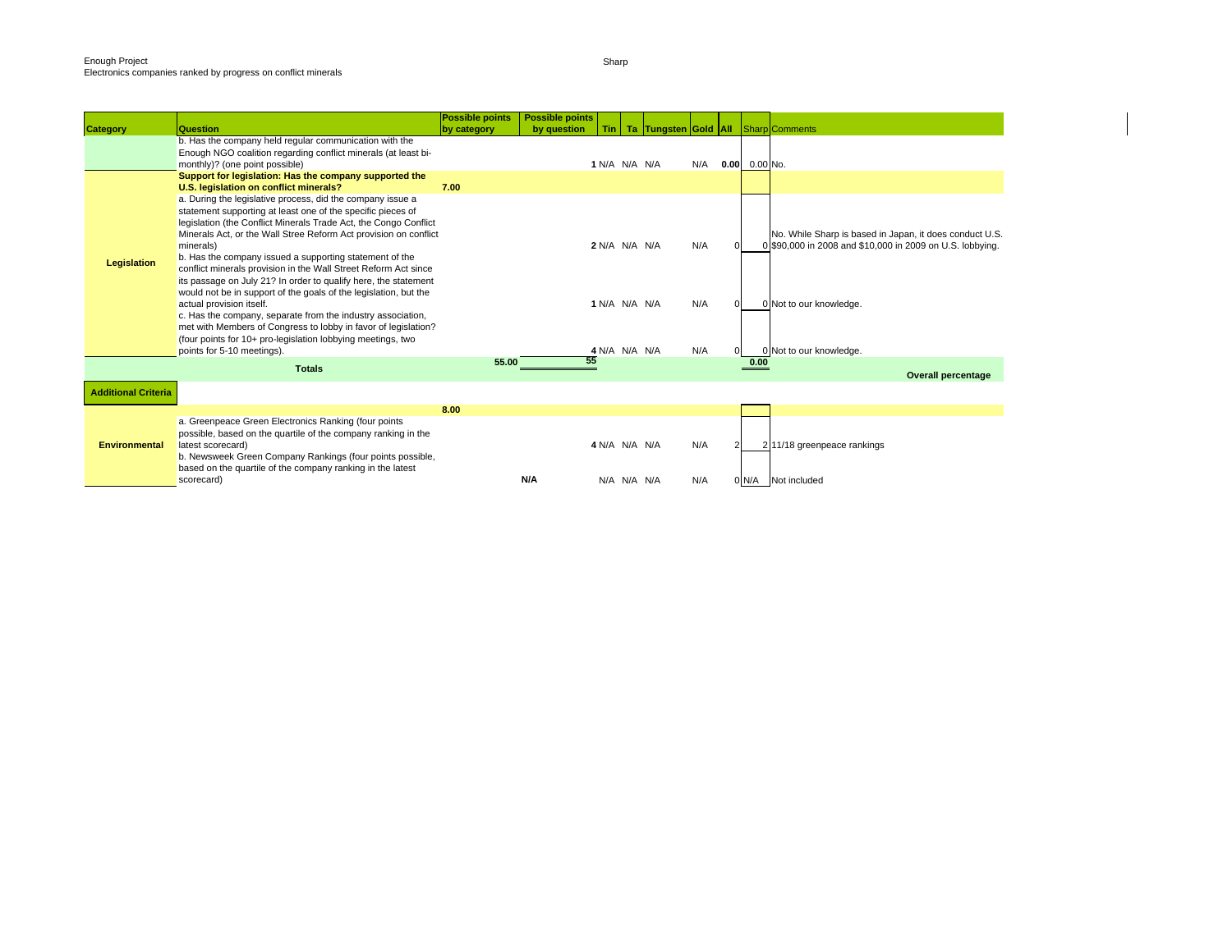Enough Project
Electronics companies ranked by progress on conflict minerals

Sharp

| Category | Question | Possible points by category | Possible points by question | Tin | Ta | Tungsten | Gold | All | Sharp | Comments |
|---|---|---|---|---|---|---|---|---|---|---|
| | b. Has the company held regular communication with the Enough NGO coalition regarding conflict minerals (at least bi-monthly)? (one point possible) | | 1 | N/A | N/A | N/A | N/A | 0.00 | 0.00 | No. |
| Legislation | **Support for legislation: Has the company supported the U.S. legislation on conflict minerals?** | 7.00 | | | | | | | | |
| | a. During the legislative process, did the company issue a statement supporting at least one of the specific pieces of legislation (the Conflict Minerals Trade Act, the Congo Conflict Minerals Act, or the Wall Stree Reform Act provision on conflict minerals) | | 2 | N/A | N/A | N/A | N/A | 0 | 0 | No. While Sharp is based in Japan, it does conduct U.S. $90,000 in 2008 and $10,000 in 2009 on U.S. lobbying. |
| | b. Has the company issued a supporting statement of the conflict minerals provision in the Wall Street Reform Act since its passage on July 21? In order to qualify here, the statement would not be in support of the goals of the legislation, but the actual provision itself. | | 1 | N/A | N/A | N/A | N/A | 0 | 0 | Not to our knowledge. |
| | c. Has the company, separate from the industry association, met with Members of Congress to lobby in favor of legislation? (four points for 10+ pro-legislation lobbying meetings, two points for 5-10 meetings). | | 4 | N/A | N/A | N/A | N/A | 0 | 0 | Not to our knowledge. |
| | **Totals** | 55.00 | 55 | | | | | | 0.00 | **Overall percentage** |
| **Additional Criteria** | | | | | | | | | | |
| Environmental | | 8.00 | | | | | | | | |
| | a. Greenpeace Green Electronics Ranking (four points possible, based on the quartile of the company ranking in the latest scorecard) | | 4 | N/A | N/A | N/A | N/A | 2 | 2 | 11/18 greenpeace rankings |
| | b. Newsweek Green Company Rankings (four points possible, based on the quartile of the company ranking in the latest scorecard) | | N/A | N/A | N/A | N/A | N/A | 0 | N/A | Not included |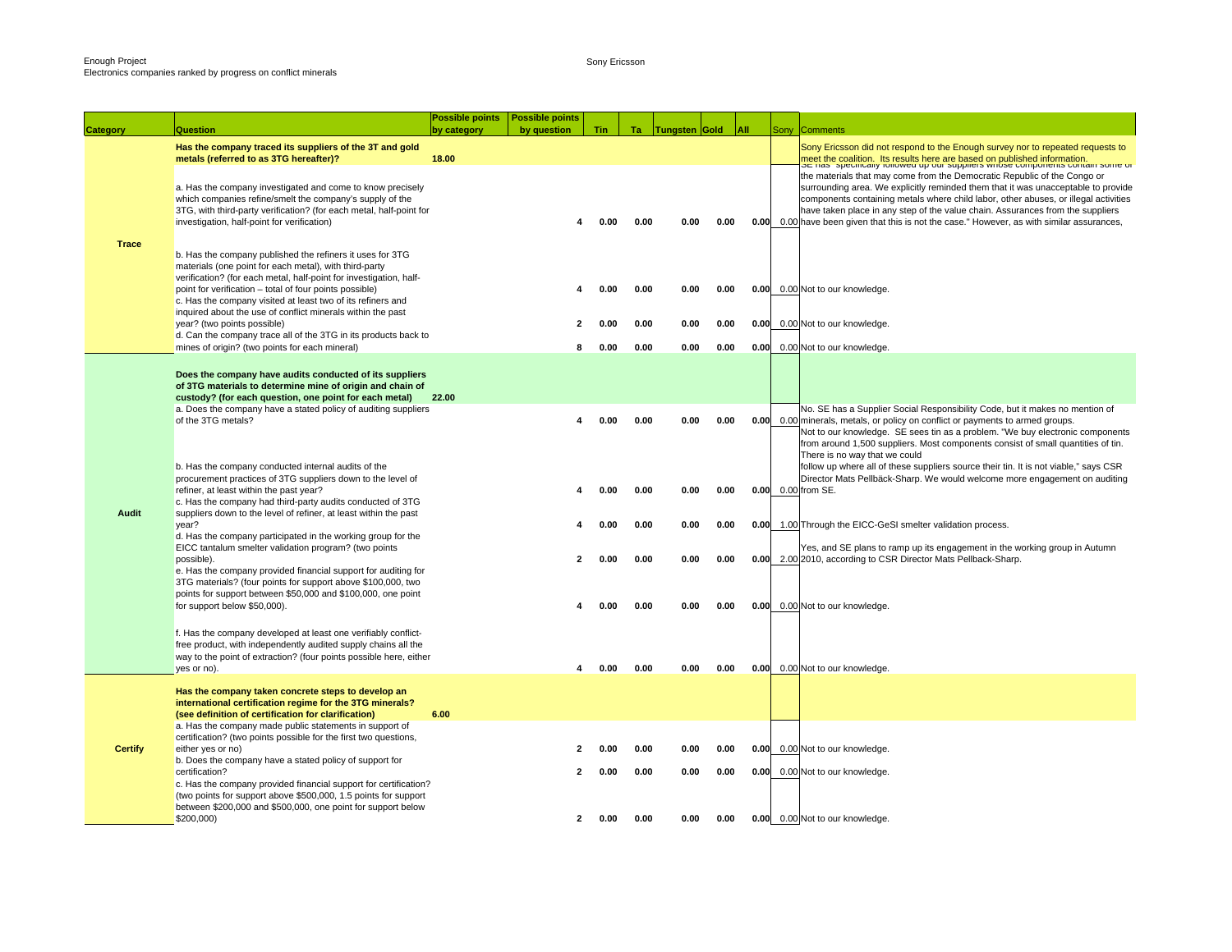Enough Project
Electronics companies ranked by progress on conflict minerals

Sony Ericsson

| Category | Question | Possible points by category | Possible points by question | Tin | Ta | Tungsten | Gold | All | Sony | Comments |
|---|---|---|---|---|---|---|---|---|---|---|
| Trace | **Has the company traced its suppliers of the 3T and gold metals (referred to as 3TG hereafter)?** | **18.00** | | | | | | | | Sony Ericsson did not respond to the Enough survey nor to repeated requests to meet the coalition. Its results here are based on published information. |
| | a. Has the company investigated and come to know precisely which companies refine/smelt the company's supply of the 3TG, with third-party verification? (for each metal, half-point for investigation, half-point for verification) | | 4 | 0.00 | 0.00 | 0.00 | 0.00 | 0.00 | 0.00 | SE has "specifically followed up our suppliers whose components contain some of the materials that may come from the Democratic Republic of the Congo or surrounding area. We explicitly reminded them that it was unacceptable to provide components containing metals where child labor, other abuses, or illegal activities have taken place in any step of the value chain. Assurances from the suppliers have been given that this is not the case." However, as with similar assurances, |
| | b. Has the company published the refiners it uses for 3TG materials (one point for each metal), with third-party verification? (for each metal, half-point for investigation, half-point for verification – total of four points possible) | | 4 | 0.00 | 0.00 | 0.00 | 0.00 | 0.00 | 0.00 | Not to our knowledge. |
| | c. Has the company visited at least two of its refiners and inquired about the use of conflict minerals within the past year? (two points possible) | | 2 | 0.00 | 0.00 | 0.00 | 0.00 | 0.00 | 0.00 | Not to our knowledge. |
| | d. Can the company trace all of the 3TG in its products back to mines of origin? (two points for each mineral) | | 8 | 0.00 | 0.00 | 0.00 | 0.00 | 0.00 | 0.00 | Not to our knowledge. |
| Audit | **Does the company have audits conducted of its suppliers of 3TG materials to determine mine of origin and chain of custody? (for each question, one point for each metal)** | **22.00** | | | | | | | | |
| | a. Does the company have a stated policy of auditing suppliers of the 3TG metals? | | 4 | 0.00 | 0.00 | 0.00 | 0.00 | 0.00 | 0.00 | No. SE has a Supplier Social Responsibility Code, but it makes no mention of minerals, metals, or policy on conflict or payments to armed groups. |
| | b. Has the company conducted internal audits of the procurement practices of 3TG suppliers down to the level of refiner, at least within the past year? | | 4 | 0.00 | 0.00 | 0.00 | 0.00 | 0.00 | 0.00 | Not to our knowledge. SE sees tin as a problem. "We buy electronic components from around 1,500 suppliers. Most components consist of small quantities of tin. There is no way that we could follow up where all of these suppliers source their tin. It is not viable," says CSR Director Mats Pellbäck-Sharp. We would welcome more engagement on auditing from SE. |
| | c. Has the company had third-party audits conducted of 3TG suppliers down to the level of refiner, at least within the past year? | | 4 | 0.00 | 0.00 | 0.00 | 0.00 | 0.00 | 1.00 | Through the EICC-GeSI smelter validation process. |
| | d. Has the company participated in the working group for the EICC tantalum smelter validation program? (two points possible). | | 2 | 0.00 | 0.00 | 0.00 | 0.00 | 0.00 | 2.00 | Yes, and SE plans to ramp up its engagement in the working group in Autumn 2010, according to CSR Director Mats Pellback-Sharp. |
| | e. Has the company provided financial support for auditing for 3TG materials? (four points for support above $100,000, two points for support between $50,000 and $100,000, one point for support below $50,000). | | 4 | 0.00 | 0.00 | 0.00 | 0.00 | 0.00 | 0.00 | Not to our knowledge. |
| | f. Has the company developed at least one verifiably conflict-free product, with independently audited supply chains all the way to the point of extraction? (four points possible here, either yes or no). | | 4 | 0.00 | 0.00 | 0.00 | 0.00 | 0.00 | 0.00 | Not to our knowledge. |
| Certify | **Has the company taken concrete steps to develop an international certification regime for the 3TG minerals? (see definition of certification for clarification)** | **6.00** | | | | | | | | |
| | a. Has the company made public statements in support of certification? (two points possible for the first two questions, either yes or no) | | 2 | 0.00 | 0.00 | 0.00 | 0.00 | 0.00 | 0.00 | Not to our knowledge. |
| | b. Does the company have a stated policy of support for certification? | | 2 | 0.00 | 0.00 | 0.00 | 0.00 | 0.00 | 0.00 | Not to our knowledge. |
| | c. Has the company provided financial support for certification? (two points for support above $500,000, 1.5 points for support between $200,000 and $500,000, one point for support below $200,000) | | 2 | 0.00 | 0.00 | 0.00 | 0.00 | 0.00 | 0.00 | Not to our knowledge. |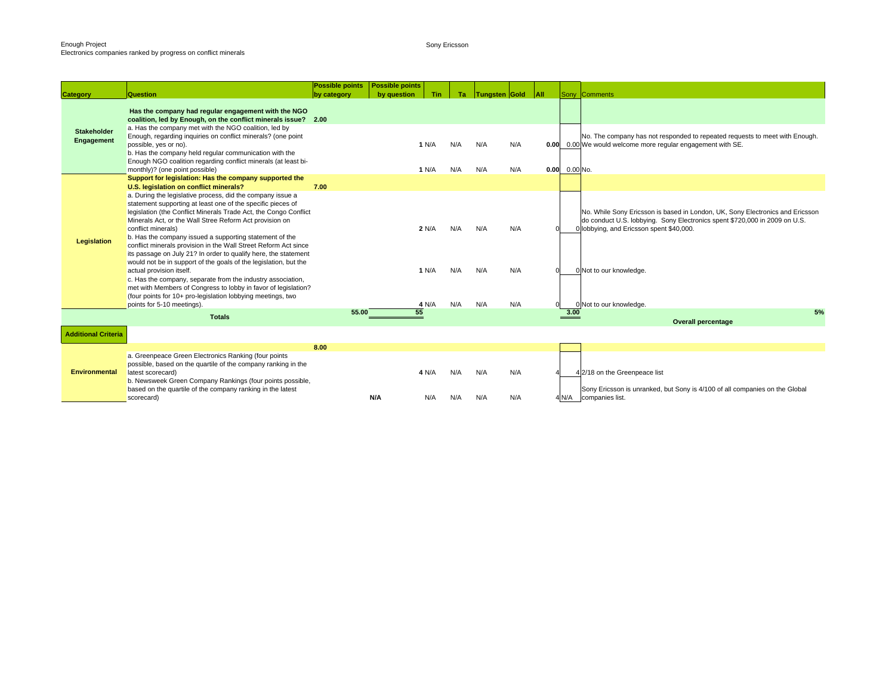Enough Project
Electronics companies ranked by progress on conflict minerals

Sony Ericsson

| Category | Question | Possible points by category | Possible points by question | Tin | Ta | Tungsten | Gold | All | Sony | Comments |
|---|---|---|---|---|---|---|---|---|---|---|
| Stakeholder Engagement | **Has the company had regular engagement with the NGO coalition, led by Enough, on the conflict minerals issue?** | **2.00** | | | | | | | | |
| | a. Has the company met with the NGO coalition, led by Enough, to make inquiries on conflict minerals? (one point possible, yes or no). | | **1** | N/A | N/A | N/A | N/A | **0.00** | 0.00 | No. The company has not responded to repeated requests to meet with Enough. We would welcome more regular engagement with SE. |
| | b. Has the company held regular communication with the Enough NGO coalition regarding conflict minerals (at least bi-monthly)? (one point possible) | | **1** | N/A | N/A | N/A | N/A | **0.00** | 0.00 | No. |
| Legislation | **Support for legislation: Has the company supported the U.S. legislation on conflict minerals?** | **7.00** | | | | | | | | |
| | a. During the legislative process, did the company issue a statement supporting at least one of the specific pieces of legislation (the Conflict Minerals Trade Act, the Congo Conflict Minerals Act, or the Wall Stree Reform Act provision on conflict minerals) | | **2** | N/A | N/A | N/A | N/A | 0 | 0 | No. While Sony Ericsson is based in London, UK, Sony Electronics and Ericsson do conduct U.S. lobbying. Sony Electronics spent $720,000 in 2009 on U.S. lobbying, and Ericsson spent $40,000. |
| | b. Has the company issued a supporting statement of the conflict minerals provision in the Wall Street Reform Act since its passage on July 21? In order to qualify here, the statement would not be in support of the goals of the legislation, but the actual provision itself. | | **1** | N/A | N/A | N/A | N/A | 0 | 0 | Not to our knowledge. |
| | c. Has the company, separate from the industry association, met with Members of Congress to lobby in favor of legislation? (four points for 10+ pro-legislation lobbying meetings, two points for 5-10 meetings). | | **4** | N/A | N/A | N/A | N/A | 0 | 0 | Not to our knowledge. |
| | **Totals** | **55.00** | **55** | | | | | | **3.00** | **5%** **Overall percentage** |
| **Additional Criteria** | | | | | | | | | | |
| Environmental | | **8.00** | | | | | | | | |
| | a. Greenpeace Green Electronics Ranking (four points possible, based on the quartile of the company ranking in the latest scorecard) | | **4** | N/A | N/A | N/A | N/A | 4 | 4 | 2/18 on the Greenpeace list |
| | b. Newsweek Green Company Rankings (four points possible, based on the quartile of the company ranking in the latest scorecard) | | **N/A** | N/A | N/A | N/A | N/A | 4 | N/A | Sony Ericsson is unranked, but Sony is 4/100 of all companies on the Global companies list. |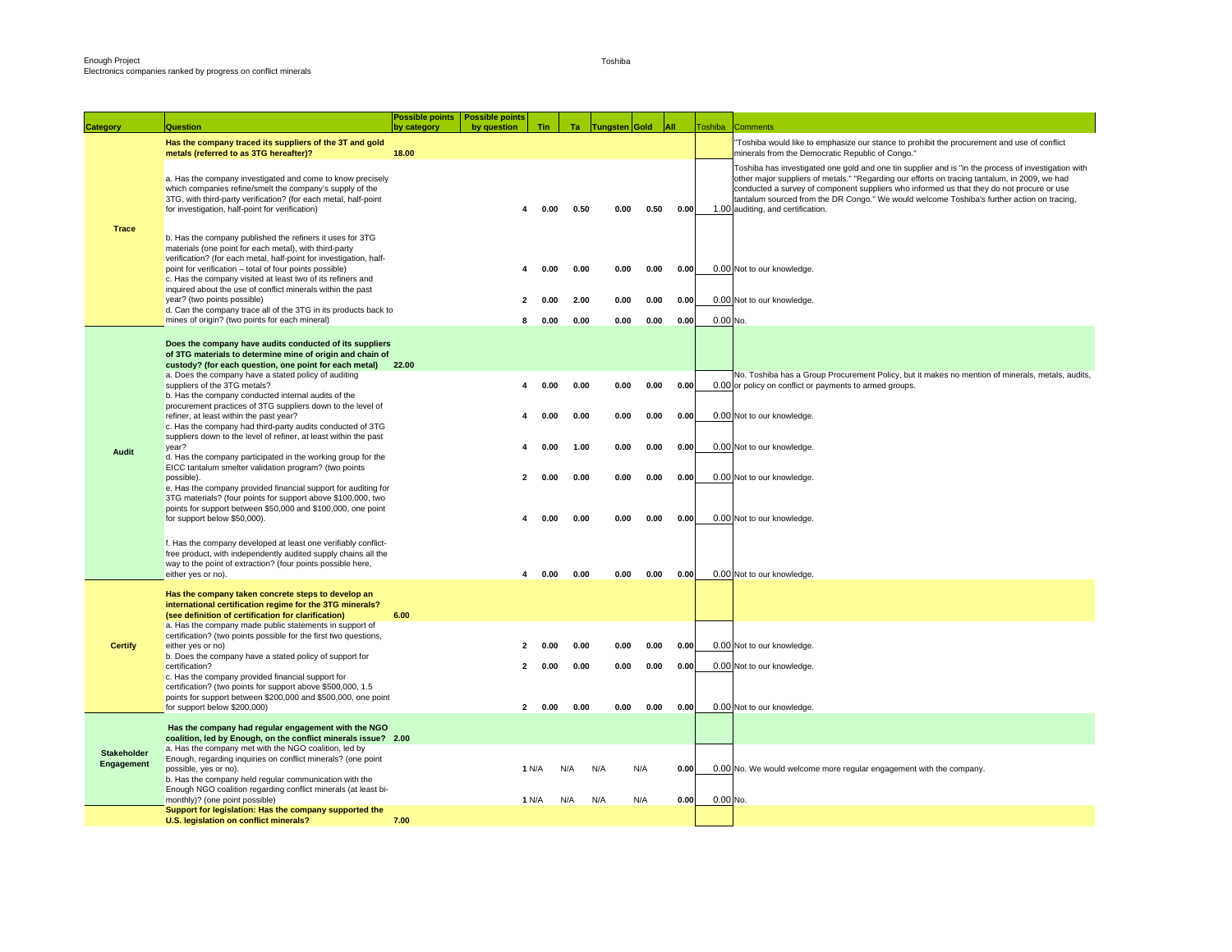Enough Project
Electronics companies ranked by progress on conflict minerals

Toshiba

| Category | Question | Possible points by category | Possible points by question | Tin | Ta | Tungsten | Gold | All | Toshiba | Comments |
|---|---|---|---|---|---|---|---|---|---|---|
| Trace | Has the company traced its suppliers of the 3T and gold metals (referred to as 3TG hereafter)? | 18.00 | | | | | | | | "Toshiba would like to emphasize our stance to prohibit the procurement and use of conflict minerals from the Democratic Republic of Congo." |
| | a. Has the company investigated and come to know precisely which companies refine/smelt the company's supply of the 3TG, with third-party verification? (for each metal, half-point for investigation, half-point for verification) | | 4 | 0.00 | 0.50 | 0.00 | 0.50 | 0.00 | 1.00 | Toshiba has investigated one gold and one tin supplier and is "in the process of investigation with other major suppliers of metals." "Regarding our efforts on tracing tantalum, in 2009, we had conducted a survey of component suppliers who informed us that they do not procure or use tantalum sourced from the DR Congo." We would welcome Toshiba's further action on tracing, auditing, and certification. |
| | b. Has the company published the refiners it uses for 3TG materials (one point for each metal), with third-party verification? (for each metal, half-point for investigation, half-point for verification – total of four points possible) | | 4 | 0.00 | 0.00 | 0.00 | 0.00 | 0.00 | 0.00 | Not to our knowledge. |
| | c. Has the company visited at least two of its refiners and inquired about the use of conflict minerals within the past year? (two points possible) | | 2 | 0.00 | 2.00 | 0.00 | 0.00 | 0.00 | 0.00 | Not to our knowledge. |
| | d. Can the company trace all of the 3TG in its products back to mines of origin? (two points for each mineral) | | 8 | 0.00 | 0.00 | 0.00 | 0.00 | 0.00 | 0.00 | No. |
| Audit | Does the company have audits conducted of its suppliers of 3TG materials to determine mine of origin and chain of custody? (for each question, one point for each metal) | 22.00 | | | | | | | | |
| | a. Does the company have a stated policy of auditing suppliers of the 3TG metals? | | 4 | 0.00 | 0.00 | 0.00 | 0.00 | 0.00 | 0.00 | No. Toshiba has a Group Procurement Policy, but it makes no mention of minerals, metals, audits, or policy on conflict or payments to armed groups. |
| | b. Has the company conducted internal audits of the procurement practices of 3TG suppliers down to the level of refiner, at least within the past year? | | 4 | 0.00 | 0.00 | 0.00 | 0.00 | 0.00 | 0.00 | Not to our knowledge. |
| | c. Has the company had third-party audits conducted of 3TG suppliers down to the level of refiner, at least within the past year? | | 4 | 0.00 | 1.00 | 0.00 | 0.00 | 0.00 | 0.00 | Not to our knowledge. |
| | d. Has the company participated in the working group for the EICC tantalum smelter validation program? (two points possible). | | 2 | 0.00 | 0.00 | 0.00 | 0.00 | 0.00 | 0.00 | Not to our knowledge. |
| | e. Has the company provided financial support for auditing for 3TG materials? (four points for support above $100,000, two points for support between $50,000 and $100,000, one point for support below $50,000). | | 4 | 0.00 | 0.00 | 0.00 | 0.00 | 0.00 | 0.00 | Not to our knowledge. |
| | f. Has the company developed at least one verifiably conflict-free product, with independently audited supply chains all the way to the point of extraction? (four points possible here, either yes or no). | | 4 | 0.00 | 0.00 | 0.00 | 0.00 | 0.00 | 0.00 | Not to our knowledge. |
| Certify | Has the company taken concrete steps to develop an international certification regime for the 3TG minerals? (see definition of certification for clarification) | 6.00 | | | | | | | | |
| | a. Has the company made public statements in support of certification? (two points possible for the first two questions, either yes or no) | | 2 | 0.00 | 0.00 | 0.00 | 0.00 | 0.00 | 0.00 | Not to our knowledge. |
| | b. Does the company have a stated policy of support for certification? | | 2 | 0.00 | 0.00 | 0.00 | 0.00 | 0.00 | 0.00 | Not to our knowledge. |
| | c. Has the company provided financial support for certification? (two points for support above $500,000, 1.5 points for support between $200,000 and $500,000, one point for support below $200,000) | | 2 | 0.00 | 0.00 | 0.00 | 0.00 | 0.00 | 0.00 | Not to our knowledge. |
| Stakeholder Engagement | Has the company had regular engagement with the NGO coalition, led by Enough, on the conflict minerals issue? | 2.00 | | | | | | | | |
| | a. Has the company met with the NGO coalition, led by Enough, regarding inquiries on conflict minerals? (one point possible, yes or no). | | 1 | N/A | N/A | N/A | N/A | 0.00 | 0.00 | No. We would welcome more regular engagement with the company. |
| | b. Has the company held regular communication with the Enough NGO coalition regarding conflict minerals (at least bi-monthly)? (one point possible) | | 1 | N/A | N/A | N/A | N/A | 0.00 | 0.00 | No. |
| | Support for legislation: Has the company supported the U.S. legislation on conflict minerals? | 7.00 | | | | | | | | |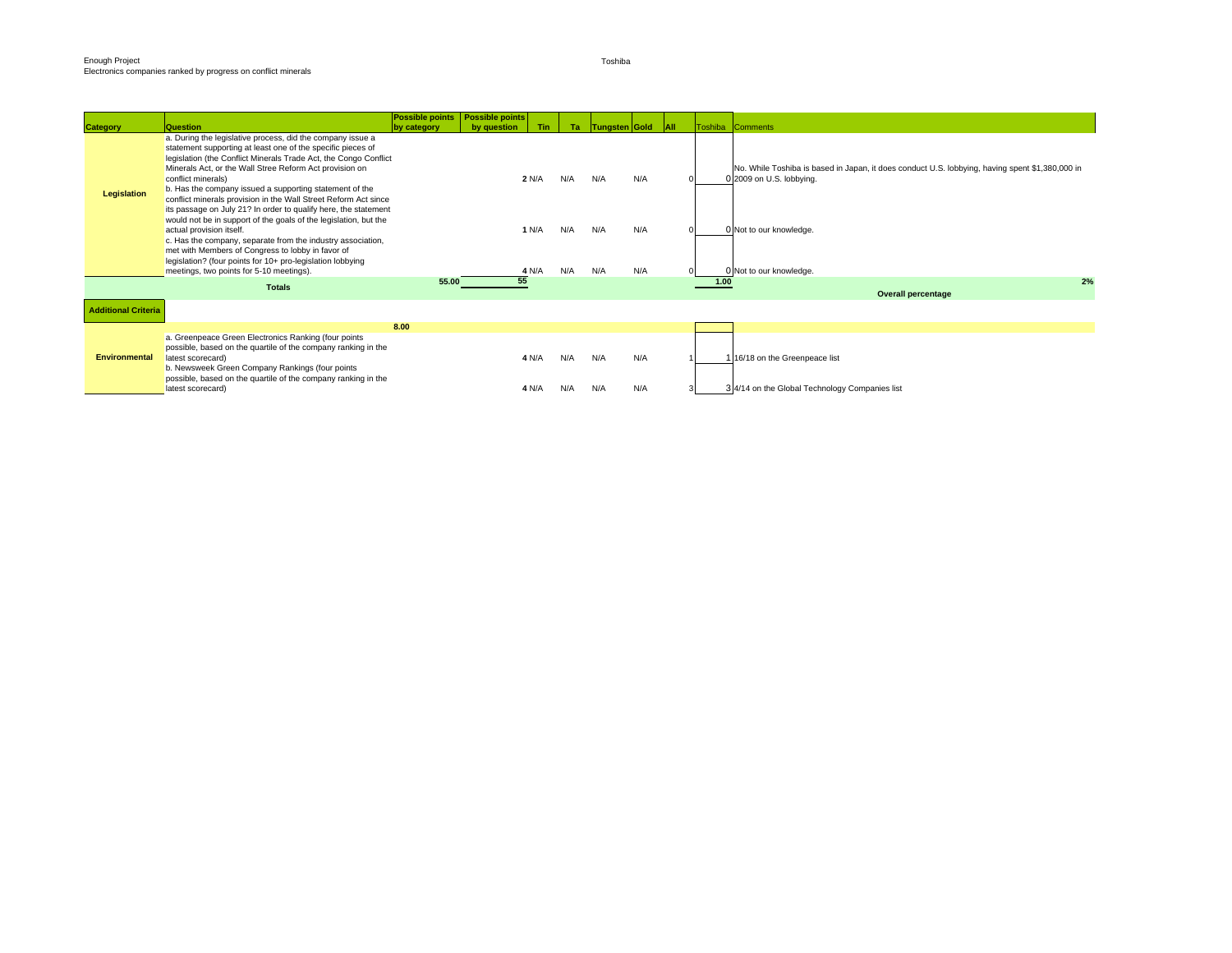Enough Project
Electronics companies ranked by progress on conflict minerals

Toshiba

| Category | Question | Possible points by category | Possible points by question | Tin | Ta | Tungsten | Gold | All | Toshiba | Comments |
|---|---|---|---|---|---|---|---|---|---|---|
| Legislation | a. During the legislative process, did the company issue a statement supporting at least one of the specific pieces of legislation (the Conflict Minerals Trade Act, the Congo Conflict Minerals Act, or the Wall Stree Reform Act provision on conflict minerals) | | 2 | N/A | N/A | N/A | N/A | 0 | 0 | No. While Toshiba is based in Japan, it does conduct U.S. lobbying, having spent $1,380,000 in 2009 on U.S. lobbying. |
| | b. Has the company issued a supporting statement of the conflict minerals provision in the Wall Street Reform Act since its passage on July 21? In order to qualify here, the statement would not be in support of the goals of the legislation, but the actual provision itself. | | 1 | N/A | N/A | N/A | N/A | 0 | 0 | Not to our knowledge. |
| | c. Has the company, separate from the industry association, met with Members of Congress to lobby in favor of legislation? (four points for 10+ pro-legislation lobbying meetings, two points for 5-10 meetings). | | 4 | N/A | N/A | N/A | N/A | 0 | 0 | Not to our knowledge. |
| | **Totals** | **55.00** | **55** | | | | | | **1.00** | **2%** Overall percentage |
| **Additional Criteria** | | | | | | | | | | |
| | | **8.00** | | | | | | | | |
| Environmental | a. Greenpeace Green Electronics Ranking (four points possible, based on the quartile of the company ranking in the latest scorecard) | | 4 | N/A | N/A | N/A | N/A | 1 | 1 | 16/18 on the Greenpeace list |
| | b. Newsweek Green Company Rankings (four points possible, based on the quartile of the company ranking in the latest scorecard) | | 4 | N/A | N/A | N/A | N/A | 3 | 3 | 4/14 on the Global Technology Companies list |